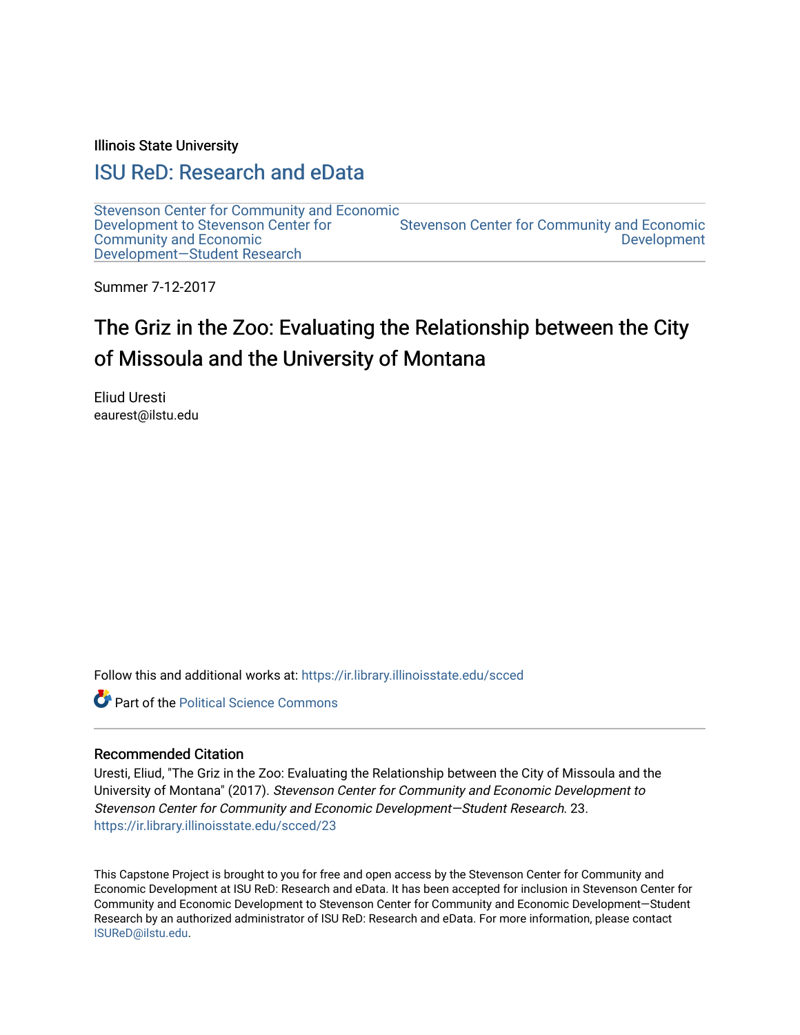Illinois State University

## ISU ReD: Research and eData

Stevenson Center for Community and Economic Development to Stevenson Center for Community and Economic Development—Student Research

Stevenson Center for Community and Economic Development

Summer 7-12-2017

# The Griz in the Zoo: Evaluating the Relationship between the City of Missoula and the University of Montana

Eliud Uresti
eaurest@ilstu.edu

Follow this and additional works at: https://ir.library.illinoisstate.edu/scced

Part of the Political Science Commons

### Recommended Citation

Uresti, Eliud, "The Griz in the Zoo: Evaluating the Relationship between the City of Missoula and the University of Montana" (2017). *Stevenson Center for Community and Economic Development to Stevenson Center for Community and Economic Development—Student Research*. 23.
https://ir.library.illinoisstate.edu/scced/23

This Capstone Project is brought to you for free and open access by the Stevenson Center for Community and Economic Development at ISU ReD: Research and eData. It has been accepted for inclusion in Stevenson Center for Community and Economic Development to Stevenson Center for Community and Economic Development—Student Research by an authorized administrator of ISU ReD: Research and eData. For more information, please contact ISUReD@ilstu.edu.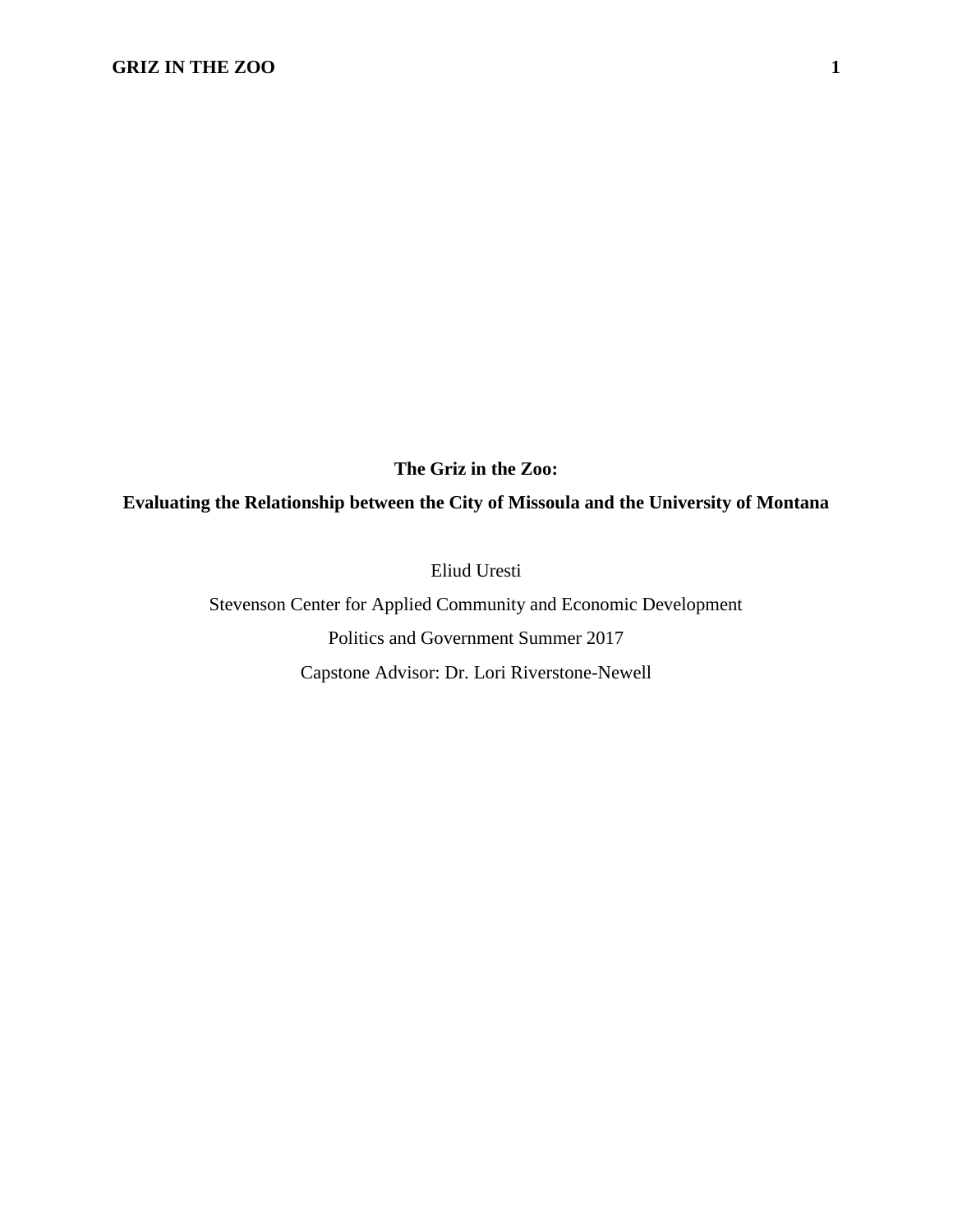**The Griz in the Zoo:**

**Evaluating the Relationship between the City of Missoula and the University of Montana**

Eliud Uresti

Stevenson Center for Applied Community and Economic Development

Politics and Government Summer 2017

Capstone Advisor: Dr. Lori Riverstone-Newell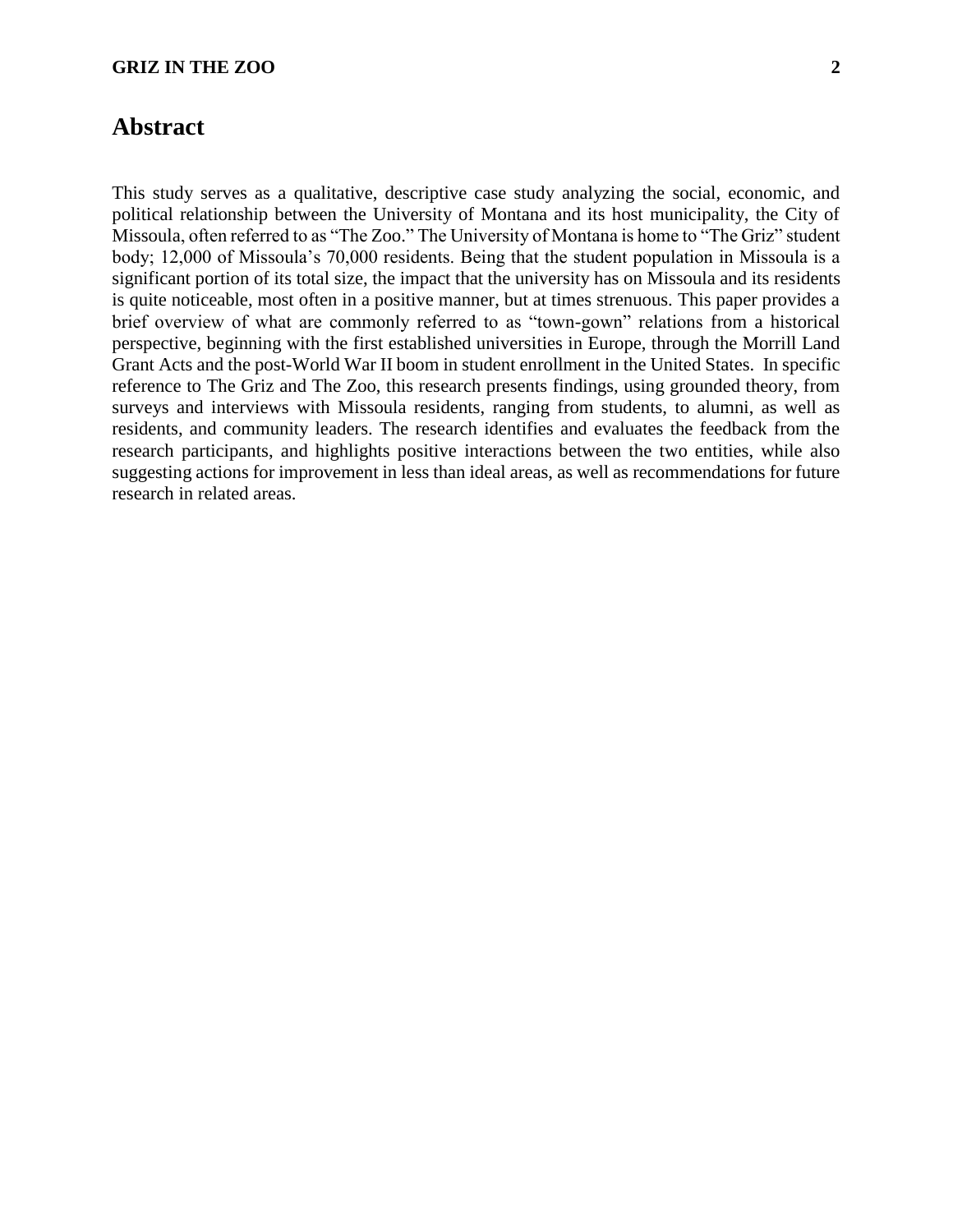# Abstract

This study serves as a qualitative, descriptive case study analyzing the social, economic, and political relationship between the University of Montana and its host municipality, the City of Missoula, often referred to as "The Zoo." The University of Montana is home to "The Griz" student body; 12,000 of Missoula's 70,000 residents. Being that the student population in Missoula is a significant portion of its total size, the impact that the university has on Missoula and its residents is quite noticeable, most often in a positive manner, but at times strenuous. This paper provides a brief overview of what are commonly referred to as "town-gown" relations from a historical perspective, beginning with the first established universities in Europe, through the Morrill Land Grant Acts and the post-World War II boom in student enrollment in the United States. In specific reference to The Griz and The Zoo, this research presents findings, using grounded theory, from surveys and interviews with Missoula residents, ranging from students, to alumni, as well as residents, and community leaders. The research identifies and evaluates the feedback from the research participants, and highlights positive interactions between the two entities, while also suggesting actions for improvement in less than ideal areas, as well as recommendations for future research in related areas.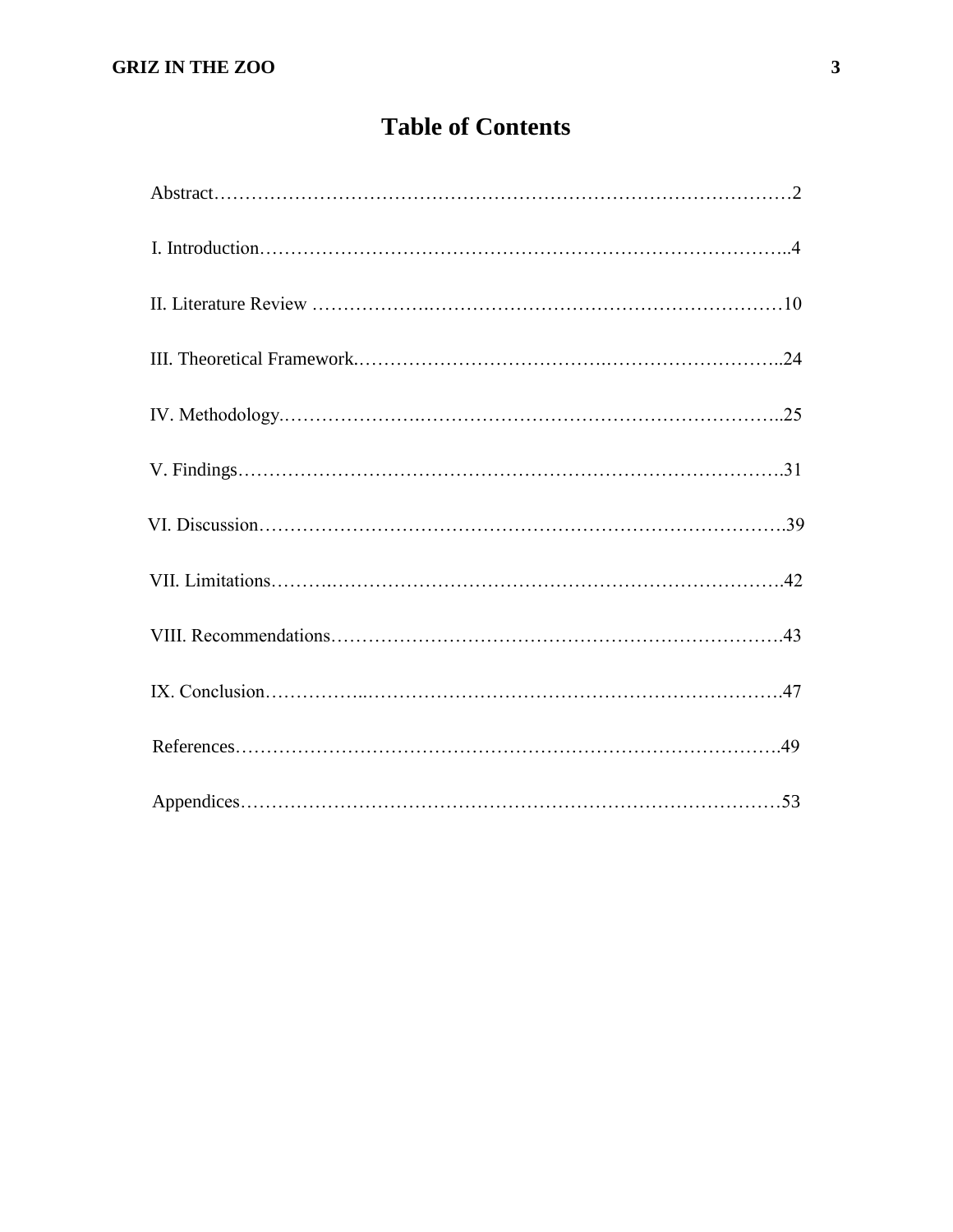# Table of Contents

Abstract……………………………………………………………………………………2

I. Introduction…………………………………………………………………………..4

II. Literature Review ……………….…………………………………………………10

III. Theoretical Framework.………………………………..………………………..24

IV. Methodology.………………….…………………………………………………..25

V. Findings…………………………………………………………………………….31

VI. Discussion………………………………………………………………………….39

VII. Limitations……….……………………………………………………………….42

VIII. Recommendations……………………………………………………………….43

IX. Conclusion……………..………………………………………………………….47

References………………………………………………………………………….49

Appendices…………………………………………………………………………53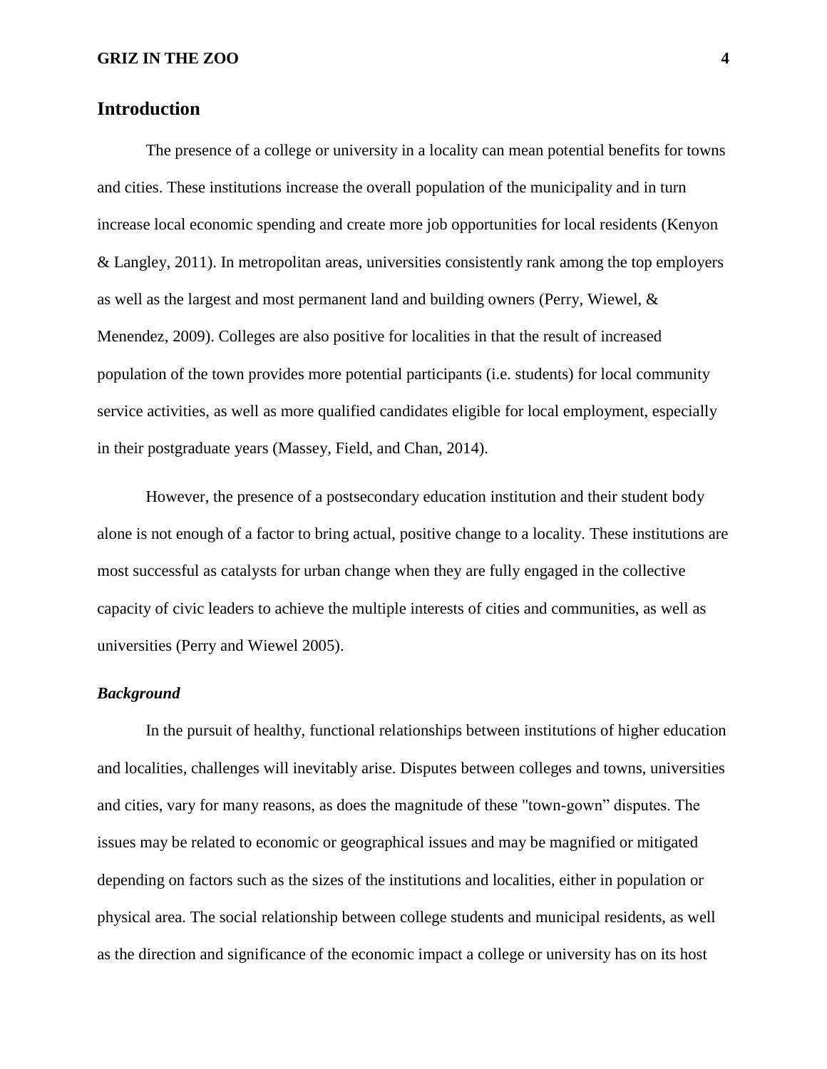## Introduction

The presence of a college or university in a locality can mean potential benefits for towns and cities. These institutions increase the overall population of the municipality and in turn increase local economic spending and create more job opportunities for local residents (Kenyon & Langley, 2011). In metropolitan areas, universities consistently rank among the top employers as well as the largest and most permanent land and building owners (Perry, Wiewel, & Menendez, 2009). Colleges are also positive for localities in that the result of increased population of the town provides more potential participants (i.e. students) for local community service activities, as well as more qualified candidates eligible for local employment, especially in their postgraduate years (Massey, Field, and Chan, 2014).

However, the presence of a postsecondary education institution and their student body alone is not enough of a factor to bring actual, positive change to a locality. These institutions are most successful as catalysts for urban change when they are fully engaged in the collective capacity of civic leaders to achieve the multiple interests of cities and communities, as well as universities (Perry and Wiewel 2005).

### *Background*

In the pursuit of healthy, functional relationships between institutions of higher education and localities, challenges will inevitably arise. Disputes between colleges and towns, universities and cities, vary for many reasons, as does the magnitude of these "town-gown" disputes. The issues may be related to economic or geographical issues and may be magnified or mitigated depending on factors such as the sizes of the institutions and localities, either in population or physical area. The social relationship between college students and municipal residents, as well as the direction and significance of the economic impact a college or university has on its host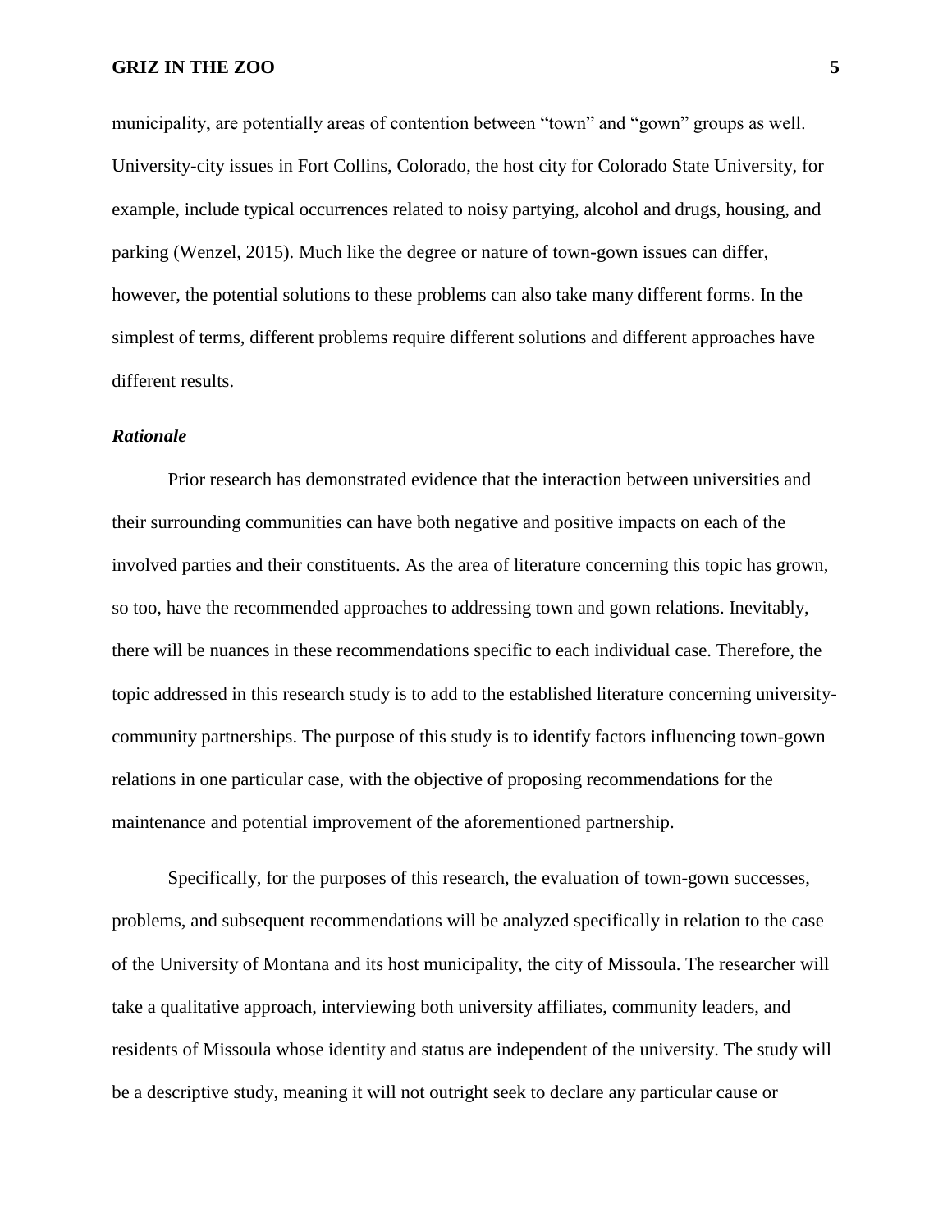municipality, are potentially areas of contention between "town" and "gown" groups as well. University-city issues in Fort Collins, Colorado, the host city for Colorado State University, for example, include typical occurrences related to noisy partying, alcohol and drugs, housing, and parking (Wenzel, 2015). Much like the degree or nature of town-gown issues can differ, however, the potential solutions to these problems can also take many different forms. In the simplest of terms, different problems require different solutions and different approaches have different results.

### *Rationale*

Prior research has demonstrated evidence that the interaction between universities and their surrounding communities can have both negative and positive impacts on each of the involved parties and their constituents. As the area of literature concerning this topic has grown, so too, have the recommended approaches to addressing town and gown relations. Inevitably, there will be nuances in these recommendations specific to each individual case. Therefore, the topic addressed in this research study is to add to the established literature concerning university-community partnerships. The purpose of this study is to identify factors influencing town-gown relations in one particular case, with the objective of proposing recommendations for the maintenance and potential improvement of the aforementioned partnership.

Specifically, for the purposes of this research, the evaluation of town-gown successes, problems, and subsequent recommendations will be analyzed specifically in relation to the case of the University of Montana and its host municipality, the city of Missoula. The researcher will take a qualitative approach, interviewing both university affiliates, community leaders, and residents of Missoula whose identity and status are independent of the university. The study will be a descriptive study, meaning it will not outright seek to declare any particular cause or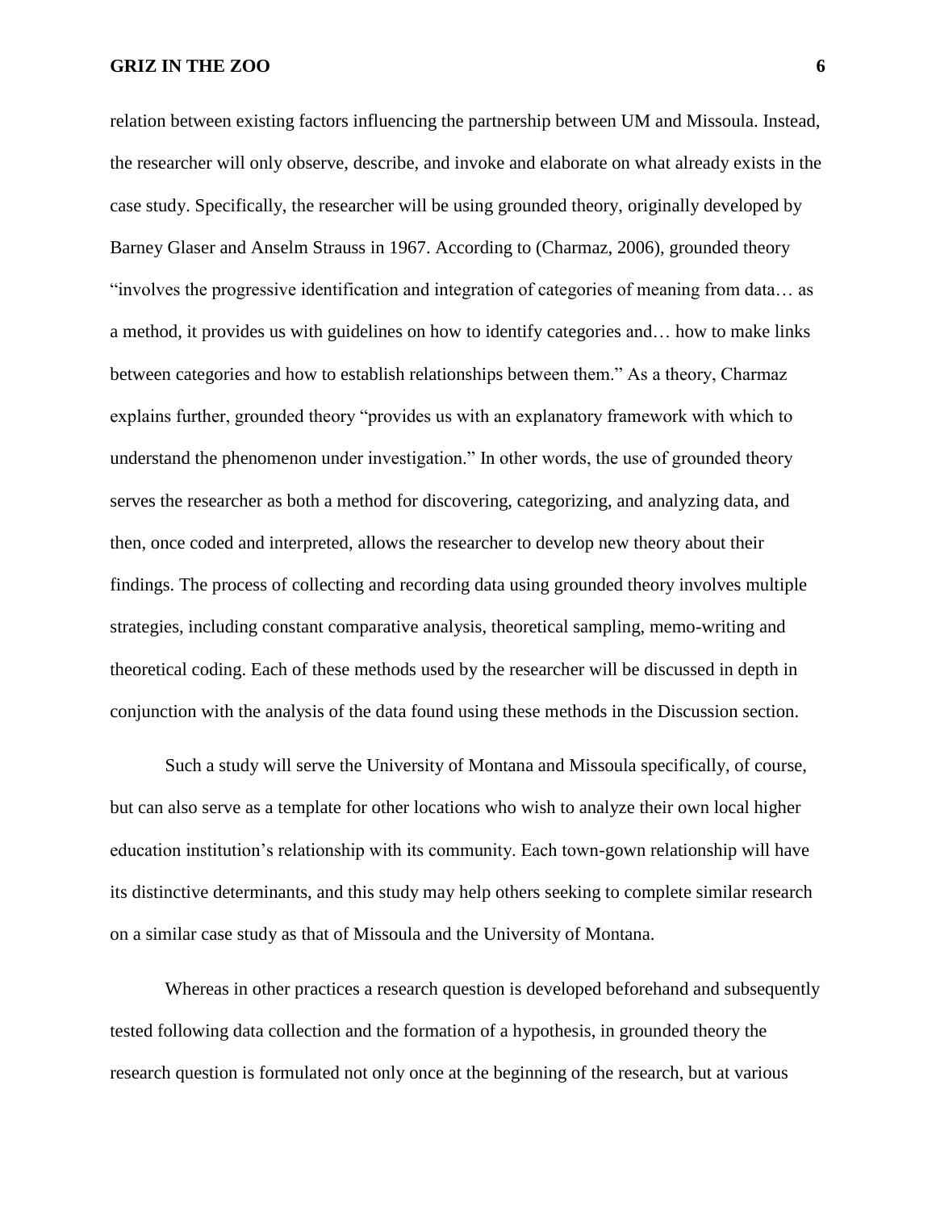relation between existing factors influencing the partnership between UM and Missoula. Instead, the researcher will only observe, describe, and invoke and elaborate on what already exists in the case study. Specifically, the researcher will be using grounded theory, originally developed by Barney Glaser and Anselm Strauss in 1967. According to (Charmaz, 2006), grounded theory "involves the progressive identification and integration of categories of meaning from data… as a method, it provides us with guidelines on how to identify categories and… how to make links between categories and how to establish relationships between them." As a theory, Charmaz explains further, grounded theory "provides us with an explanatory framework with which to understand the phenomenon under investigation." In other words, the use of grounded theory serves the researcher as both a method for discovering, categorizing, and analyzing data, and then, once coded and interpreted, allows the researcher to develop new theory about their findings. The process of collecting and recording data using grounded theory involves multiple strategies, including constant comparative analysis, theoretical sampling, memo-writing and theoretical coding. Each of these methods used by the researcher will be discussed in depth in conjunction with the analysis of the data found using these methods in the Discussion section.

Such a study will serve the University of Montana and Missoula specifically, of course, but can also serve as a template for other locations who wish to analyze their own local higher education institution's relationship with its community. Each town-gown relationship will have its distinctive determinants, and this study may help others seeking to complete similar research on a similar case study as that of Missoula and the University of Montana.

Whereas in other practices a research question is developed beforehand and subsequently tested following data collection and the formation of a hypothesis, in grounded theory the research question is formulated not only once at the beginning of the research, but at various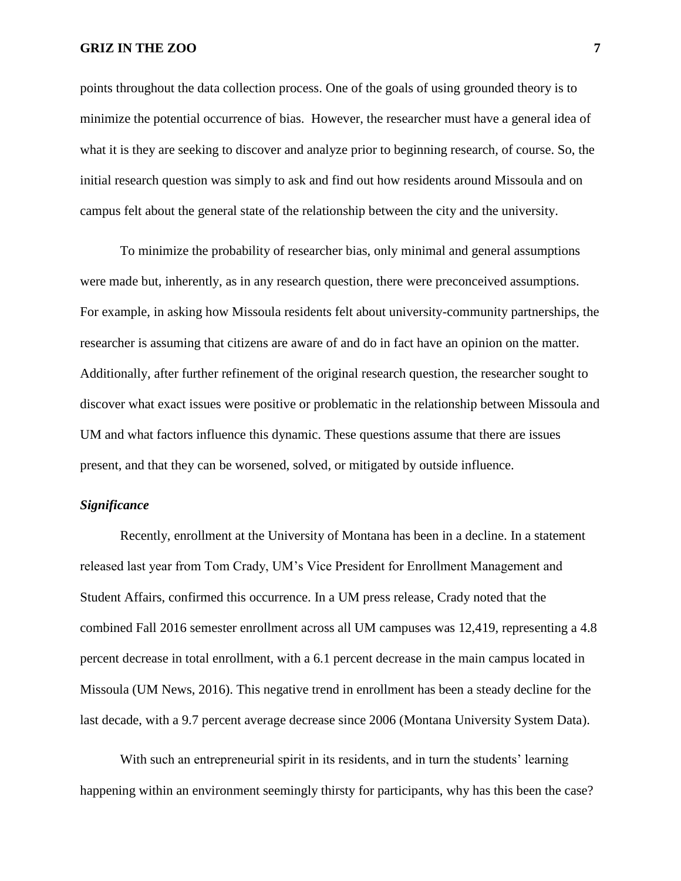points throughout the data collection process. One of the goals of using grounded theory is to minimize the potential occurrence of bias. However, the researcher must have a general idea of what it is they are seeking to discover and analyze prior to beginning research, of course. So, the initial research question was simply to ask and find out how residents around Missoula and on campus felt about the general state of the relationship between the city and the university.

To minimize the probability of researcher bias, only minimal and general assumptions were made but, inherently, as in any research question, there were preconceived assumptions. For example, in asking how Missoula residents felt about university-community partnerships, the researcher is assuming that citizens are aware of and do in fact have an opinion on the matter. Additionally, after further refinement of the original research question, the researcher sought to discover what exact issues were positive or problematic in the relationship between Missoula and UM and what factors influence this dynamic. These questions assume that there are issues present, and that they can be worsened, solved, or mitigated by outside influence.

### *Significance*

Recently, enrollment at the University of Montana has been in a decline. In a statement released last year from Tom Crady, UM's Vice President for Enrollment Management and Student Affairs, confirmed this occurrence. In a UM press release, Crady noted that the combined Fall 2016 semester enrollment across all UM campuses was 12,419, representing a 4.8 percent decrease in total enrollment, with a 6.1 percent decrease in the main campus located in Missoula (UM News, 2016). This negative trend in enrollment has been a steady decline for the last decade, with a 9.7 percent average decrease since 2006 (Montana University System Data).

With such an entrepreneurial spirit in its residents, and in turn the students' learning happening within an environment seemingly thirsty for participants, why has this been the case?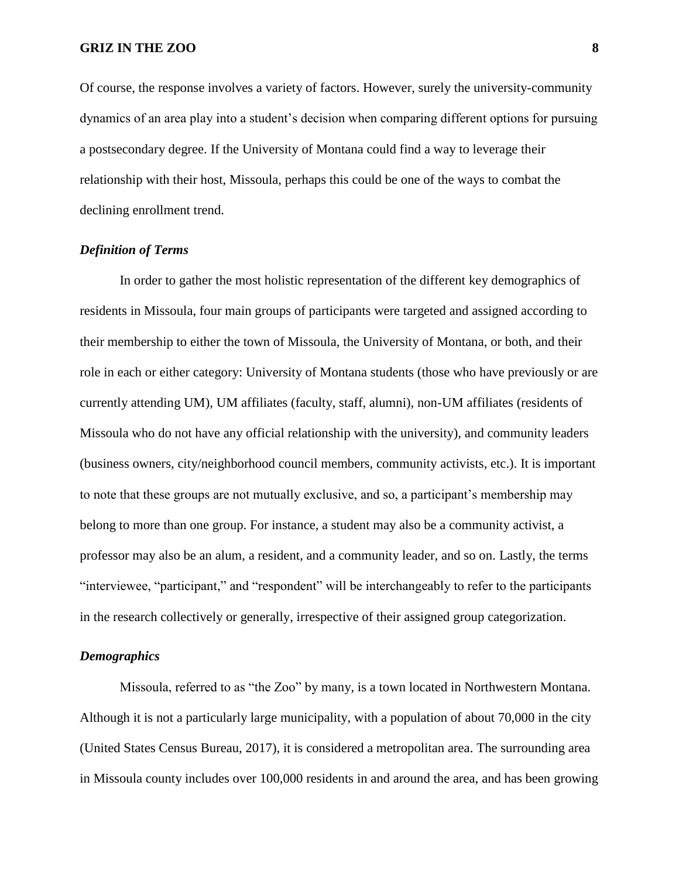Of course, the response involves a variety of factors. However, surely the university-community dynamics of an area play into a student's decision when comparing different options for pursuing a postsecondary degree. If the University of Montana could find a way to leverage their relationship with their host, Missoula, perhaps this could be one of the ways to combat the declining enrollment trend.

### *Definition of Terms*

In order to gather the most holistic representation of the different key demographics of residents in Missoula, four main groups of participants were targeted and assigned according to their membership to either the town of Missoula, the University of Montana, or both, and their role in each or either category: University of Montana students (those who have previously or are currently attending UM), UM affiliates (faculty, staff, alumni), non-UM affiliates (residents of Missoula who do not have any official relationship with the university), and community leaders (business owners, city/neighborhood council members, community activists, etc.). It is important to note that these groups are not mutually exclusive, and so, a participant's membership may belong to more than one group. For instance, a student may also be a community activist, a professor may also be an alum, a resident, and a community leader, and so on. Lastly, the terms "interviewee, "participant," and "respondent" will be interchangeably to refer to the participants in the research collectively or generally, irrespective of their assigned group categorization.

### *Demographics*

Missoula, referred to as "the Zoo" by many, is a town located in Northwestern Montana. Although it is not a particularly large municipality, with a population of about 70,000 in the city (United States Census Bureau, 2017), it is considered a metropolitan area. The surrounding area in Missoula county includes over 100,000 residents in and around the area, and has been growing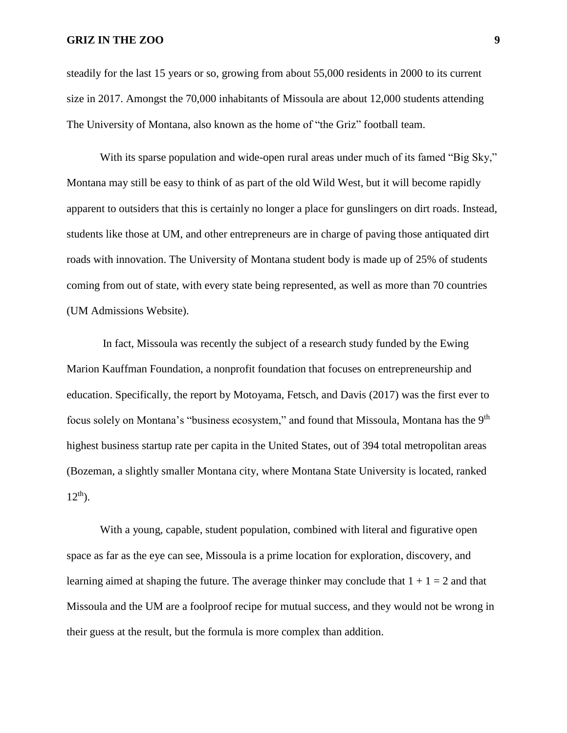steadily for the last 15 years or so, growing from about 55,000 residents in 2000 to its current size in 2017. Amongst the 70,000 inhabitants of Missoula are about 12,000 students attending The University of Montana, also known as the home of "the Griz" football team.

With its sparse population and wide-open rural areas under much of its famed "Big Sky," Montana may still be easy to think of as part of the old Wild West, but it will become rapidly apparent to outsiders that this is certainly no longer a place for gunslingers on dirt roads. Instead, students like those at UM, and other entrepreneurs are in charge of paving those antiquated dirt roads with innovation. The University of Montana student body is made up of 25% of students coming from out of state, with every state being represented, as well as more than 70 countries (UM Admissions Website).

In fact, Missoula was recently the subject of a research study funded by the Ewing Marion Kauffman Foundation, a nonprofit foundation that focuses on entrepreneurship and education. Specifically, the report by Motoyama, Fetsch, and Davis (2017) was the first ever to focus solely on Montana's "business ecosystem," and found that Missoula, Montana has the 9th highest business startup rate per capita in the United States, out of 394 total metropolitan areas (Bozeman, a slightly smaller Montana city, where Montana State University is located, ranked 12th).

With a young, capable, student population, combined with literal and figurative open space as far as the eye can see, Missoula is a prime location for exploration, discovery, and learning aimed at shaping the future. The average thinker may conclude that $1 + 1 = 2$ and that Missoula and the UM are a foolproof recipe for mutual success, and they would not be wrong in their guess at the result, but the formula is more complex than addition.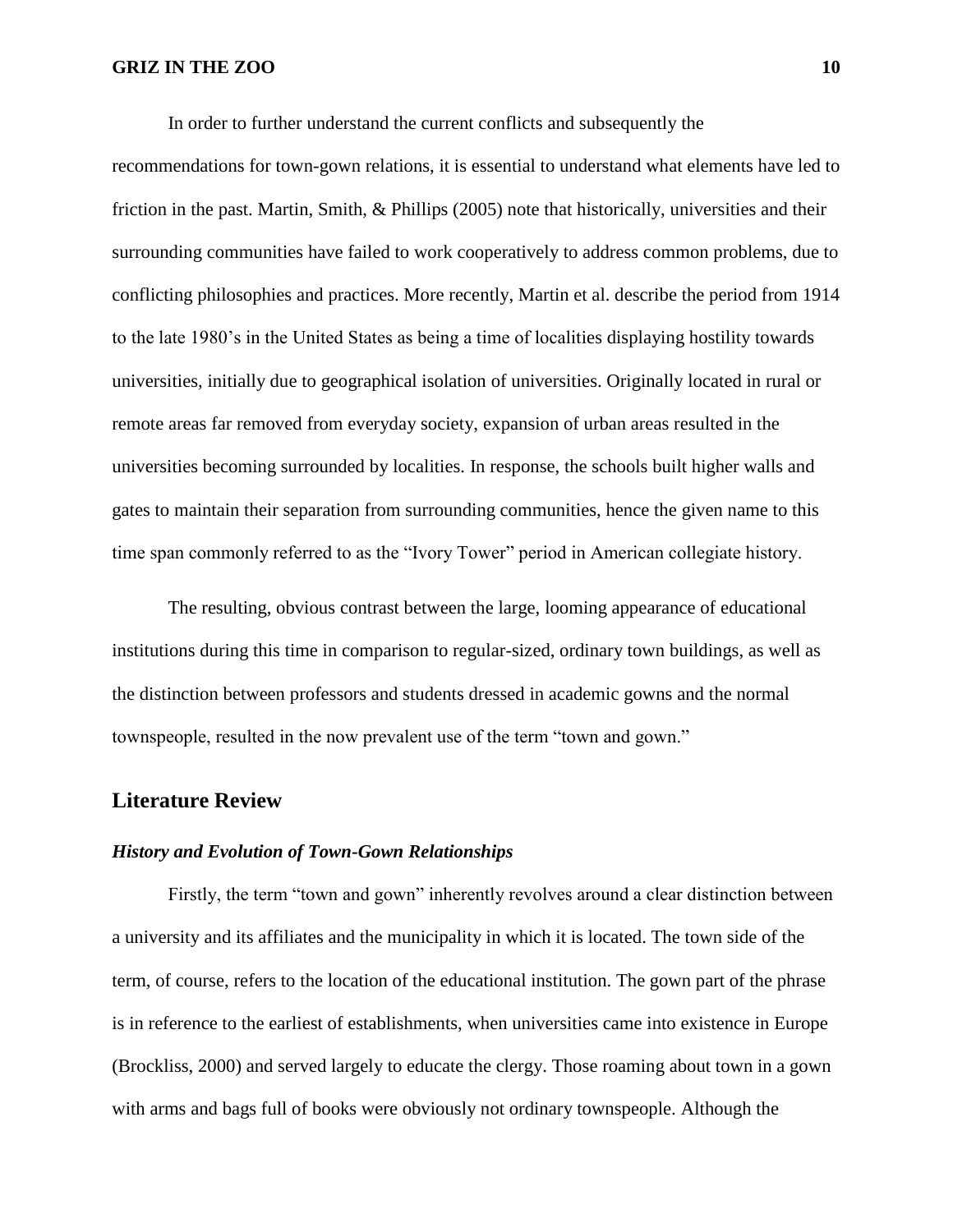In order to further understand the current conflicts and subsequently the recommendations for town-gown relations, it is essential to understand what elements have led to friction in the past. Martin, Smith, & Phillips (2005) note that historically, universities and their surrounding communities have failed to work cooperatively to address common problems, due to conflicting philosophies and practices. More recently, Martin et al. describe the period from 1914 to the late 1980's in the United States as being a time of localities displaying hostility towards universities, initially due to geographical isolation of universities. Originally located in rural or remote areas far removed from everyday society, expansion of urban areas resulted in the universities becoming surrounded by localities. In response, the schools built higher walls and gates to maintain their separation from surrounding communities, hence the given name to this time span commonly referred to as the "Ivory Tower" period in American collegiate history.

The resulting, obvious contrast between the large, looming appearance of educational institutions during this time in comparison to regular-sized, ordinary town buildings, as well as the distinction between professors and students dressed in academic gowns and the normal townspeople, resulted in the now prevalent use of the term "town and gown."

## Literature Review

### *History and Evolution of Town-Gown Relationships*

Firstly, the term "town and gown" inherently revolves around a clear distinction between a university and its affiliates and the municipality in which it is located. The town side of the term, of course, refers to the location of the educational institution. The gown part of the phrase is in reference to the earliest of establishments, when universities came into existence in Europe (Brockliss, 2000) and served largely to educate the clergy. Those roaming about town in a gown with arms and bags full of books were obviously not ordinary townspeople. Although the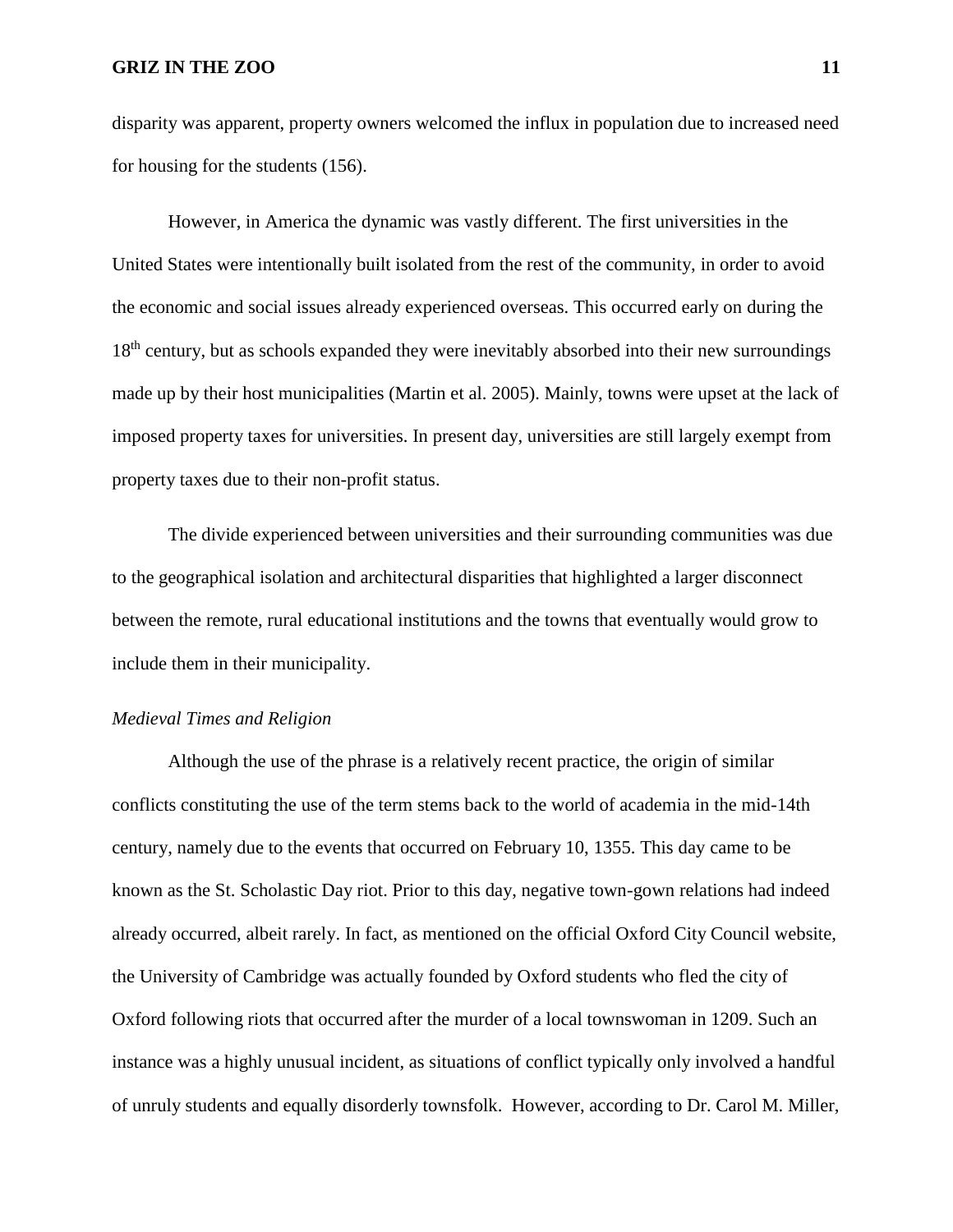disparity was apparent, property owners welcomed the influx in population due to increased need for housing for the students (156).

However, in America the dynamic was vastly different. The first universities in the United States were intentionally built isolated from the rest of the community, in order to avoid the economic and social issues already experienced overseas. This occurred early on during the 18th century, but as schools expanded they were inevitably absorbed into their new surroundings made up by their host municipalities (Martin et al. 2005). Mainly, towns were upset at the lack of imposed property taxes for universities. In present day, universities are still largely exempt from property taxes due to their non-profit status.

The divide experienced between universities and their surrounding communities was due to the geographical isolation and architectural disparities that highlighted a larger disconnect between the remote, rural educational institutions and the towns that eventually would grow to include them in their municipality.

*Medieval Times and Religion*

Although the use of the phrase is a relatively recent practice, the origin of similar conflicts constituting the use of the term stems back to the world of academia in the mid-14th century, namely due to the events that occurred on February 10, 1355. This day came to be known as the St. Scholastic Day riot. Prior to this day, negative town-gown relations had indeed already occurred, albeit rarely. In fact, as mentioned on the official Oxford City Council website, the University of Cambridge was actually founded by Oxford students who fled the city of Oxford following riots that occurred after the murder of a local townswoman in 1209. Such an instance was a highly unusual incident, as situations of conflict typically only involved a handful of unruly students and equally disorderly townsfolk. However, according to Dr. Carol M. Miller,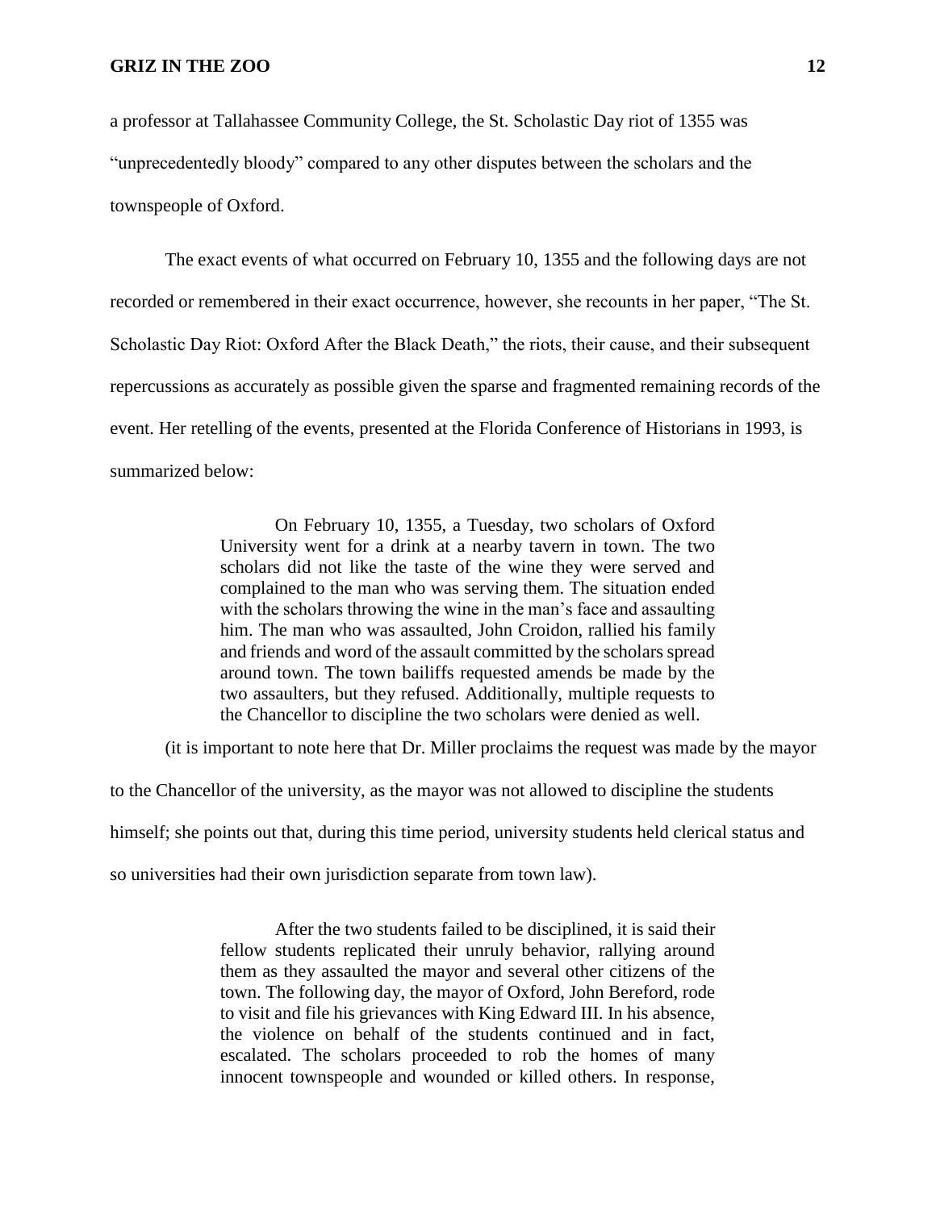a professor at Tallahassee Community College, the St. Scholastic Day riot of 1355 was "unprecedentedly bloody" compared to any other disputes between the scholars and the townspeople of Oxford.

The exact events of what occurred on February 10, 1355 and the following days are not recorded or remembered in their exact occurrence, however, she recounts in her paper, "The St. Scholastic Day Riot: Oxford After the Black Death," the riots, their cause, and their subsequent repercussions as accurately as possible given the sparse and fragmented remaining records of the event. Her retelling of the events, presented at the Florida Conference of Historians in 1993, is summarized below:

> On February 10, 1355, a Tuesday, two scholars of Oxford University went for a drink at a nearby tavern in town. The two scholars did not like the taste of the wine they were served and complained to the man who was serving them. The situation ended with the scholars throwing the wine in the man's face and assaulting him. The man who was assaulted, John Croidon, rallied his family and friends and word of the assault committed by the scholars spread around town. The town bailiffs requested amends be made by the two assaulters, but they refused. Additionally, multiple requests to the Chancellor to discipline the two scholars were denied as well.

(it is important to note here that Dr. Miller proclaims the request was made by the mayor to the Chancellor of the university, as the mayor was not allowed to discipline the students himself; she points out that, during this time period, university students held clerical status and so universities had their own jurisdiction separate from town law).

> After the two students failed to be disciplined, it is said their fellow students replicated their unruly behavior, rallying around them as they assaulted the mayor and several other citizens of the town. The following day, the mayor of Oxford, John Bereford, rode to visit and file his grievances with King Edward III. In his absence, the violence on behalf of the students continued and in fact, escalated. The scholars proceeded to rob the homes of many innocent townspeople and wounded or killed others. In response,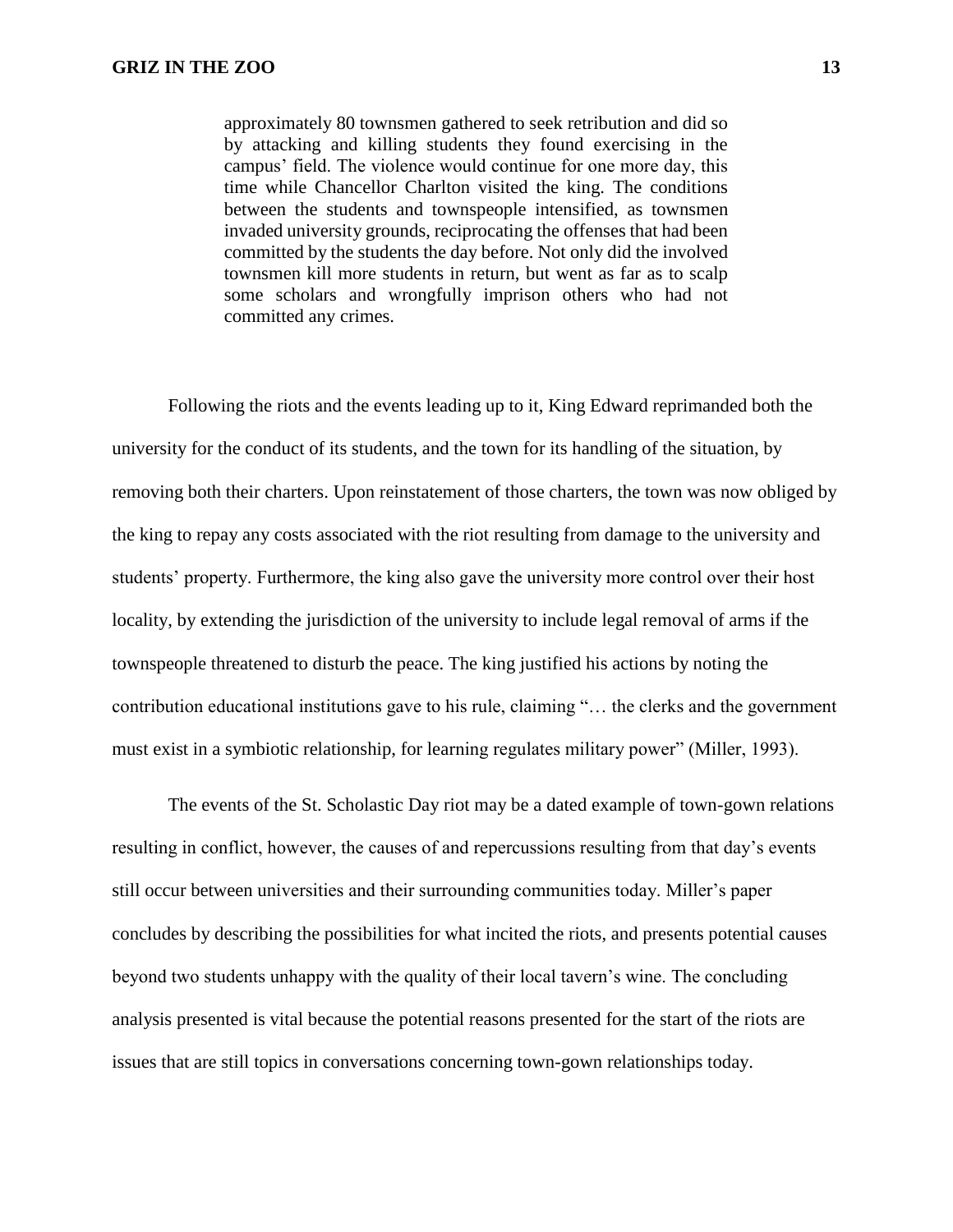> approximately 80 townsmen gathered to seek retribution and did so by attacking and killing students they found exercising in the campus' field. The violence would continue for one more day, this time while Chancellor Charlton visited the king. The conditions between the students and townspeople intensified, as townsmen invaded university grounds, reciprocating the offenses that had been committed by the students the day before. Not only did the involved townsmen kill more students in return, but went as far as to scalp some scholars and wrongfully imprison others who had not committed any crimes.

Following the riots and the events leading up to it, King Edward reprimanded both the university for the conduct of its students, and the town for its handling of the situation, by removing both their charters. Upon reinstatement of those charters, the town was now obliged by the king to repay any costs associated with the riot resulting from damage to the university and students' property. Furthermore, the king also gave the university more control over their host locality, by extending the jurisdiction of the university to include legal removal of arms if the townspeople threatened to disturb the peace. The king justified his actions by noting the contribution educational institutions gave to his rule, claiming "… the clerks and the government must exist in a symbiotic relationship, for learning regulates military power" (Miller, 1993).

The events of the St. Scholastic Day riot may be a dated example of town-gown relations resulting in conflict, however, the causes of and repercussions resulting from that day's events still occur between universities and their surrounding communities today. Miller's paper concludes by describing the possibilities for what incited the riots, and presents potential causes beyond two students unhappy with the quality of their local tavern's wine. The concluding analysis presented is vital because the potential reasons presented for the start of the riots are issues that are still topics in conversations concerning town-gown relationships today.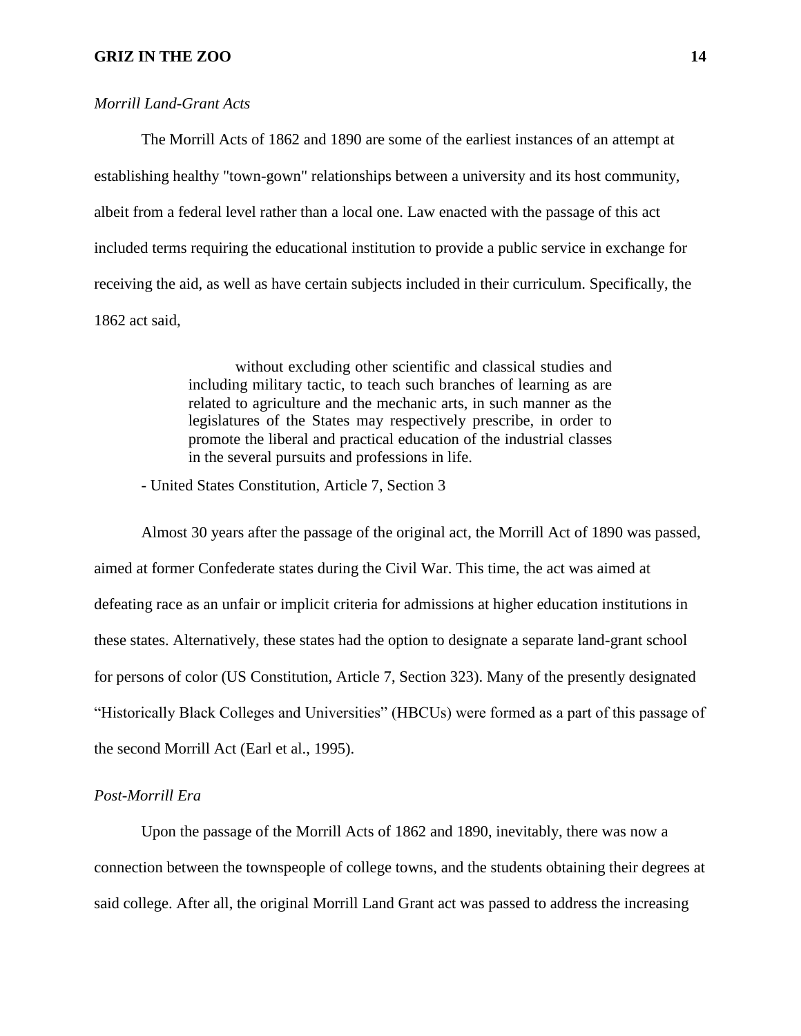*Morrill Land-Grant Acts*

The Morrill Acts of 1862 and 1890 are some of the earliest instances of an attempt at establishing healthy "town-gown" relationships between a university and its host community, albeit from a federal level rather than a local one. Law enacted with the passage of this act included terms requiring the educational institution to provide a public service in exchange for receiving the aid, as well as have certain subjects included in their curriculum. Specifically, the 1862 act said,

> without excluding other scientific and classical studies and including military tactic, to teach such branches of learning as are related to agriculture and the mechanic arts, in such manner as the legislatures of the States may respectively prescribe, in order to promote the liberal and practical education of the industrial classes in the several pursuits and professions in life.

- United States Constitution, Article 7, Section 3

Almost 30 years after the passage of the original act, the Morrill Act of 1890 was passed, aimed at former Confederate states during the Civil War. This time, the act was aimed at defeating race as an unfair or implicit criteria for admissions at higher education institutions in these states. Alternatively, these states had the option to designate a separate land-grant school for persons of color (US Constitution, Article 7, Section 323). Many of the presently designated "Historically Black Colleges and Universities" (HBCUs) were formed as a part of this passage of the second Morrill Act (Earl et al., 1995).

*Post-Morrill Era*

Upon the passage of the Morrill Acts of 1862 and 1890, inevitably, there was now a connection between the townspeople of college towns, and the students obtaining their degrees at said college. After all, the original Morrill Land Grant act was passed to address the increasing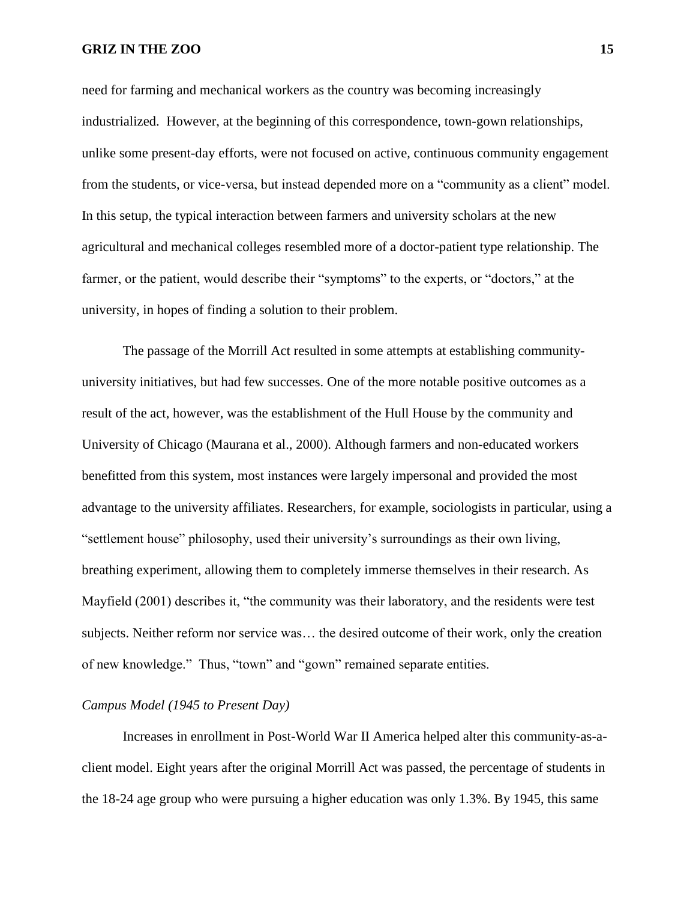need for farming and mechanical workers as the country was becoming increasingly industrialized. However, at the beginning of this correspondence, town-gown relationships, unlike some present-day efforts, were not focused on active, continuous community engagement from the students, or vice-versa, but instead depended more on a "community as a client" model. In this setup, the typical interaction between farmers and university scholars at the new agricultural and mechanical colleges resembled more of a doctor-patient type relationship. The farmer, or the patient, would describe their "symptoms" to the experts, or "doctors," at the university, in hopes of finding a solution to their problem.

The passage of the Morrill Act resulted in some attempts at establishing community-university initiatives, but had few successes. One of the more notable positive outcomes as a result of the act, however, was the establishment of the Hull House by the community and University of Chicago (Maurana et al., 2000). Although farmers and non-educated workers benefitted from this system, most instances were largely impersonal and provided the most advantage to the university affiliates. Researchers, for example, sociologists in particular, using a "settlement house" philosophy, used their university's surroundings as their own living, breathing experiment, allowing them to completely immerse themselves in their research. As Mayfield (2001) describes it, "the community was their laboratory, and the residents were test subjects. Neither reform nor service was… the desired outcome of their work, only the creation of new knowledge." Thus, "town" and "gown" remained separate entities.

*Campus Model (1945 to Present Day)*

Increases in enrollment in Post-World War II America helped alter this community-as-a-client model. Eight years after the original Morrill Act was passed, the percentage of students in the 18-24 age group who were pursuing a higher education was only 1.3%. By 1945, this same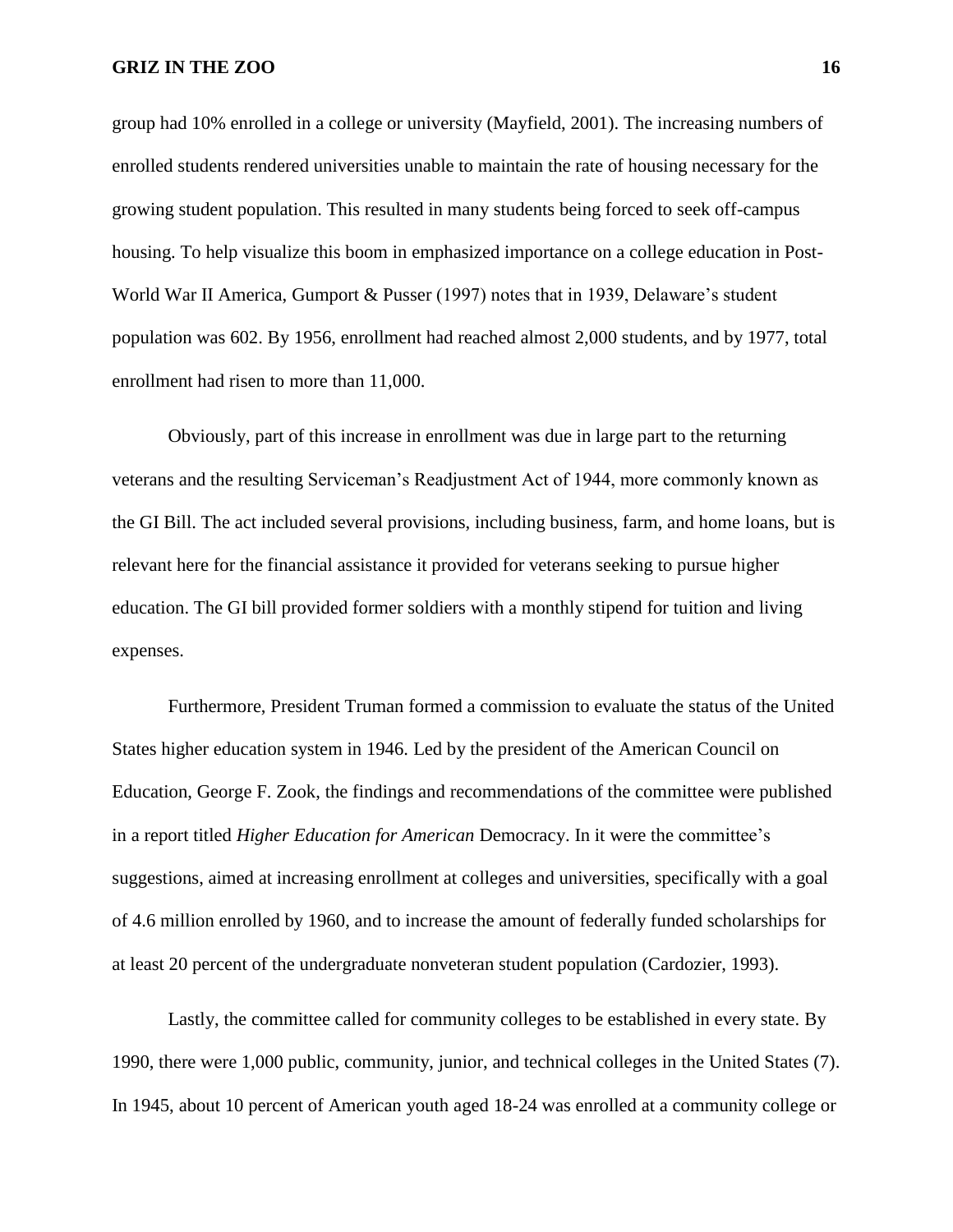group had 10% enrolled in a college or university (Mayfield, 2001). The increasing numbers of enrolled students rendered universities unable to maintain the rate of housing necessary for the growing student population. This resulted in many students being forced to seek off-campus housing. To help visualize this boom in emphasized importance on a college education in Post-World War II America, Gumport & Pusser (1997) notes that in 1939, Delaware's student population was 602. By 1956, enrollment had reached almost 2,000 students, and by 1977, total enrollment had risen to more than 11,000.

Obviously, part of this increase in enrollment was due in large part to the returning veterans and the resulting Serviceman's Readjustment Act of 1944, more commonly known as the GI Bill. The act included several provisions, including business, farm, and home loans, but is relevant here for the financial assistance it provided for veterans seeking to pursue higher education. The GI bill provided former soldiers with a monthly stipend for tuition and living expenses.

Furthermore, President Truman formed a commission to evaluate the status of the United States higher education system in 1946. Led by the president of the American Council on Education, George F. Zook, the findings and recommendations of the committee were published in a report titled *Higher Education for American* Democracy. In it were the committee's suggestions, aimed at increasing enrollment at colleges and universities, specifically with a goal of 4.6 million enrolled by 1960, and to increase the amount of federally funded scholarships for at least 20 percent of the undergraduate nonveteran student population (Cardozier, 1993).

Lastly, the committee called for community colleges to be established in every state. By 1990, there were 1,000 public, community, junior, and technical colleges in the United States (7). In 1945, about 10 percent of American youth aged 18-24 was enrolled at a community college or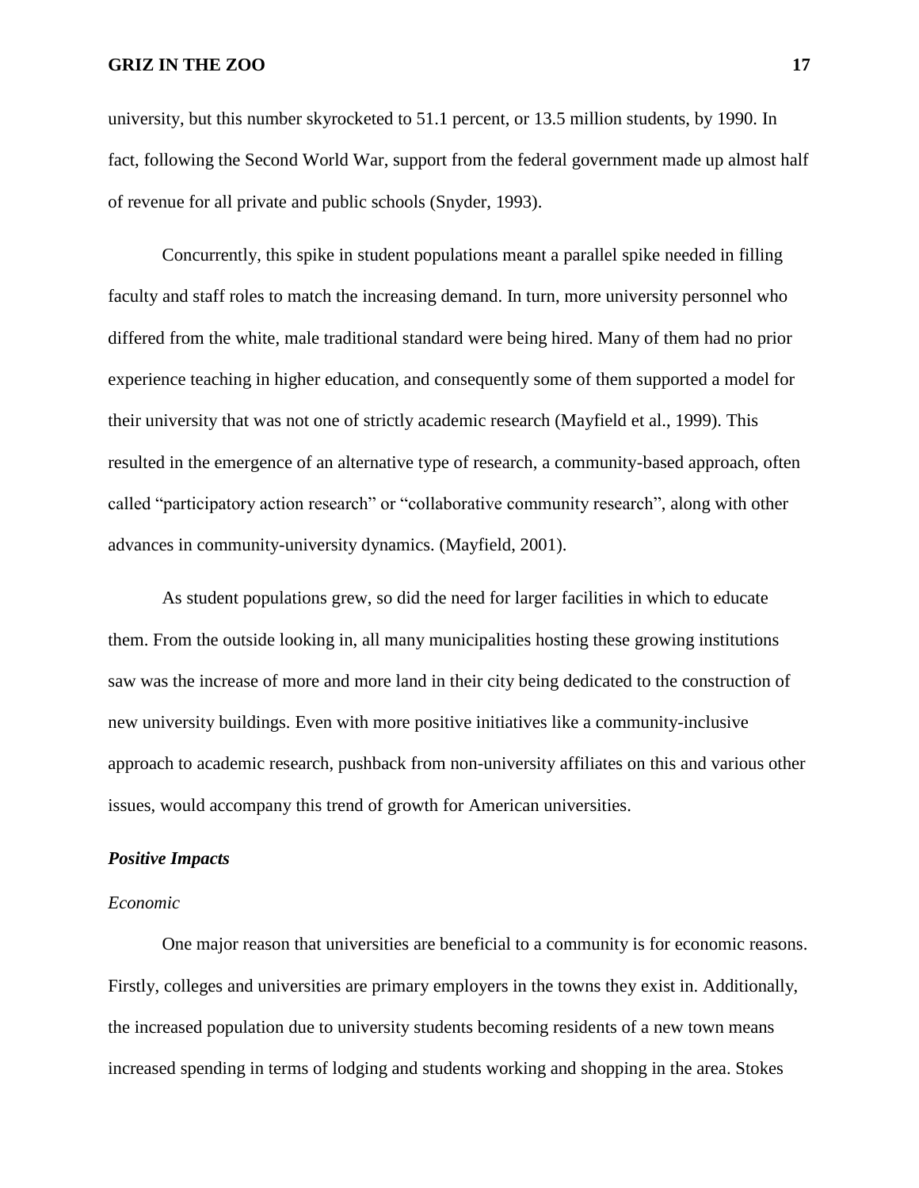university, but this number skyrocketed to 51.1 percent, or 13.5 million students, by 1990. In fact, following the Second World War, support from the federal government made up almost half of revenue for all private and public schools (Snyder, 1993).

Concurrently, this spike in student populations meant a parallel spike needed in filling faculty and staff roles to match the increasing demand. In turn, more university personnel who differed from the white, male traditional standard were being hired. Many of them had no prior experience teaching in higher education, and consequently some of them supported a model for their university that was not one of strictly academic research (Mayfield et al., 1999). This resulted in the emergence of an alternative type of research, a community-based approach, often called "participatory action research" or "collaborative community research", along with other advances in community-university dynamics. (Mayfield, 2001).

As student populations grew, so did the need for larger facilities in which to educate them. From the outside looking in, all many municipalities hosting these growing institutions saw was the increase of more and more land in their city being dedicated to the construction of new university buildings. Even with more positive initiatives like a community-inclusive approach to academic research, pushback from non-university affiliates on this and various other issues, would accompany this trend of growth for American universities.

### *Positive Impacts*

#### *Economic*

One major reason that universities are beneficial to a community is for economic reasons. Firstly, colleges and universities are primary employers in the towns they exist in. Additionally, the increased population due to university students becoming residents of a new town means increased spending in terms of lodging and students working and shopping in the area. Stokes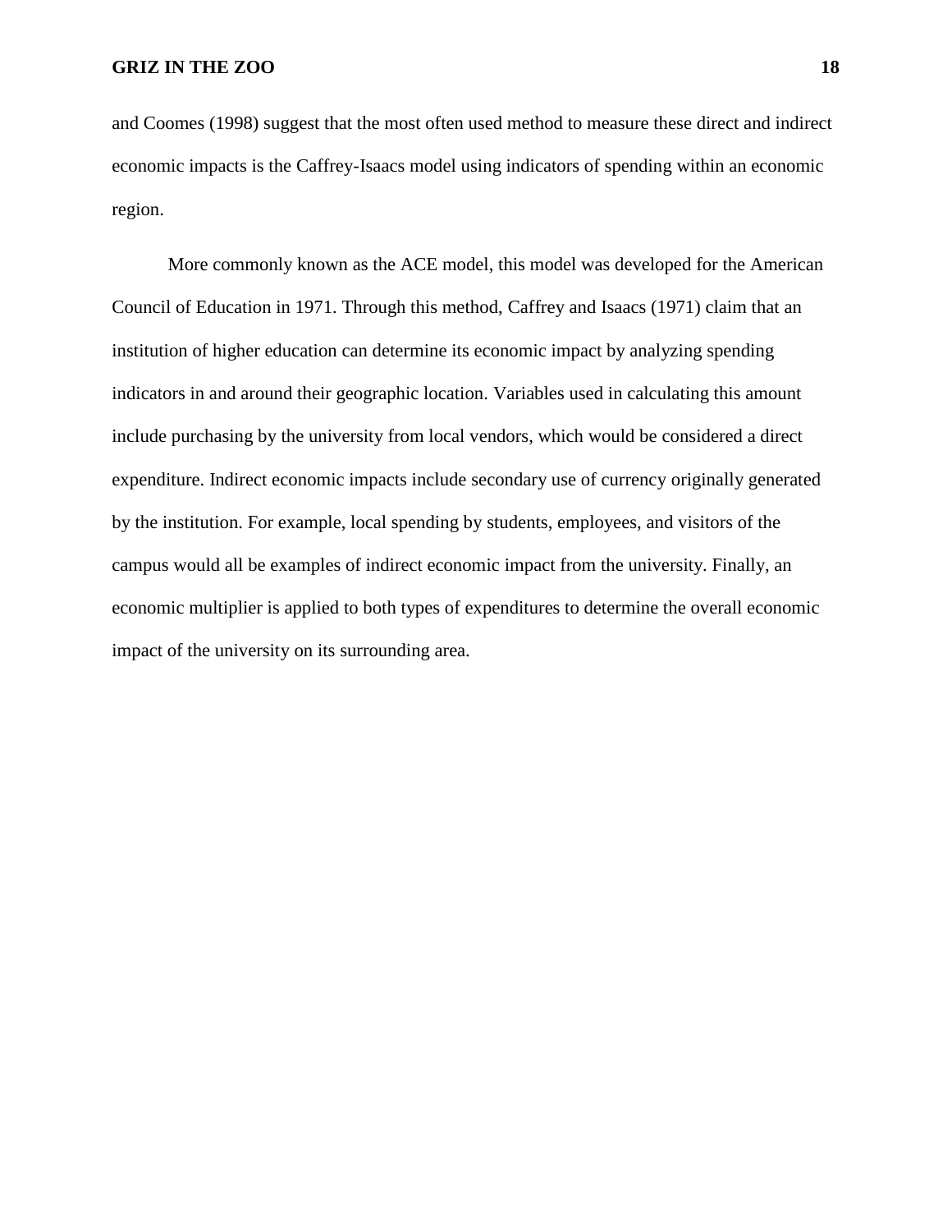and Coomes (1998) suggest that the most often used method to measure these direct and indirect economic impacts is the Caffrey-Isaacs model using indicators of spending within an economic region.

More commonly known as the ACE model, this model was developed for the American Council of Education in 1971. Through this method, Caffrey and Isaacs (1971) claim that an institution of higher education can determine its economic impact by analyzing spending indicators in and around their geographic location. Variables used in calculating this amount include purchasing by the university from local vendors, which would be considered a direct expenditure. Indirect economic impacts include secondary use of currency originally generated by the institution. For example, local spending by students, employees, and visitors of the campus would all be examples of indirect economic impact from the university. Finally, an economic multiplier is applied to both types of expenditures to determine the overall economic impact of the university on its surrounding area.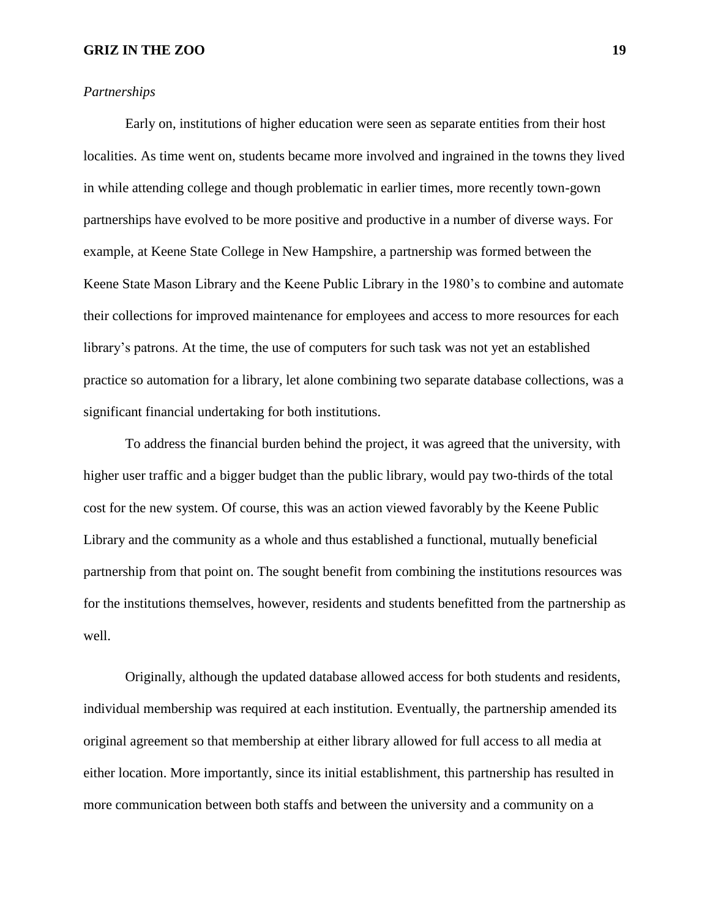*Partnerships*

Early on, institutions of higher education were seen as separate entities from their host localities. As time went on, students became more involved and ingrained in the towns they lived in while attending college and though problematic in earlier times, more recently town-gown partnerships have evolved to be more positive and productive in a number of diverse ways. For example, at Keene State College in New Hampshire, a partnership was formed between the Keene State Mason Library and the Keene Public Library in the 1980's to combine and automate their collections for improved maintenance for employees and access to more resources for each library's patrons. At the time, the use of computers for such task was not yet an established practice so automation for a library, let alone combining two separate database collections, was a significant financial undertaking for both institutions.

To address the financial burden behind the project, it was agreed that the university, with higher user traffic and a bigger budget than the public library, would pay two-thirds of the total cost for the new system. Of course, this was an action viewed favorably by the Keene Public Library and the community as a whole and thus established a functional, mutually beneficial partnership from that point on. The sought benefit from combining the institutions resources was for the institutions themselves, however, residents and students benefitted from the partnership as well.

Originally, although the updated database allowed access for both students and residents, individual membership was required at each institution. Eventually, the partnership amended its original agreement so that membership at either library allowed for full access to all media at either location. More importantly, since its initial establishment, this partnership has resulted in more communication between both staffs and between the university and a community on a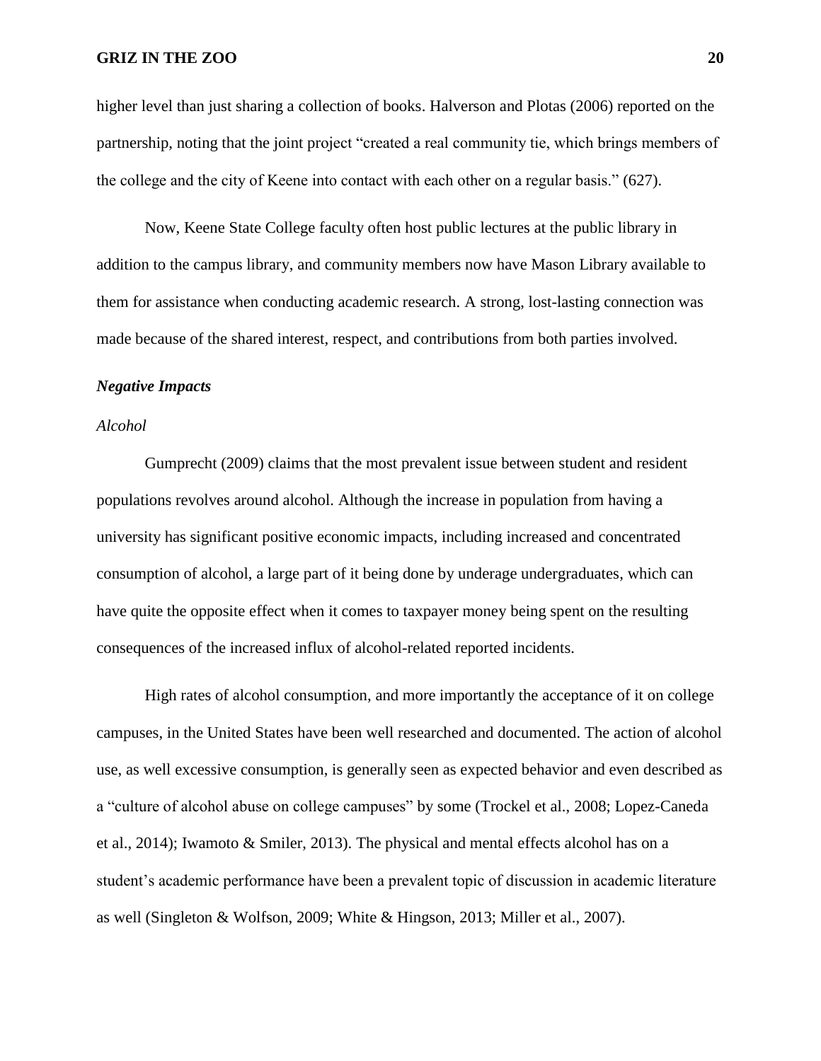higher level than just sharing a collection of books. Halverson and Plotas (2006) reported on the partnership, noting that the joint project "created a real community tie, which brings members of the college and the city of Keene into contact with each other on a regular basis." (627).

Now, Keene State College faculty often host public lectures at the public library in addition to the campus library, and community members now have Mason Library available to them for assistance when conducting academic research. A strong, lost-lasting connection was made because of the shared interest, respect, and contributions from both parties involved.

### *Negative Impacts*

#### *Alcohol*

Gumprecht (2009) claims that the most prevalent issue between student and resident populations revolves around alcohol. Although the increase in population from having a university has significant positive economic impacts, including increased and concentrated consumption of alcohol, a large part of it being done by underage undergraduates, which can have quite the opposite effect when it comes to taxpayer money being spent on the resulting consequences of the increased influx of alcohol-related reported incidents.

High rates of alcohol consumption, and more importantly the acceptance of it on college campuses, in the United States have been well researched and documented. The action of alcohol use, as well excessive consumption, is generally seen as expected behavior and even described as a "culture of alcohol abuse on college campuses" by some (Trockel et al., 2008; Lopez-Caneda et al., 2014); Iwamoto & Smiler, 2013). The physical and mental effects alcohol has on a student's academic performance have been a prevalent topic of discussion in academic literature as well (Singleton & Wolfson, 2009; White & Hingson, 2013; Miller et al., 2007).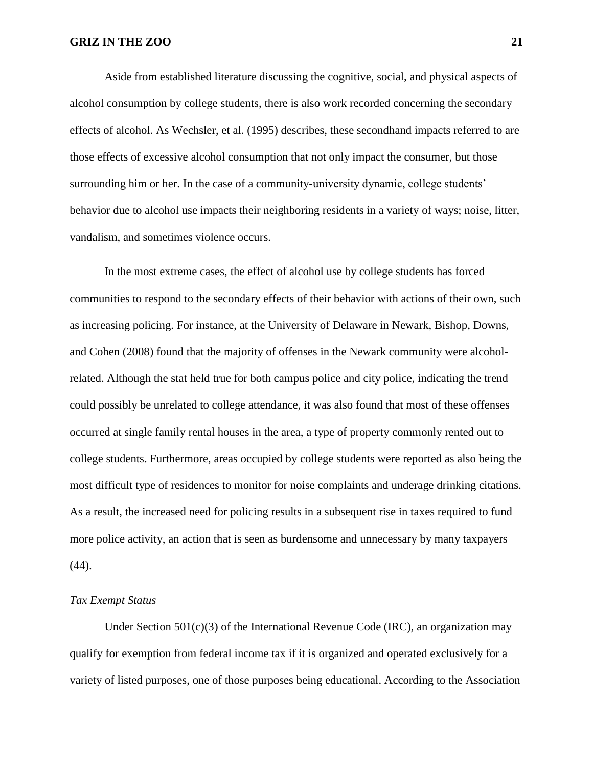Aside from established literature discussing the cognitive, social, and physical aspects of alcohol consumption by college students, there is also work recorded concerning the secondary effects of alcohol. As Wechsler, et al. (1995) describes, these secondhand impacts referred to are those effects of excessive alcohol consumption that not only impact the consumer, but those surrounding him or her. In the case of a community-university dynamic, college students' behavior due to alcohol use impacts their neighboring residents in a variety of ways; noise, litter, vandalism, and sometimes violence occurs.

In the most extreme cases, the effect of alcohol use by college students has forced communities to respond to the secondary effects of their behavior with actions of their own, such as increasing policing. For instance, at the University of Delaware in Newark, Bishop, Downs, and Cohen (2008) found that the majority of offenses in the Newark community were alcohol-related. Although the stat held true for both campus police and city police, indicating the trend could possibly be unrelated to college attendance, it was also found that most of these offenses occurred at single family rental houses in the area, a type of property commonly rented out to college students. Furthermore, areas occupied by college students were reported as also being the most difficult type of residences to monitor for noise complaints and underage drinking citations. As a result, the increased need for policing results in a subsequent rise in taxes required to fund more police activity, an action that is seen as burdensome and unnecessary by many taxpayers (44).

*Tax Exempt Status*

Under Section 501(c)(3) of the International Revenue Code (IRC), an organization may qualify for exemption from federal income tax if it is organized and operated exclusively for a variety of listed purposes, one of those purposes being educational. According to the Association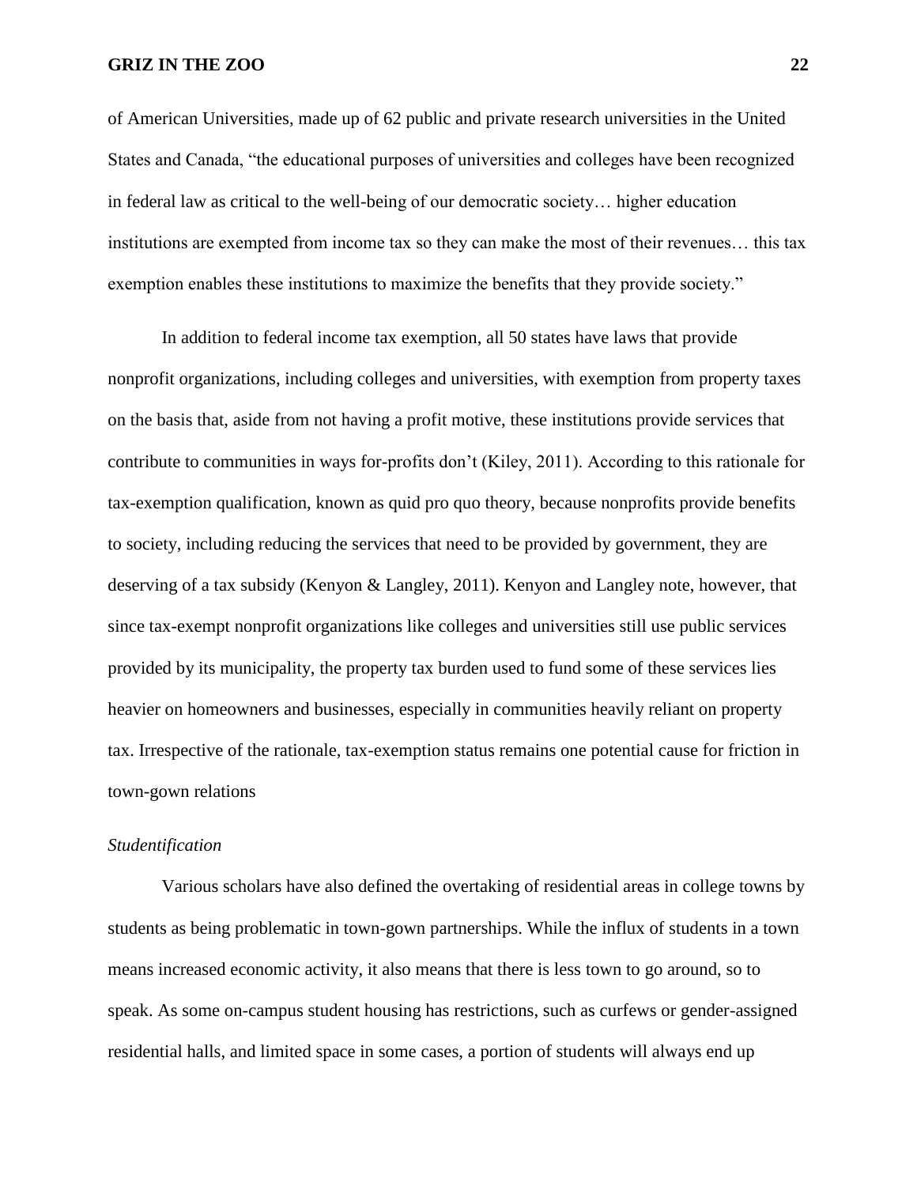of American Universities, made up of 62 public and private research universities in the United States and Canada, "the educational purposes of universities and colleges have been recognized in federal law as critical to the well-being of our democratic society… higher education institutions are exempted from income tax so they can make the most of their revenues… this tax exemption enables these institutions to maximize the benefits that they provide society."

In addition to federal income tax exemption, all 50 states have laws that provide nonprofit organizations, including colleges and universities, with exemption from property taxes on the basis that, aside from not having a profit motive, these institutions provide services that contribute to communities in ways for-profits don't (Kiley, 2011). According to this rationale for tax-exemption qualification, known as quid pro quo theory, because nonprofits provide benefits to society, including reducing the services that need to be provided by government, they are deserving of a tax subsidy (Kenyon & Langley, 2011). Kenyon and Langley note, however, that since tax-exempt nonprofit organizations like colleges and universities still use public services provided by its municipality, the property tax burden used to fund some of these services lies heavier on homeowners and businesses, especially in communities heavily reliant on property tax. Irrespective of the rationale, tax-exemption status remains one potential cause for friction in town-gown relations

*Studentification*

Various scholars have also defined the overtaking of residential areas in college towns by students as being problematic in town-gown partnerships. While the influx of students in a town means increased economic activity, it also means that there is less town to go around, so to speak. As some on-campus student housing has restrictions, such as curfews or gender-assigned residential halls, and limited space in some cases, a portion of students will always end up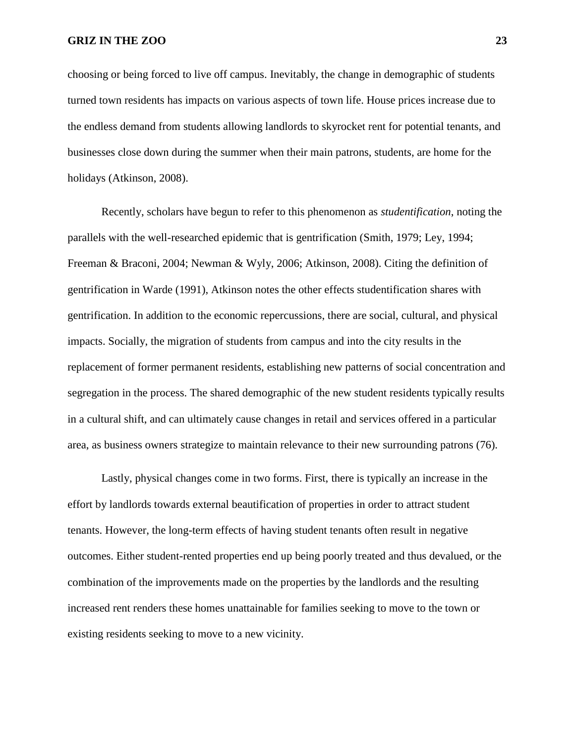choosing or being forced to live off campus. Inevitably, the change in demographic of students turned town residents has impacts on various aspects of town life. House prices increase due to the endless demand from students allowing landlords to skyrocket rent for potential tenants, and businesses close down during the summer when their main patrons, students, are home for the holidays (Atkinson, 2008).

Recently, scholars have begun to refer to this phenomenon as *studentification*, noting the parallels with the well-researched epidemic that is gentrification (Smith, 1979; Ley, 1994; Freeman & Braconi, 2004; Newman & Wyly, 2006; Atkinson, 2008). Citing the definition of gentrification in Warde (1991), Atkinson notes the other effects studentification shares with gentrification. In addition to the economic repercussions, there are social, cultural, and physical impacts. Socially, the migration of students from campus and into the city results in the replacement of former permanent residents, establishing new patterns of social concentration and segregation in the process. The shared demographic of the new student residents typically results in a cultural shift, and can ultimately cause changes in retail and services offered in a particular area, as business owners strategize to maintain relevance to their new surrounding patrons (76).

Lastly, physical changes come in two forms. First, there is typically an increase in the effort by landlords towards external beautification of properties in order to attract student tenants. However, the long-term effects of having student tenants often result in negative outcomes. Either student-rented properties end up being poorly treated and thus devalued, or the combination of the improvements made on the properties by the landlords and the resulting increased rent renders these homes unattainable for families seeking to move to the town or existing residents seeking to move to a new vicinity.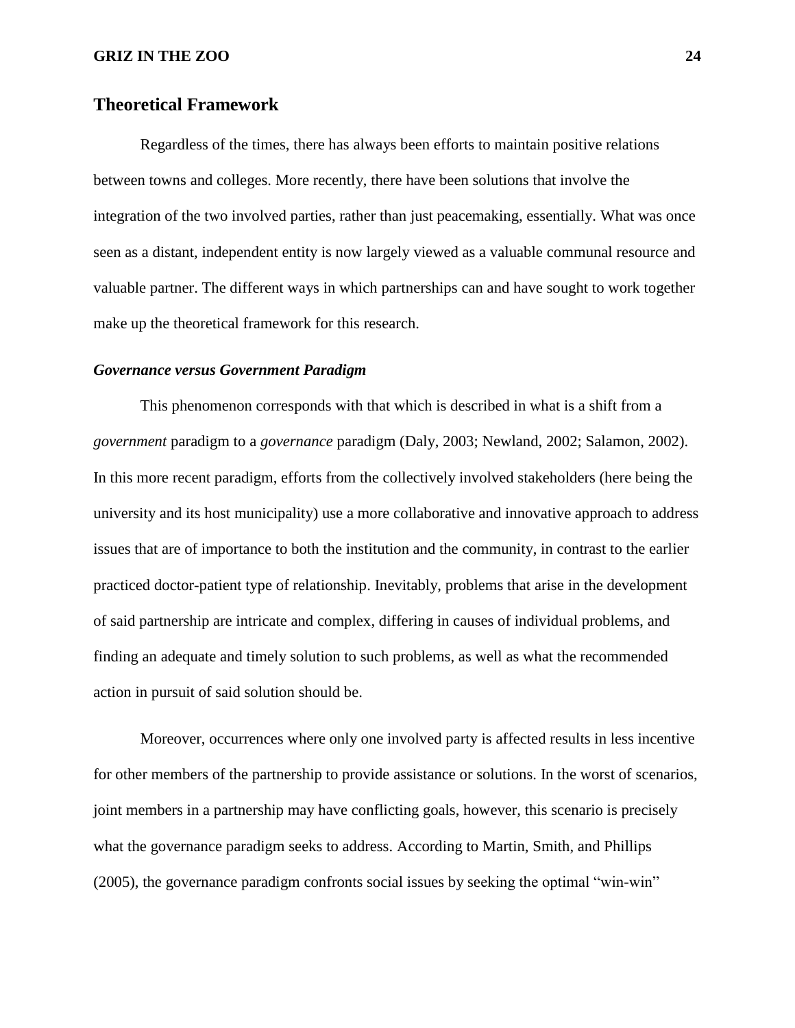## Theoretical Framework

Regardless of the times, there has always been efforts to maintain positive relations between towns and colleges. More recently, there have been solutions that involve the integration of the two involved parties, rather than just peacemaking, essentially. What was once seen as a distant, independent entity is now largely viewed as a valuable communal resource and valuable partner. The different ways in which partnerships can and have sought to work together make up the theoretical framework for this research.

### *Governance versus Government Paradigm*

This phenomenon corresponds with that which is described in what is a shift from a *government* paradigm to a *governance* paradigm (Daly, 2003; Newland, 2002; Salamon, 2002). In this more recent paradigm, efforts from the collectively involved stakeholders (here being the university and its host municipality) use a more collaborative and innovative approach to address issues that are of importance to both the institution and the community, in contrast to the earlier practiced doctor-patient type of relationship. Inevitably, problems that arise in the development of said partnership are intricate and complex, differing in causes of individual problems, and finding an adequate and timely solution to such problems, as well as what the recommended action in pursuit of said solution should be.

Moreover, occurrences where only one involved party is affected results in less incentive for other members of the partnership to provide assistance or solutions. In the worst of scenarios, joint members in a partnership may have conflicting goals, however, this scenario is precisely what the governance paradigm seeks to address. According to Martin, Smith, and Phillips (2005), the governance paradigm confronts social issues by seeking the optimal "win-win"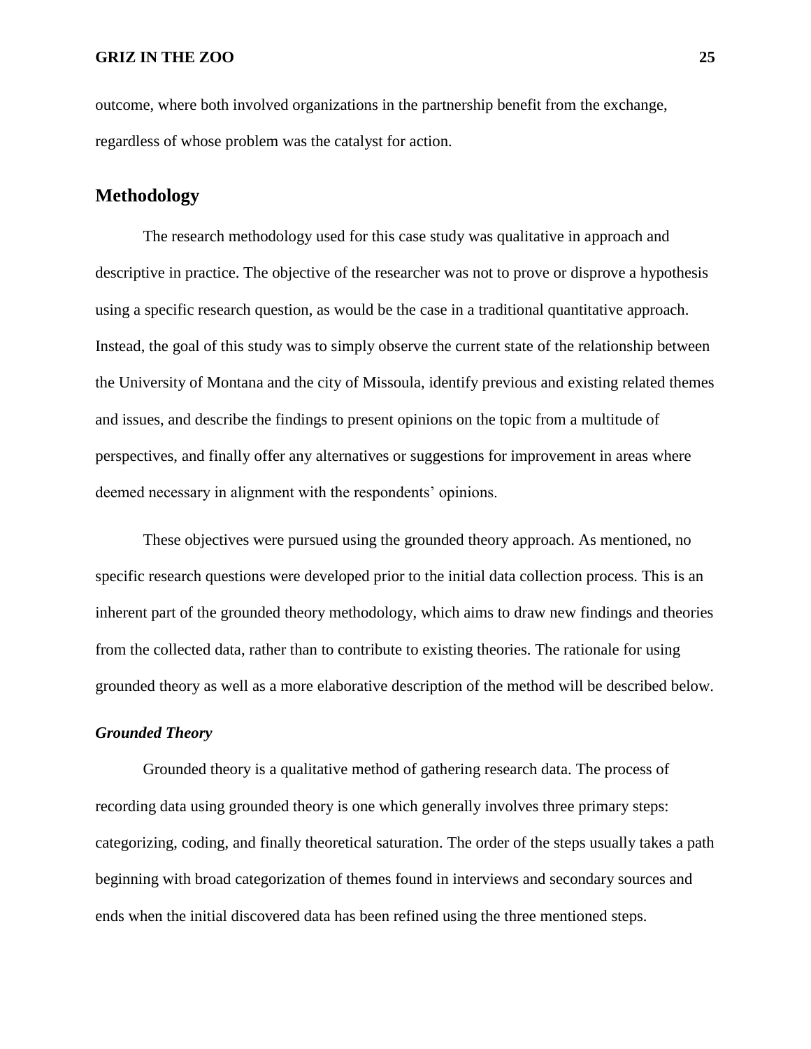outcome, where both involved organizations in the partnership benefit from the exchange, regardless of whose problem was the catalyst for action.

## Methodology

The research methodology used for this case study was qualitative in approach and descriptive in practice. The objective of the researcher was not to prove or disprove a hypothesis using a specific research question, as would be the case in a traditional quantitative approach. Instead, the goal of this study was to simply observe the current state of the relationship between the University of Montana and the city of Missoula, identify previous and existing related themes and issues, and describe the findings to present opinions on the topic from a multitude of perspectives, and finally offer any alternatives or suggestions for improvement in areas where deemed necessary in alignment with the respondents' opinions.

These objectives were pursued using the grounded theory approach. As mentioned, no specific research questions were developed prior to the initial data collection process. This is an inherent part of the grounded theory methodology, which aims to draw new findings and theories from the collected data, rather than to contribute to existing theories. The rationale for using grounded theory as well as a more elaborative description of the method will be described below.

### *Grounded Theory*

Grounded theory is a qualitative method of gathering research data. The process of recording data using grounded theory is one which generally involves three primary steps: categorizing, coding, and finally theoretical saturation. The order of the steps usually takes a path beginning with broad categorization of themes found in interviews and secondary sources and ends when the initial discovered data has been refined using the three mentioned steps.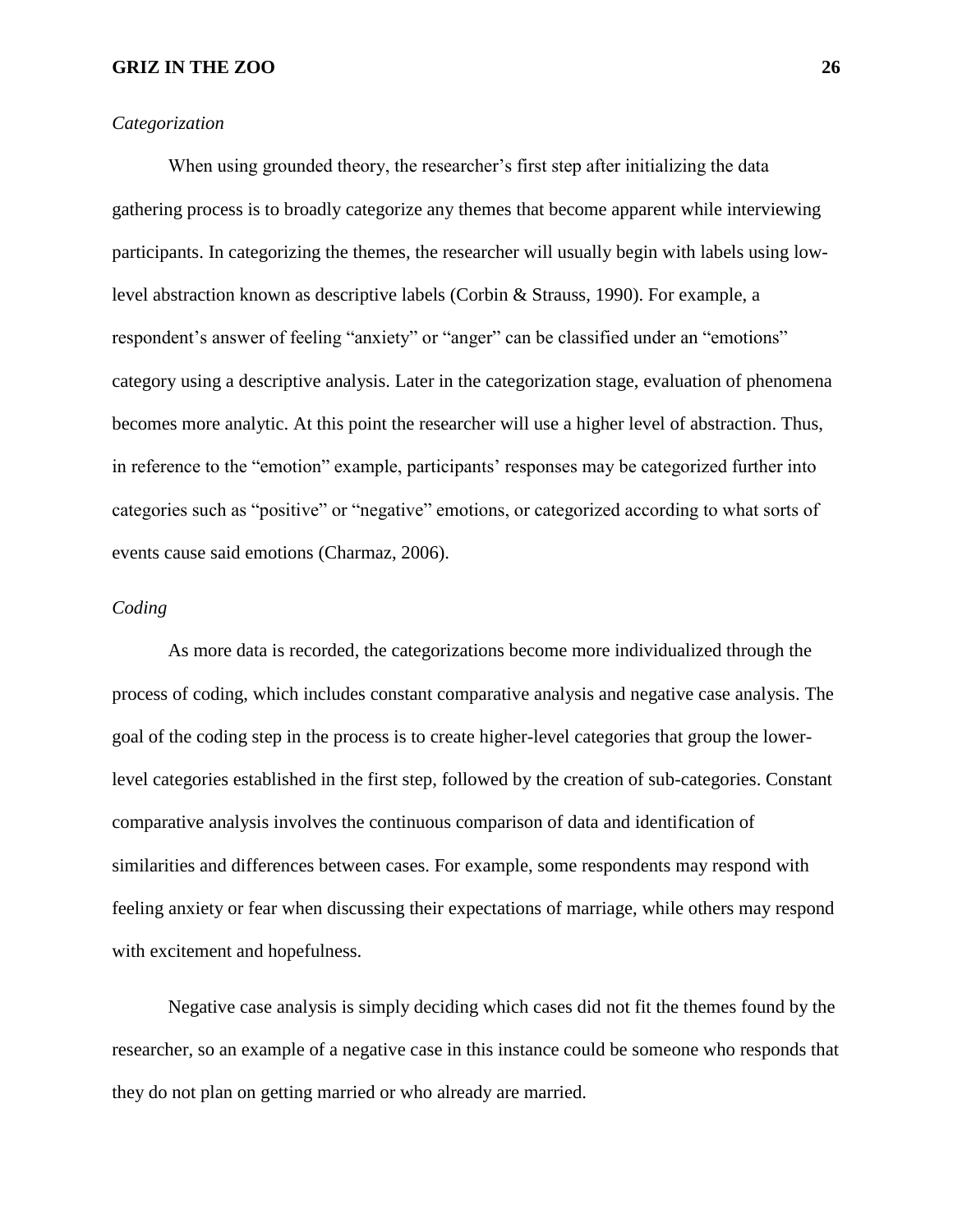*Categorization*

When using grounded theory, the researcher's first step after initializing the data gathering process is to broadly categorize any themes that become apparent while interviewing participants. In categorizing the themes, the researcher will usually begin with labels using low-level abstraction known as descriptive labels (Corbin & Strauss, 1990). For example, a respondent's answer of feeling "anxiety" or "anger" can be classified under an "emotions" category using a descriptive analysis. Later in the categorization stage, evaluation of phenomena becomes more analytic. At this point the researcher will use a higher level of abstraction. Thus, in reference to the "emotion" example, participants' responses may be categorized further into categories such as "positive" or "negative" emotions, or categorized according to what sorts of events cause said emotions (Charmaz, 2006).

*Coding*

As more data is recorded, the categorizations become more individualized through the process of coding, which includes constant comparative analysis and negative case analysis. The goal of the coding step in the process is to create higher-level categories that group the lower-level categories established in the first step, followed by the creation of sub-categories. Constant comparative analysis involves the continuous comparison of data and identification of similarities and differences between cases. For example, some respondents may respond with feeling anxiety or fear when discussing their expectations of marriage, while others may respond with excitement and hopefulness.

Negative case analysis is simply deciding which cases did not fit the themes found by the researcher, so an example of a negative case in this instance could be someone who responds that they do not plan on getting married or who already are married.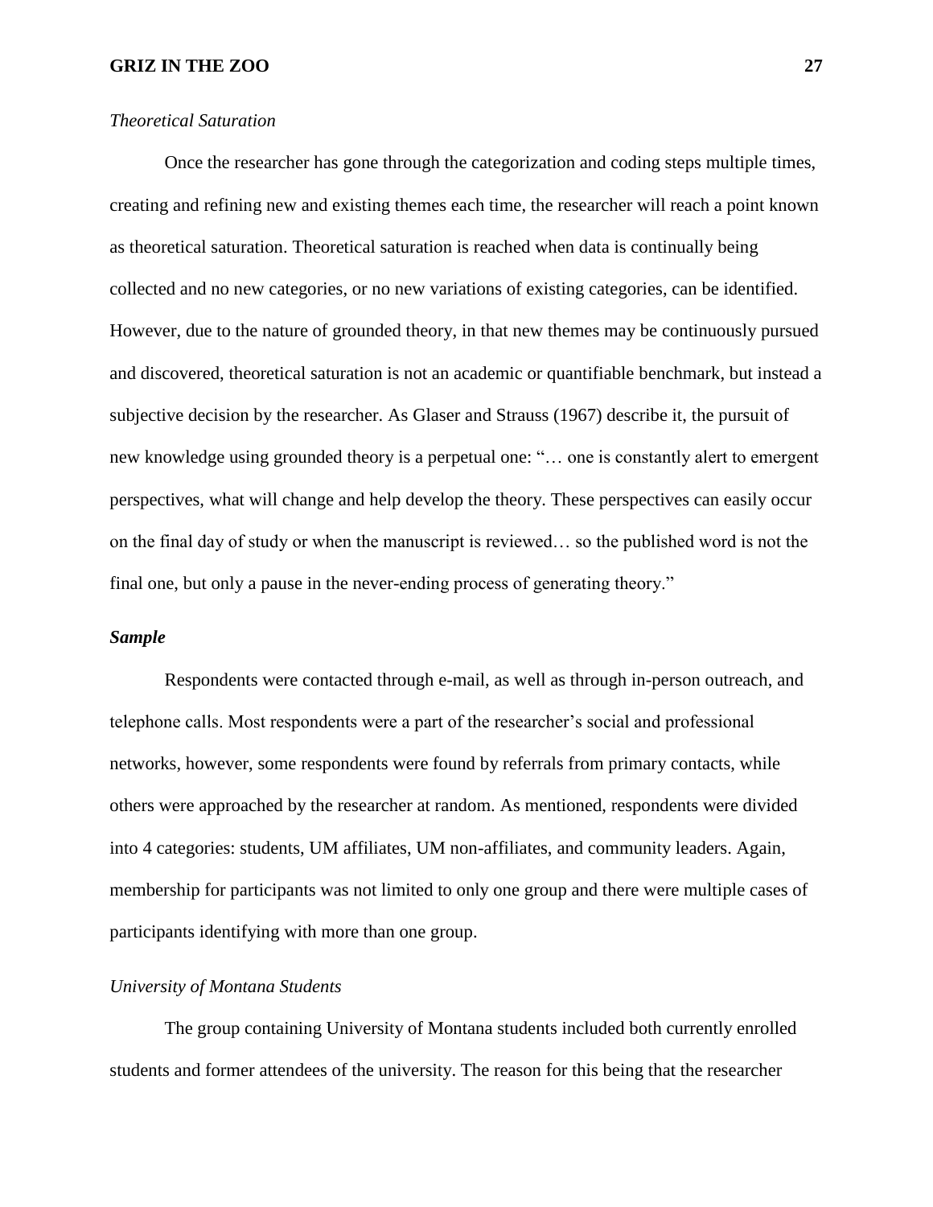### *Theoretical Saturation*

Once the researcher has gone through the categorization and coding steps multiple times, creating and refining new and existing themes each time, the researcher will reach a point known as theoretical saturation. Theoretical saturation is reached when data is continually being collected and no new categories, or no new variations of existing categories, can be identified. However, due to the nature of grounded theory, in that new themes may be continuously pursued and discovered, theoretical saturation is not an academic or quantifiable benchmark, but instead a subjective decision by the researcher. As Glaser and Strauss (1967) describe it, the pursuit of new knowledge using grounded theory is a perpetual one: "… one is constantly alert to emergent perspectives, what will change and help develop the theory. These perspectives can easily occur on the final day of study or when the manuscript is reviewed… so the published word is not the final one, but only a pause in the never-ending process of generating theory."

## ***Sample***

Respondents were contacted through e-mail, as well as through in-person outreach, and telephone calls. Most respondents were a part of the researcher's social and professional networks, however, some respondents were found by referrals from primary contacts, while others were approached by the researcher at random. As mentioned, respondents were divided into 4 categories: students, UM affiliates, UM non-affiliates, and community leaders. Again, membership for participants was not limited to only one group and there were multiple cases of participants identifying with more than one group.

### *University of Montana Students*

The group containing University of Montana students included both currently enrolled students and former attendees of the university. The reason for this being that the researcher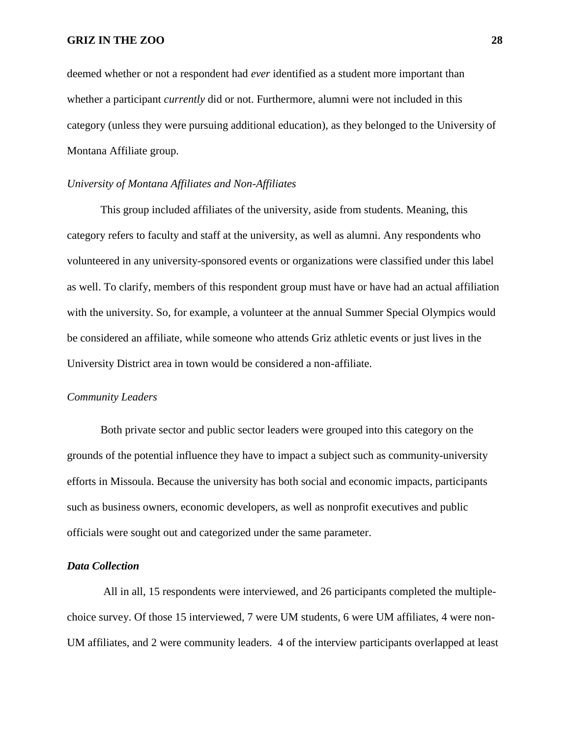deemed whether or not a respondent had *ever* identified as a student more important than whether a participant *currently* did or not. Furthermore, alumni were not included in this category (unless they were pursuing additional education), as they belonged to the University of Montana Affiliate group.

*University of Montana Affiliates and Non-Affiliates*

This group included affiliates of the university, aside from students. Meaning, this category refers to faculty and staff at the university, as well as alumni. Any respondents who volunteered in any university-sponsored events or organizations were classified under this label as well. To clarify, members of this respondent group must have or have had an actual affiliation with the university. So, for example, a volunteer at the annual Summer Special Olympics would be considered an affiliate, while someone who attends Griz athletic events or just lives in the University District area in town would be considered a non-affiliate.

*Community Leaders*

Both private sector and public sector leaders were grouped into this category on the grounds of the potential influence they have to impact a subject such as community-university efforts in Missoula. Because the university has both social and economic impacts, participants such as business owners, economic developers, as well as nonprofit executives and public officials were sought out and categorized under the same parameter.

***Data Collection***

All in all, 15 respondents were interviewed, and 26 participants completed the multiple-choice survey. Of those 15 interviewed, 7 were UM students, 6 were UM affiliates, 4 were non-UM affiliates, and 2 were community leaders. 4 of the interview participants overlapped at least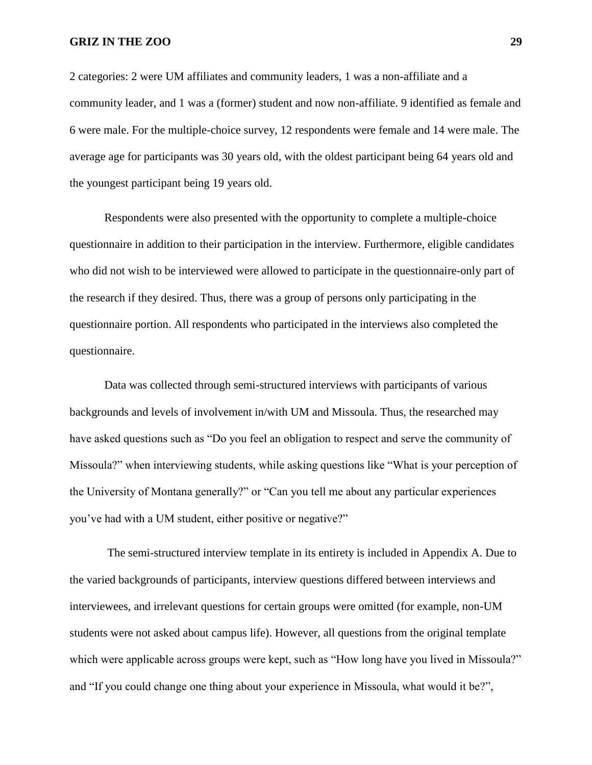2 categories: 2 were UM affiliates and community leaders, 1 was a non-affiliate and a community leader, and 1 was a (former) student and now non-affiliate. 9 identified as female and 6 were male. For the multiple-choice survey, 12 respondents were female and 14 were male. The average age for participants was 30 years old, with the oldest participant being 64 years old and the youngest participant being 19 years old.

Respondents were also presented with the opportunity to complete a multiple-choice questionnaire in addition to their participation in the interview. Furthermore, eligible candidates who did not wish to be interviewed were allowed to participate in the questionnaire-only part of the research if they desired. Thus, there was a group of persons only participating in the questionnaire portion. All respondents who participated in the interviews also completed the questionnaire.

Data was collected through semi-structured interviews with participants of various backgrounds and levels of involvement in/with UM and Missoula. Thus, the researched may have asked questions such as "Do you feel an obligation to respect and serve the community of Missoula?" when interviewing students, while asking questions like "What is your perception of the University of Montana generally?" or "Can you tell me about any particular experiences you've had with a UM student, either positive or negative?"

The semi-structured interview template in its entirety is included in Appendix A. Due to the varied backgrounds of participants, interview questions differed between interviews and interviewees, and irrelevant questions for certain groups were omitted (for example, non-UM students were not asked about campus life). However, all questions from the original template which were applicable across groups were kept, such as "How long have you lived in Missoula?" and "If you could change one thing about your experience in Missoula, what would it be?",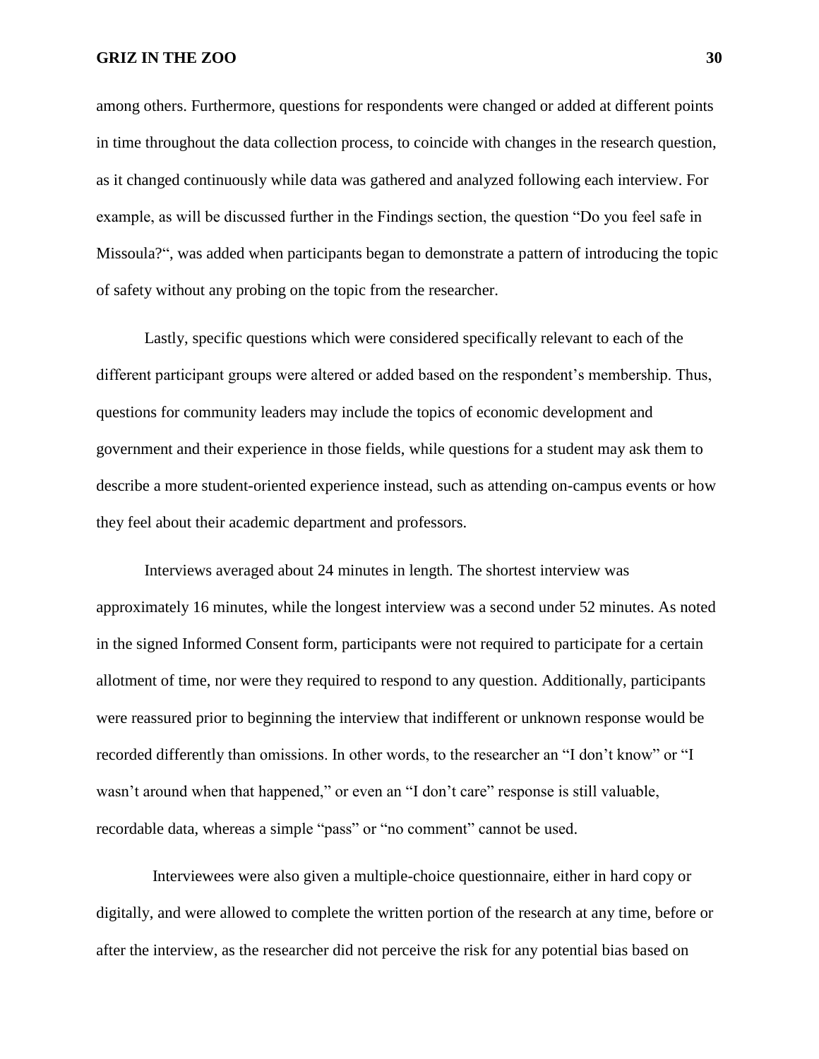among others. Furthermore, questions for respondents were changed or added at different points in time throughout the data collection process, to coincide with changes in the research question, as it changed continuously while data was gathered and analyzed following each interview. For example, as will be discussed further in the Findings section, the question "Do you feel safe in Missoula?", was added when participants began to demonstrate a pattern of introducing the topic of safety without any probing on the topic from the researcher.

Lastly, specific questions which were considered specifically relevant to each of the different participant groups were altered or added based on the respondent's membership. Thus, questions for community leaders may include the topics of economic development and government and their experience in those fields, while questions for a student may ask them to describe a more student-oriented experience instead, such as attending on-campus events or how they feel about their academic department and professors.

Interviews averaged about 24 minutes in length. The shortest interview was approximately 16 minutes, while the longest interview was a second under 52 minutes. As noted in the signed Informed Consent form, participants were not required to participate for a certain allotment of time, nor were they required to respond to any question. Additionally, participants were reassured prior to beginning the interview that indifferent or unknown response would be recorded differently than omissions. In other words, to the researcher an "I don't know" or "I wasn't around when that happened," or even an "I don't care" response is still valuable, recordable data, whereas a simple "pass" or "no comment" cannot be used.

Interviewees were also given a multiple-choice questionnaire, either in hard copy or digitally, and were allowed to complete the written portion of the research at any time, before or after the interview, as the researcher did not perceive the risk for any potential bias based on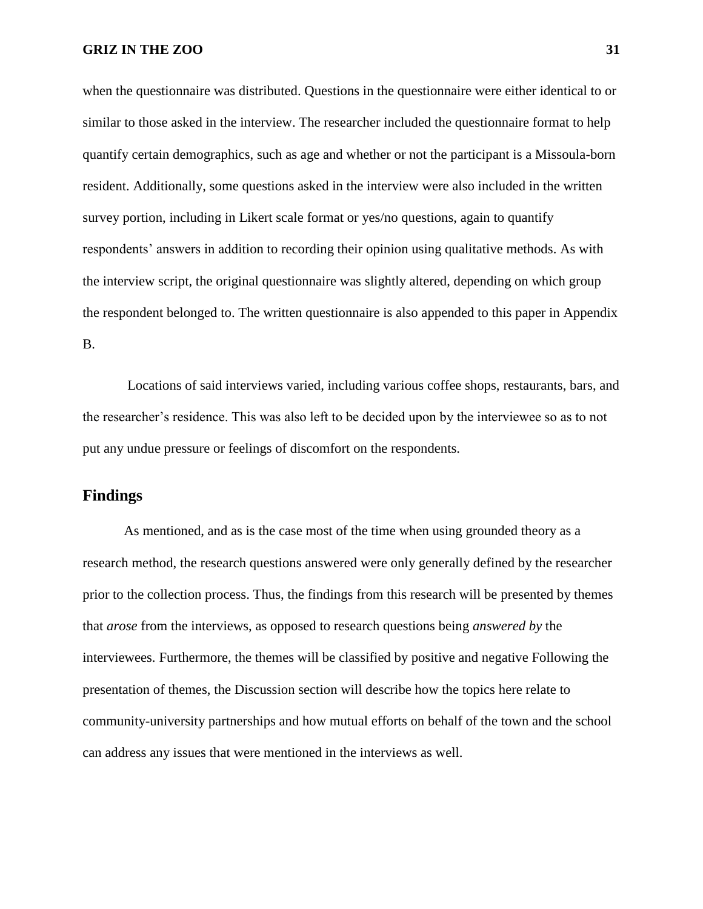when the questionnaire was distributed. Questions in the questionnaire were either identical to or similar to those asked in the interview. The researcher included the questionnaire format to help quantify certain demographics, such as age and whether or not the participant is a Missoula-born resident. Additionally, some questions asked in the interview were also included in the written survey portion, including in Likert scale format or yes/no questions, again to quantify respondents' answers in addition to recording their opinion using qualitative methods. As with the interview script, the original questionnaire was slightly altered, depending on which group the respondent belonged to. The written questionnaire is also appended to this paper in Appendix B.

Locations of said interviews varied, including various coffee shops, restaurants, bars, and the researcher's residence. This was also left to be decided upon by the interviewee so as to not put any undue pressure or feelings of discomfort on the respondents.

## Findings

As mentioned, and as is the case most of the time when using grounded theory as a research method, the research questions answered were only generally defined by the researcher prior to the collection process. Thus, the findings from this research will be presented by themes that *arose* from the interviews, as opposed to research questions being *answered by* the interviewees. Furthermore, the themes will be classified by positive and negative Following the presentation of themes, the Discussion section will describe how the topics here relate to community-university partnerships and how mutual efforts on behalf of the town and the school can address any issues that were mentioned in the interviews as well.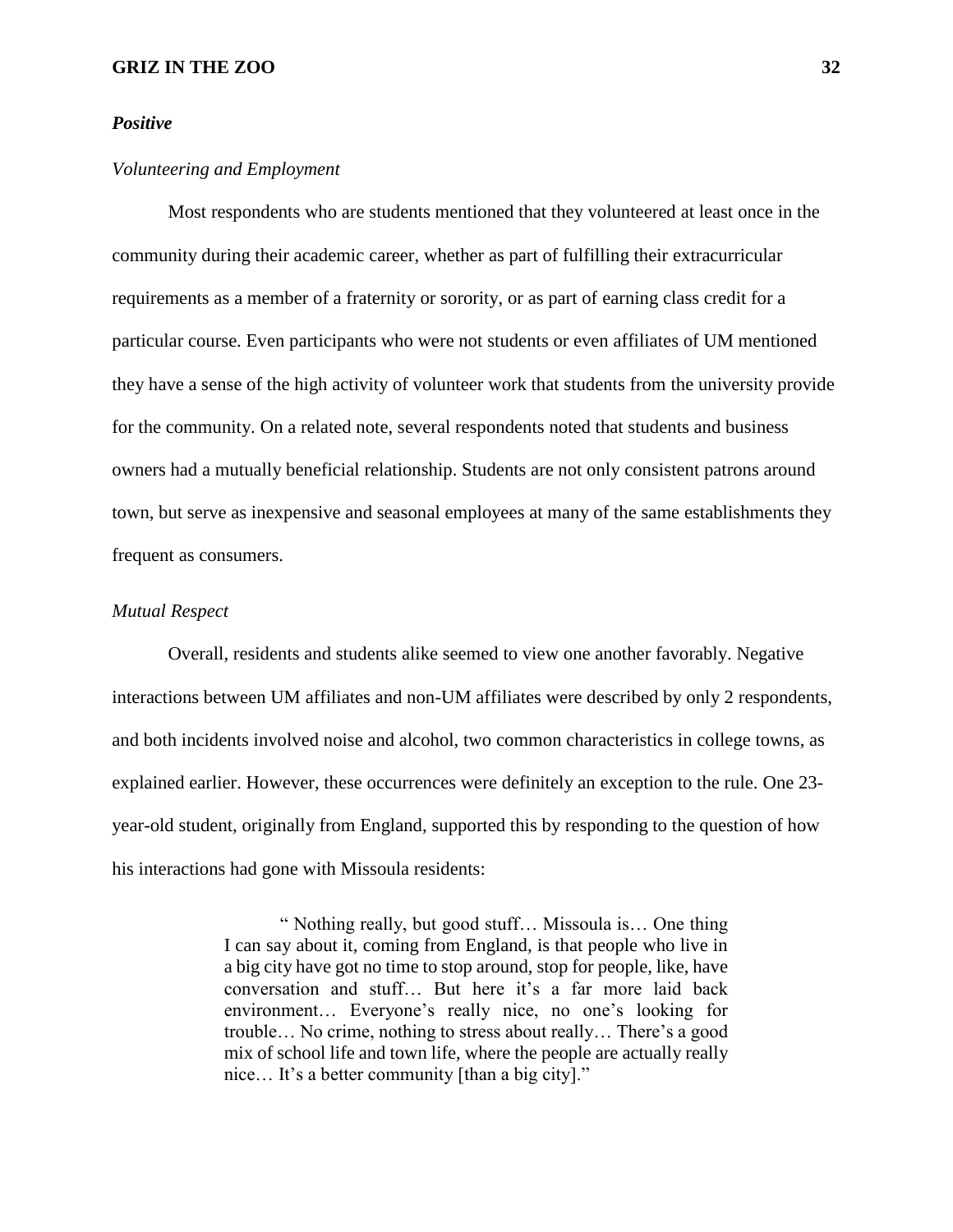### ***Positive***

#### *Volunteering and Employment*

Most respondents who are students mentioned that they volunteered at least once in the community during their academic career, whether as part of fulfilling their extracurricular requirements as a member of a fraternity or sorority, or as part of earning class credit for a particular course. Even participants who were not students or even affiliates of UM mentioned they have a sense of the high activity of volunteer work that students from the university provide for the community. On a related note, several respondents noted that students and business owners had a mutually beneficial relationship. Students are not only consistent patrons around town, but serve as inexpensive and seasonal employees at many of the same establishments they frequent as consumers.

#### *Mutual Respect*

Overall, residents and students alike seemed to view one another favorably. Negative interactions between UM affiliates and non-UM affiliates were described by only 2 respondents, and both incidents involved noise and alcohol, two common characteristics in college towns, as explained earlier. However, these occurrences were definitely an exception to the rule. One 23-year-old student, originally from England, supported this by responding to the question of how his interactions had gone with Missoula residents:

> " Nothing really, but good stuff… Missoula is… One thing I can say about it, coming from England, is that people who live in a big city have got no time to stop around, stop for people, like, have conversation and stuff… But here it's a far more laid back environment… Everyone's really nice, no one's looking for trouble… No crime, nothing to stress about really… There's a good mix of school life and town life, where the people are actually really nice… It's a better community [than a big city]."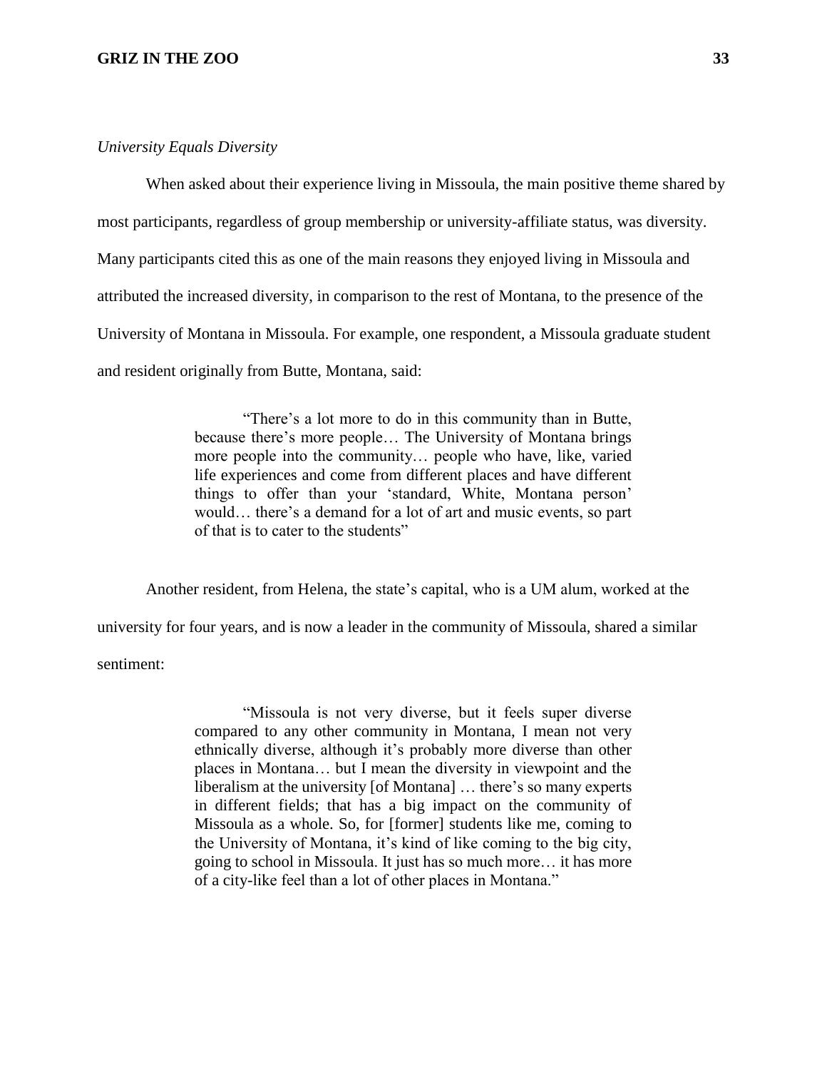*University Equals Diversity*

When asked about their experience living in Missoula, the main positive theme shared by most participants, regardless of group membership or university-affiliate status, was diversity. Many participants cited this as one of the main reasons they enjoyed living in Missoula and attributed the increased diversity, in comparison to the rest of Montana, to the presence of the University of Montana in Missoula. For example, one respondent, a Missoula graduate student and resident originally from Butte, Montana, said:

> "There's a lot more to do in this community than in Butte, because there's more people… The University of Montana brings more people into the community… people who have, like, varied life experiences and come from different places and have different things to offer than your 'standard, White, Montana person' would… there's a demand for a lot of art and music events, so part of that is to cater to the students"

Another resident, from Helena, the state's capital, who is a UM alum, worked at the university for four years, and is now a leader in the community of Missoula, shared a similar sentiment:

> "Missoula is not very diverse, but it feels super diverse compared to any other community in Montana, I mean not very ethnically diverse, although it's probably more diverse than other places in Montana… but I mean the diversity in viewpoint and the liberalism at the university [of Montana] … there's so many experts in different fields; that has a big impact on the community of Missoula as a whole. So, for [former] students like me, coming to the University of Montana, it's kind of like coming to the big city, going to school in Missoula. It just has so much more… it has more of a city-like feel than a lot of other places in Montana."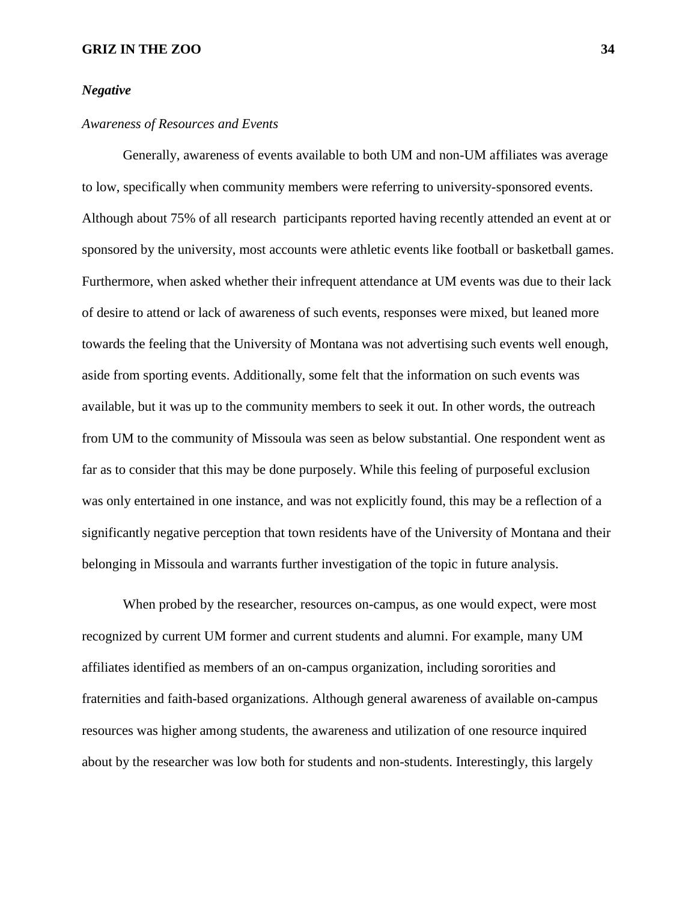*Negative*

*Awareness of Resources and Events*

Generally, awareness of events available to both UM and non-UM affiliates was average to low, specifically when community members were referring to university-sponsored events. Although about 75% of all research participants reported having recently attended an event at or sponsored by the university, most accounts were athletic events like football or basketball games. Furthermore, when asked whether their infrequent attendance at UM events was due to their lack of desire to attend or lack of awareness of such events, responses were mixed, but leaned more towards the feeling that the University of Montana was not advertising such events well enough, aside from sporting events. Additionally, some felt that the information on such events was available, but it was up to the community members to seek it out. In other words, the outreach from UM to the community of Missoula was seen as below substantial. One respondent went as far as to consider that this may be done purposely. While this feeling of purposeful exclusion was only entertained in one instance, and was not explicitly found, this may be a reflection of a significantly negative perception that town residents have of the University of Montana and their belonging in Missoula and warrants further investigation of the topic in future analysis.

When probed by the researcher, resources on-campus, as one would expect, were most recognized by current UM former and current students and alumni. For example, many UM affiliates identified as members of an on-campus organization, including sororities and fraternities and faith-based organizations. Although general awareness of available on-campus resources was higher among students, the awareness and utilization of one resource inquired about by the researcher was low both for students and non-students. Interestingly, this largely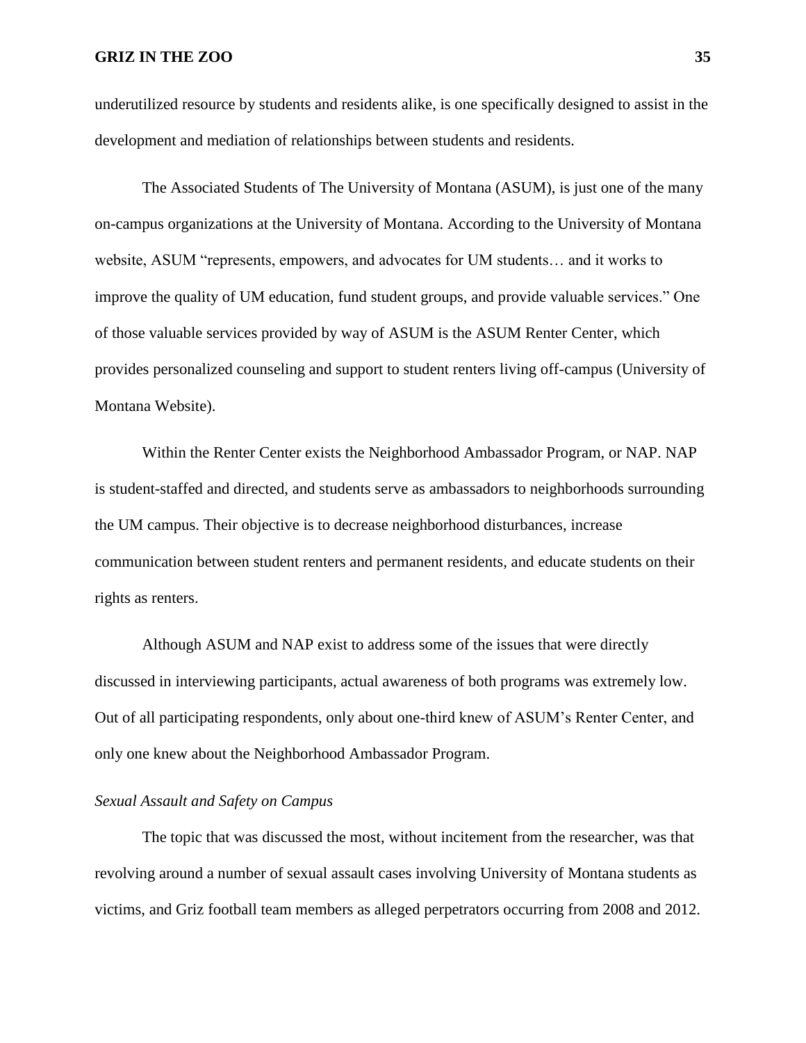underutilized resource by students and residents alike, is one specifically designed to assist in the development and mediation of relationships between students and residents.

The Associated Students of The University of Montana (ASUM), is just one of the many on-campus organizations at the University of Montana. According to the University of Montana website, ASUM "represents, empowers, and advocates for UM students… and it works to improve the quality of UM education, fund student groups, and provide valuable services." One of those valuable services provided by way of ASUM is the ASUM Renter Center, which provides personalized counseling and support to student renters living off-campus (University of Montana Website).

Within the Renter Center exists the Neighborhood Ambassador Program, or NAP. NAP is student-staffed and directed, and students serve as ambassadors to neighborhoods surrounding the UM campus. Their objective is to decrease neighborhood disturbances, increase communication between student renters and permanent residents, and educate students on their rights as renters.

Although ASUM and NAP exist to address some of the issues that were directly discussed in interviewing participants, actual awareness of both programs was extremely low. Out of all participating respondents, only about one-third knew of ASUM's Renter Center, and only one knew about the Neighborhood Ambassador Program.

*Sexual Assault and Safety on Campus*

The topic that was discussed the most, without incitement from the researcher, was that revolving around a number of sexual assault cases involving University of Montana students as victims, and Griz football team members as alleged perpetrators occurring from 2008 and 2012.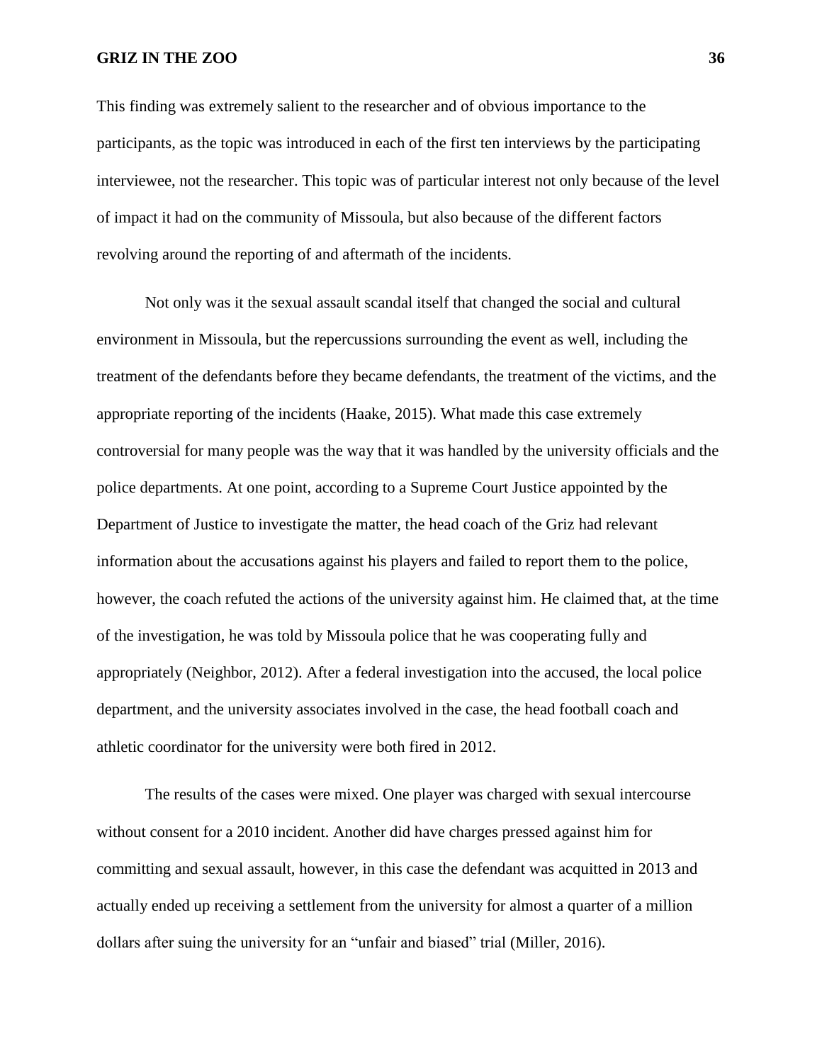This finding was extremely salient to the researcher and of obvious importance to the participants, as the topic was introduced in each of the first ten interviews by the participating interviewee, not the researcher. This topic was of particular interest not only because of the level of impact it had on the community of Missoula, but also because of the different factors revolving around the reporting of and aftermath of the incidents.

Not only was it the sexual assault scandal itself that changed the social and cultural environment in Missoula, but the repercussions surrounding the event as well, including the treatment of the defendants before they became defendants, the treatment of the victims, and the appropriate reporting of the incidents (Haake, 2015). What made this case extremely controversial for many people was the way that it was handled by the university officials and the police departments. At one point, according to a Supreme Court Justice appointed by the Department of Justice to investigate the matter, the head coach of the Griz had relevant information about the accusations against his players and failed to report them to the police, however, the coach refuted the actions of the university against him. He claimed that, at the time of the investigation, he was told by Missoula police that he was cooperating fully and appropriately (Neighbor, 2012). After a federal investigation into the accused, the local police department, and the university associates involved in the case, the head football coach and athletic coordinator for the university were both fired in 2012.

The results of the cases were mixed. One player was charged with sexual intercourse without consent for a 2010 incident. Another did have charges pressed against him for committing and sexual assault, however, in this case the defendant was acquitted in 2013 and actually ended up receiving a settlement from the university for almost a quarter of a million dollars after suing the university for an "unfair and biased" trial (Miller, 2016).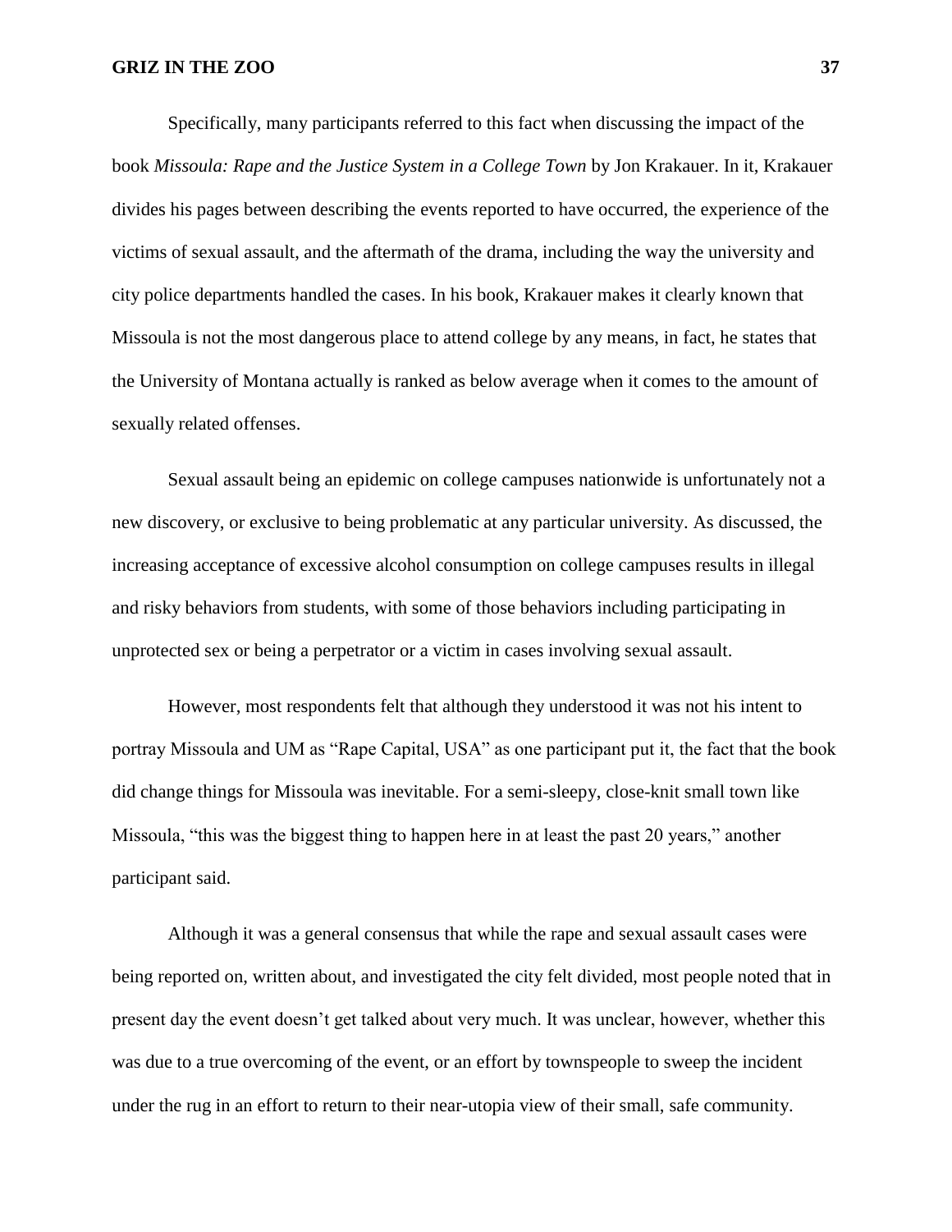Specifically, many participants referred to this fact when discussing the impact of the book *Missoula: Rape and the Justice System in a College Town* by Jon Krakauer. In it, Krakauer divides his pages between describing the events reported to have occurred, the experience of the victims of sexual assault, and the aftermath of the drama, including the way the university and city police departments handled the cases. In his book, Krakauer makes it clearly known that Missoula is not the most dangerous place to attend college by any means, in fact, he states that the University of Montana actually is ranked as below average when it comes to the amount of sexually related offenses.

Sexual assault being an epidemic on college campuses nationwide is unfortunately not a new discovery, or exclusive to being problematic at any particular university. As discussed, the increasing acceptance of excessive alcohol consumption on college campuses results in illegal and risky behaviors from students, with some of those behaviors including participating in unprotected sex or being a perpetrator or a victim in cases involving sexual assault.

However, most respondents felt that although they understood it was not his intent to portray Missoula and UM as "Rape Capital, USA" as one participant put it, the fact that the book did change things for Missoula was inevitable. For a semi-sleepy, close-knit small town like Missoula, "this was the biggest thing to happen here in at least the past 20 years," another participant said.

Although it was a general consensus that while the rape and sexual assault cases were being reported on, written about, and investigated the city felt divided, most people noted that in present day the event doesn't get talked about very much. It was unclear, however, whether this was due to a true overcoming of the event, or an effort by townspeople to sweep the incident under the rug in an effort to return to their near-utopia view of their small, safe community.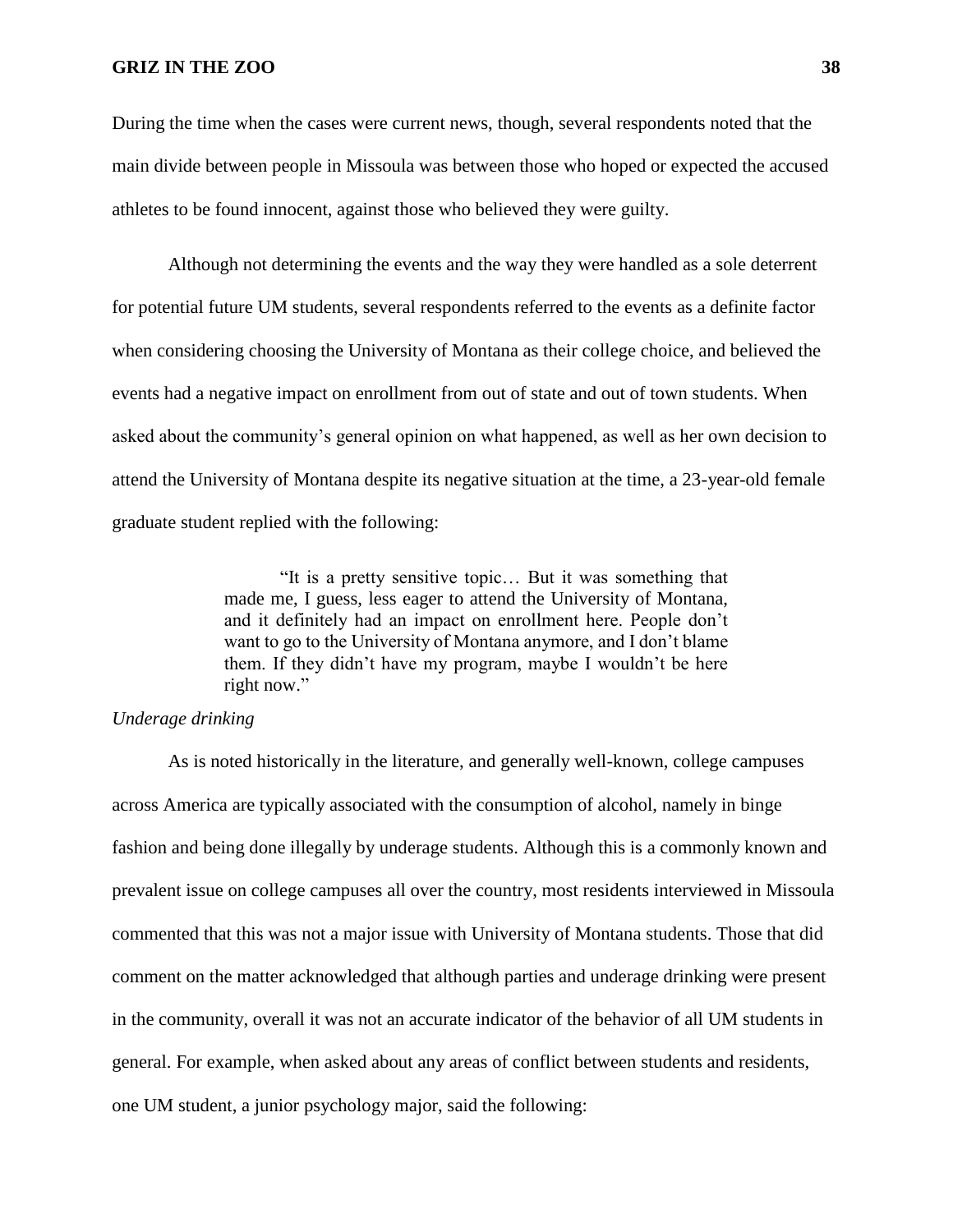During the time when the cases were current news, though, several respondents noted that the main divide between people in Missoula was between those who hoped or expected the accused athletes to be found innocent, against those who believed they were guilty.

Although not determining the events and the way they were handled as a sole deterrent for potential future UM students, several respondents referred to the events as a definite factor when considering choosing the University of Montana as their college choice, and believed the events had a negative impact on enrollment from out of state and out of town students. When asked about the community's general opinion on what happened, as well as her own decision to attend the University of Montana despite its negative situation at the time, a 23-year-old female graduate student replied with the following:

> "It is a pretty sensitive topic… But it was something that made me, I guess, less eager to attend the University of Montana, and it definitely had an impact on enrollment here. People don't want to go to the University of Montana anymore, and I don't blame them. If they didn't have my program, maybe I wouldn't be here right now."

*Underage drinking*

As is noted historically in the literature, and generally well-known, college campuses across America are typically associated with the consumption of alcohol, namely in binge fashion and being done illegally by underage students. Although this is a commonly known and prevalent issue on college campuses all over the country, most residents interviewed in Missoula commented that this was not a major issue with University of Montana students. Those that did comment on the matter acknowledged that although parties and underage drinking were present in the community, overall it was not an accurate indicator of the behavior of all UM students in general. For example, when asked about any areas of conflict between students and residents, one UM student, a junior psychology major, said the following: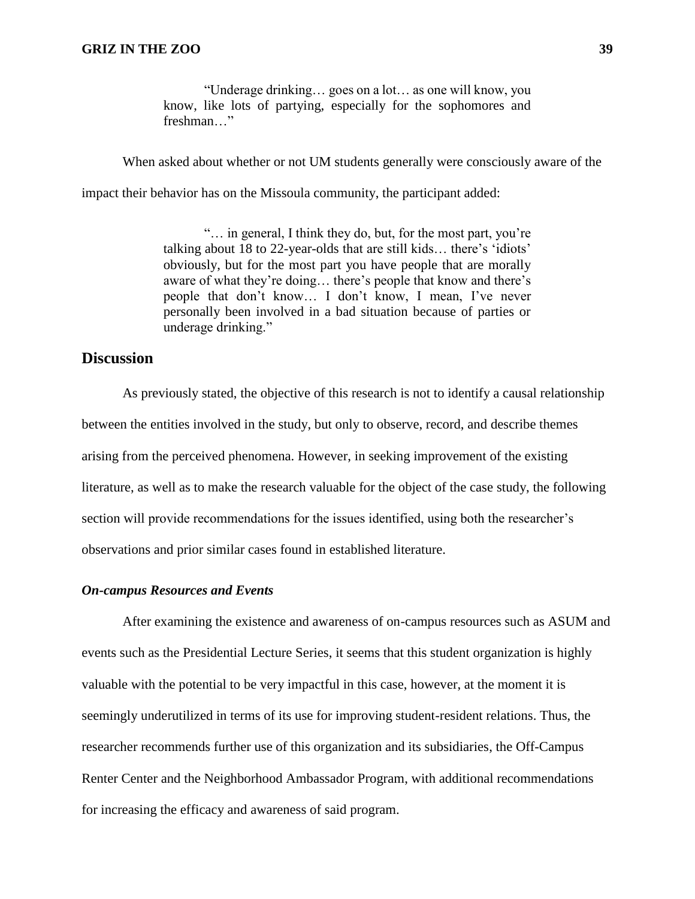> "Underage drinking… goes on a lot… as one will know, you know, like lots of partying, especially for the sophomores and freshman…"

When asked about whether or not UM students generally were consciously aware of the impact their behavior has on the Missoula community, the participant added:

> "… in general, I think they do, but, for the most part, you're talking about 18 to 22-year-olds that are still kids… there's 'idiots' obviously, but for the most part you have people that are morally aware of what they're doing… there's people that know and there's people that don't know… I don't know, I mean, I've never personally been involved in a bad situation because of parties or underage drinking."

## Discussion

As previously stated, the objective of this research is not to identify a causal relationship between the entities involved in the study, but only to observe, record, and describe themes arising from the perceived phenomena. However, in seeking improvement of the existing literature, as well as to make the research valuable for the object of the case study, the following section will provide recommendations for the issues identified, using both the researcher's observations and prior similar cases found in established literature.

### *On-campus Resources and Events*

After examining the existence and awareness of on-campus resources such as ASUM and events such as the Presidential Lecture Series, it seems that this student organization is highly valuable with the potential to be very impactful in this case, however, at the moment it is seemingly underutilized in terms of its use for improving student-resident relations. Thus, the researcher recommends further use of this organization and its subsidiaries, the Off-Campus Renter Center and the Neighborhood Ambassador Program, with additional recommendations for increasing the efficacy and awareness of said program.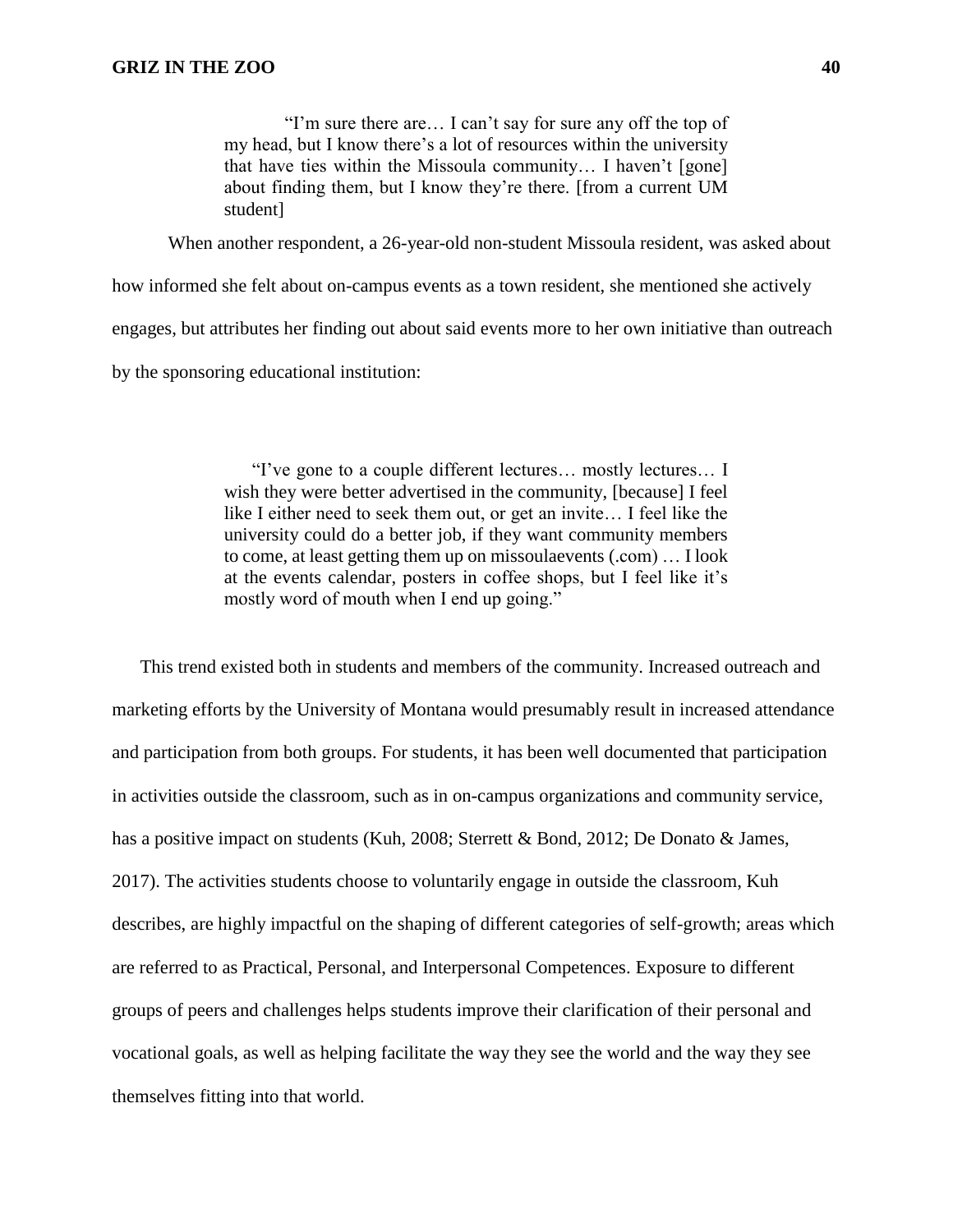> "I'm sure there are… I can't say for sure any off the top of my head, but I know there's a lot of resources within the university that have ties within the Missoula community… I haven't [gone] about finding them, but I know they're there. [from a current UM student]

When another respondent, a 26-year-old non-student Missoula resident, was asked about how informed she felt about on-campus events as a town resident, she mentioned she actively engages, but attributes her finding out about said events more to her own initiative than outreach by the sponsoring educational institution:

> "I've gone to a couple different lectures… mostly lectures… I wish they were better advertised in the community, [because] I feel like I either need to seek them out, or get an invite… I feel like the university could do a better job, if they want community members to come, at least getting them up on missoulaevents (.com) … I look at the events calendar, posters in coffee shops, but I feel like it's mostly word of mouth when I end up going."

This trend existed both in students and members of the community. Increased outreach and marketing efforts by the University of Montana would presumably result in increased attendance and participation from both groups. For students, it has been well documented that participation in activities outside the classroom, such as in on-campus organizations and community service, has a positive impact on students (Kuh, 2008; Sterrett & Bond, 2012; De Donato & James, 2017). The activities students choose to voluntarily engage in outside the classroom, Kuh describes, are highly impactful on the shaping of different categories of self-growth; areas which are referred to as Practical, Personal, and Interpersonal Competences. Exposure to different groups of peers and challenges helps students improve their clarification of their personal and vocational goals, as well as helping facilitate the way they see the world and the way they see themselves fitting into that world.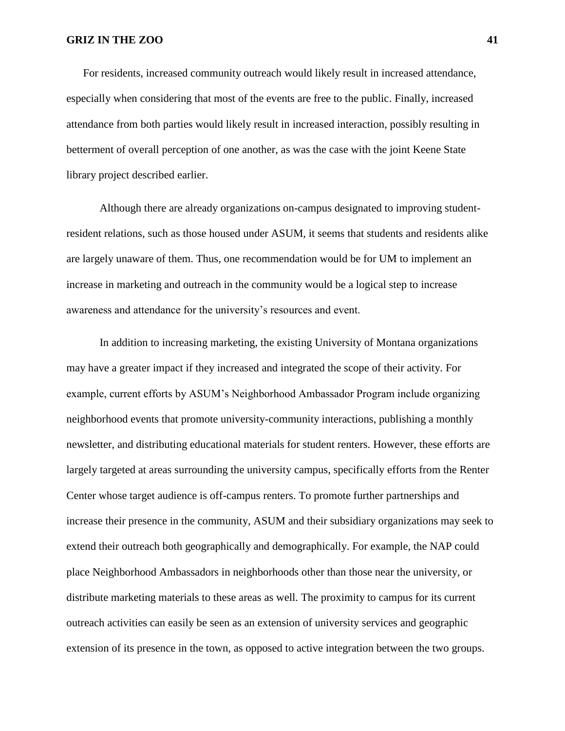For residents, increased community outreach would likely result in increased attendance, especially when considering that most of the events are free to the public. Finally, increased attendance from both parties would likely result in increased interaction, possibly resulting in betterment of overall perception of one another, as was the case with the joint Keene State library project described earlier.

Although there are already organizations on-campus designated to improving student-resident relations, such as those housed under ASUM, it seems that students and residents alike are largely unaware of them. Thus, one recommendation would be for UM to implement an increase in marketing and outreach in the community would be a logical step to increase awareness and attendance for the university's resources and event.

In addition to increasing marketing, the existing University of Montana organizations may have a greater impact if they increased and integrated the scope of their activity. For example, current efforts by ASUM's Neighborhood Ambassador Program include organizing neighborhood events that promote university-community interactions, publishing a monthly newsletter, and distributing educational materials for student renters. However, these efforts are largely targeted at areas surrounding the university campus, specifically efforts from the Renter Center whose target audience is off-campus renters. To promote further partnerships and increase their presence in the community, ASUM and their subsidiary organizations may seek to extend their outreach both geographically and demographically. For example, the NAP could place Neighborhood Ambassadors in neighborhoods other than those near the university, or distribute marketing materials to these areas as well. The proximity to campus for its current outreach activities can easily be seen as an extension of university services and geographic extension of its presence in the town, as opposed to active integration between the two groups.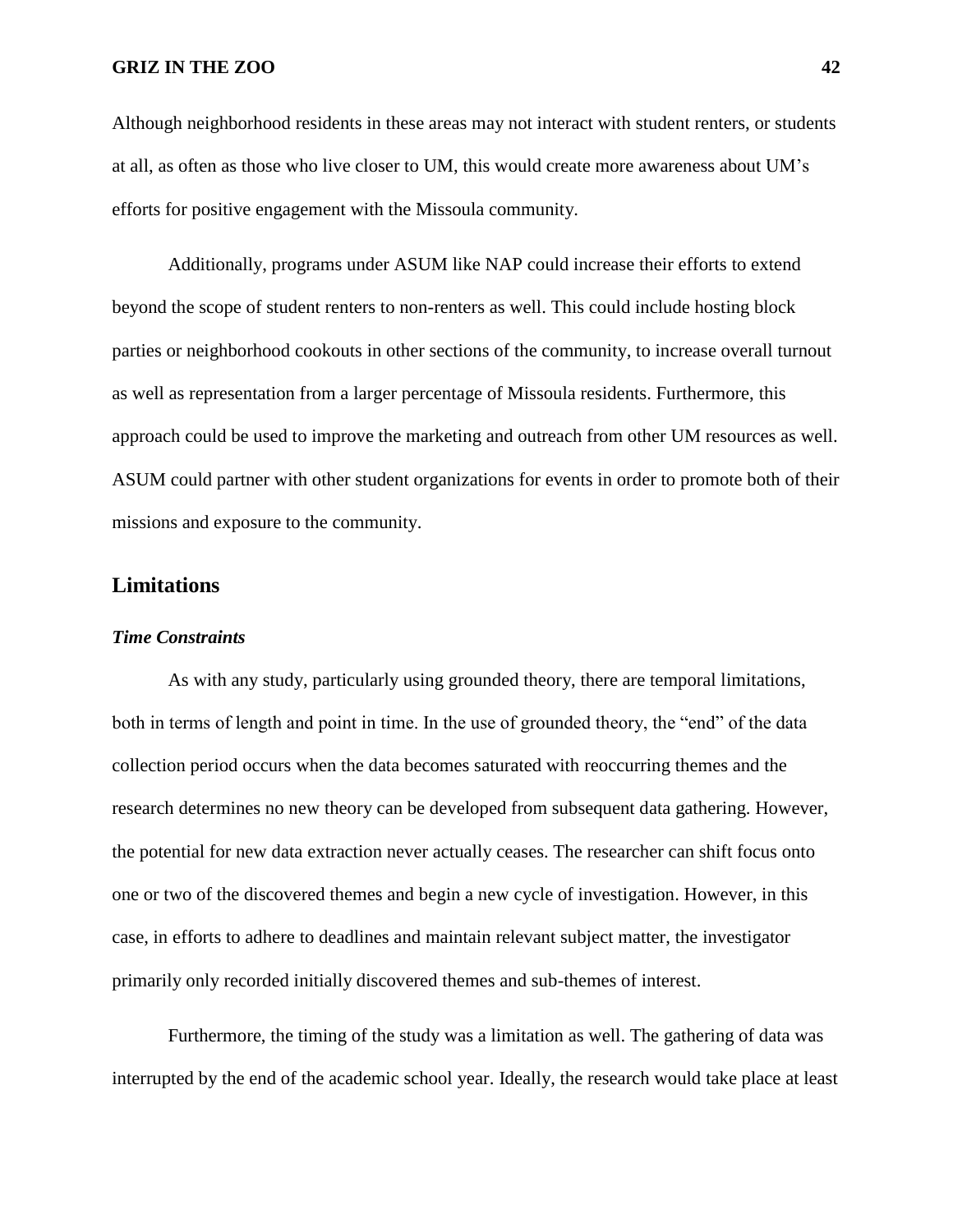Although neighborhood residents in these areas may not interact with student renters, or students at all, as often as those who live closer to UM, this would create more awareness about UM's efforts for positive engagement with the Missoula community.

Additionally, programs under ASUM like NAP could increase their efforts to extend beyond the scope of student renters to non-renters as well. This could include hosting block parties or neighborhood cookouts in other sections of the community, to increase overall turnout as well as representation from a larger percentage of Missoula residents. Furthermore, this approach could be used to improve the marketing and outreach from other UM resources as well. ASUM could partner with other student organizations for events in order to promote both of their missions and exposure to the community.

## Limitations

### *Time Constraints*

As with any study, particularly using grounded theory, there are temporal limitations, both in terms of length and point in time. In the use of grounded theory, the "end" of the data collection period occurs when the data becomes saturated with reoccurring themes and the research determines no new theory can be developed from subsequent data gathering. However, the potential for new data extraction never actually ceases. The researcher can shift focus onto one or two of the discovered themes and begin a new cycle of investigation. However, in this case, in efforts to adhere to deadlines and maintain relevant subject matter, the investigator primarily only recorded initially discovered themes and sub-themes of interest.

Furthermore, the timing of the study was a limitation as well. The gathering of data was interrupted by the end of the academic school year. Ideally, the research would take place at least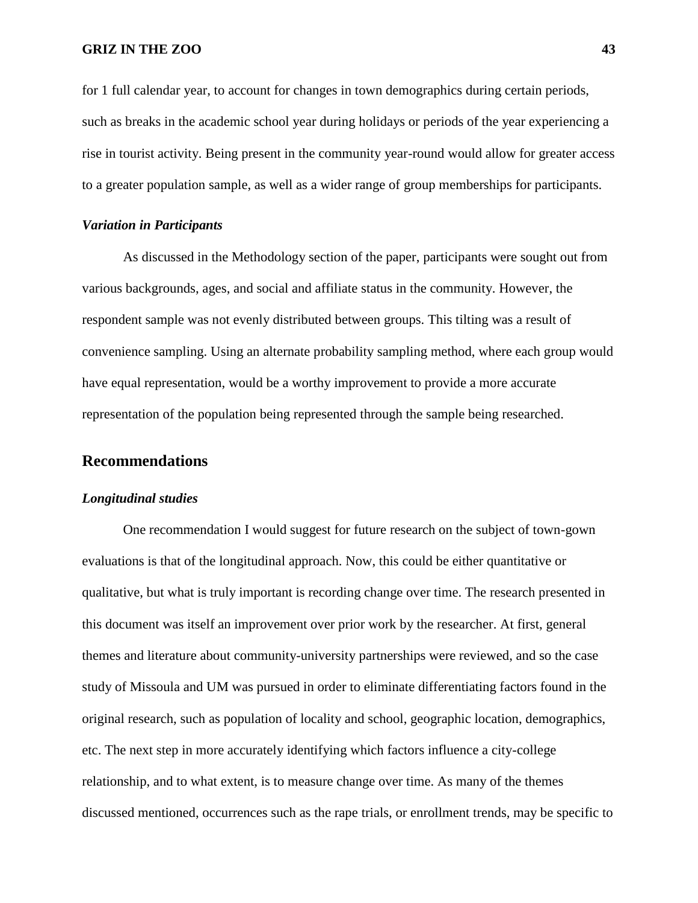for 1 full calendar year, to account for changes in town demographics during certain periods, such as breaks in the academic school year during holidays or periods of the year experiencing a rise in tourist activity. Being present in the community year-round would allow for greater access to a greater population sample, as well as a wider range of group memberships for participants.

### *Variation in Participants*

As discussed in the Methodology section of the paper, participants were sought out from various backgrounds, ages, and social and affiliate status in the community. However, the respondent sample was not evenly distributed between groups. This tilting was a result of convenience sampling. Using an alternate probability sampling method, where each group would have equal representation, would be a worthy improvement to provide a more accurate representation of the population being represented through the sample being researched.

## Recommendations

### *Longitudinal studies*

One recommendation I would suggest for future research on the subject of town-gown evaluations is that of the longitudinal approach. Now, this could be either quantitative or qualitative, but what is truly important is recording change over time. The research presented in this document was itself an improvement over prior work by the researcher. At first, general themes and literature about community-university partnerships were reviewed, and so the case study of Missoula and UM was pursued in order to eliminate differentiating factors found in the original research, such as population of locality and school, geographic location, demographics, etc. The next step in more accurately identifying which factors influence a city-college relationship, and to what extent, is to measure change over time. As many of the themes discussed mentioned, occurrences such as the rape trials, or enrollment trends, may be specific to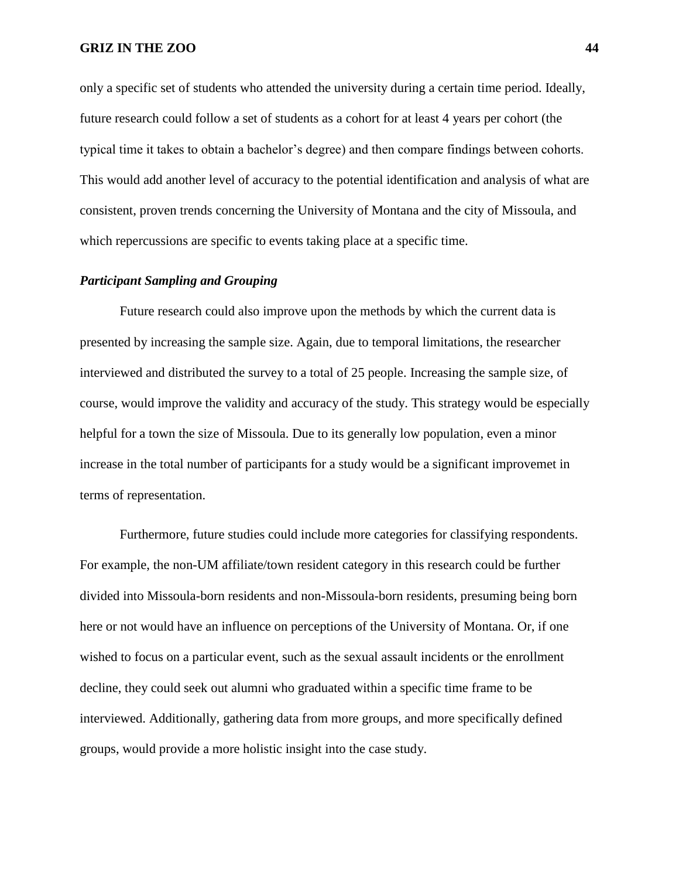only a specific set of students who attended the university during a certain time period. Ideally, future research could follow a set of students as a cohort for at least 4 years per cohort (the typical time it takes to obtain a bachelor's degree) and then compare findings between cohorts. This would add another level of accuracy to the potential identification and analysis of what are consistent, proven trends concerning the University of Montana and the city of Missoula, and which repercussions are specific to events taking place at a specific time.

### *Participant Sampling and Grouping*

Future research could also improve upon the methods by which the current data is presented by increasing the sample size. Again, due to temporal limitations, the researcher interviewed and distributed the survey to a total of 25 people. Increasing the sample size, of course, would improve the validity and accuracy of the study. This strategy would be especially helpful for a town the size of Missoula. Due to its generally low population, even a minor increase in the total number of participants for a study would be a significant improvemet in terms of representation.

Furthermore, future studies could include more categories for classifying respondents. For example, the non-UM affiliate/town resident category in this research could be further divided into Missoula-born residents and non-Missoula-born residents, presuming being born here or not would have an influence on perceptions of the University of Montana. Or, if one wished to focus on a particular event, such as the sexual assault incidents or the enrollment decline, they could seek out alumni who graduated within a specific time frame to be interviewed. Additionally, gathering data from more groups, and more specifically defined groups, would provide a more holistic insight into the case study.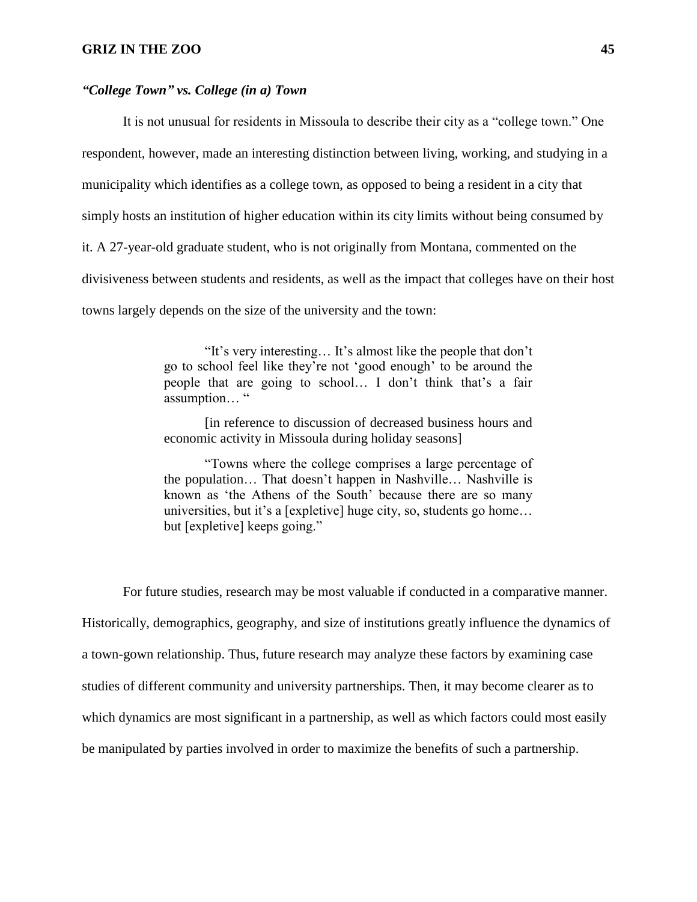### *"College Town" vs. College (in a) Town*

It is not unusual for residents in Missoula to describe their city as a "college town." One respondent, however, made an interesting distinction between living, working, and studying in a municipality which identifies as a college town, as opposed to being a resident in a city that simply hosts an institution of higher education within its city limits without being consumed by it. A 27-year-old graduate student, who is not originally from Montana, commented on the divisiveness between students and residents, as well as the impact that colleges have on their host towns largely depends on the size of the university and the town:

> "It's very interesting… It's almost like the people that don't go to school feel like they're not 'good enough' to be around the people that are going to school… I don't think that's a fair assumption… "
>
> [in reference to discussion of decreased business hours and economic activity in Missoula during holiday seasons]
>
> "Towns where the college comprises a large percentage of the population… That doesn't happen in Nashville… Nashville is known as 'the Athens of the South' because there are so many universities, but it's a [expletive] huge city, so, students go home… but [expletive] keeps going."

For future studies, research may be most valuable if conducted in a comparative manner. Historically, demographics, geography, and size of institutions greatly influence the dynamics of a town-gown relationship. Thus, future research may analyze these factors by examining case studies of different community and university partnerships. Then, it may become clearer as to which dynamics are most significant in a partnership, as well as which factors could most easily be manipulated by parties involved in order to maximize the benefits of such a partnership.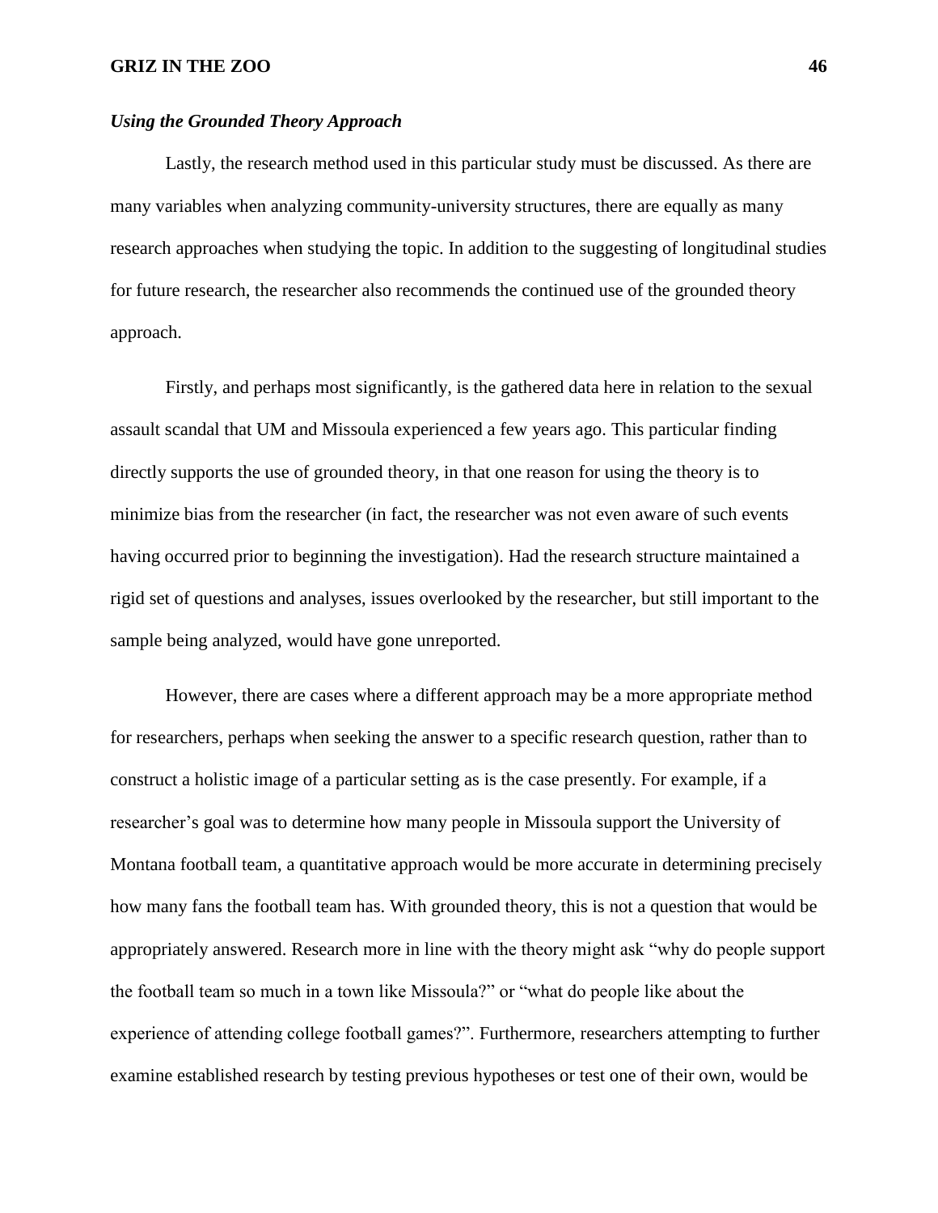### *Using the Grounded Theory Approach*

Lastly, the research method used in this particular study must be discussed. As there are many variables when analyzing community-university structures, there are equally as many research approaches when studying the topic. In addition to the suggesting of longitudinal studies for future research, the researcher also recommends the continued use of the grounded theory approach.

Firstly, and perhaps most significantly, is the gathered data here in relation to the sexual assault scandal that UM and Missoula experienced a few years ago. This particular finding directly supports the use of grounded theory, in that one reason for using the theory is to minimize bias from the researcher (in fact, the researcher was not even aware of such events having occurred prior to beginning the investigation). Had the research structure maintained a rigid set of questions and analyses, issues overlooked by the researcher, but still important to the sample being analyzed, would have gone unreported.

However, there are cases where a different approach may be a more appropriate method for researchers, perhaps when seeking the answer to a specific research question, rather than to construct a holistic image of a particular setting as is the case presently. For example, if a researcher's goal was to determine how many people in Missoula support the University of Montana football team, a quantitative approach would be more accurate in determining precisely how many fans the football team has. With grounded theory, this is not a question that would be appropriately answered. Research more in line with the theory might ask "why do people support the football team so much in a town like Missoula?" or "what do people like about the experience of attending college football games?". Furthermore, researchers attempting to further examine established research by testing previous hypotheses or test one of their own, would be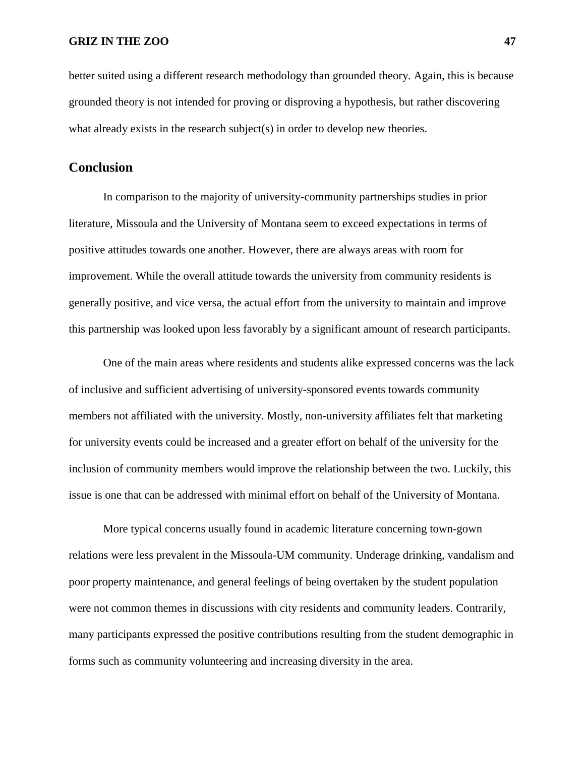better suited using a different research methodology than grounded theory. Again, this is because grounded theory is not intended for proving or disproving a hypothesis, but rather discovering what already exists in the research subject(s) in order to develop new theories.

## Conclusion

In comparison to the majority of university-community partnerships studies in prior literature, Missoula and the University of Montana seem to exceed expectations in terms of positive attitudes towards one another. However, there are always areas with room for improvement. While the overall attitude towards the university from community residents is generally positive, and vice versa, the actual effort from the university to maintain and improve this partnership was looked upon less favorably by a significant amount of research participants.

One of the main areas where residents and students alike expressed concerns was the lack of inclusive and sufficient advertising of university-sponsored events towards community members not affiliated with the university. Mostly, non-university affiliates felt that marketing for university events could be increased and a greater effort on behalf of the university for the inclusion of community members would improve the relationship between the two. Luckily, this issue is one that can be addressed with minimal effort on behalf of the University of Montana.

More typical concerns usually found in academic literature concerning town-gown relations were less prevalent in the Missoula-UM community. Underage drinking, vandalism and poor property maintenance, and general feelings of being overtaken by the student population were not common themes in discussions with city residents and community leaders. Contrarily, many participants expressed the positive contributions resulting from the student demographic in forms such as community volunteering and increasing diversity in the area.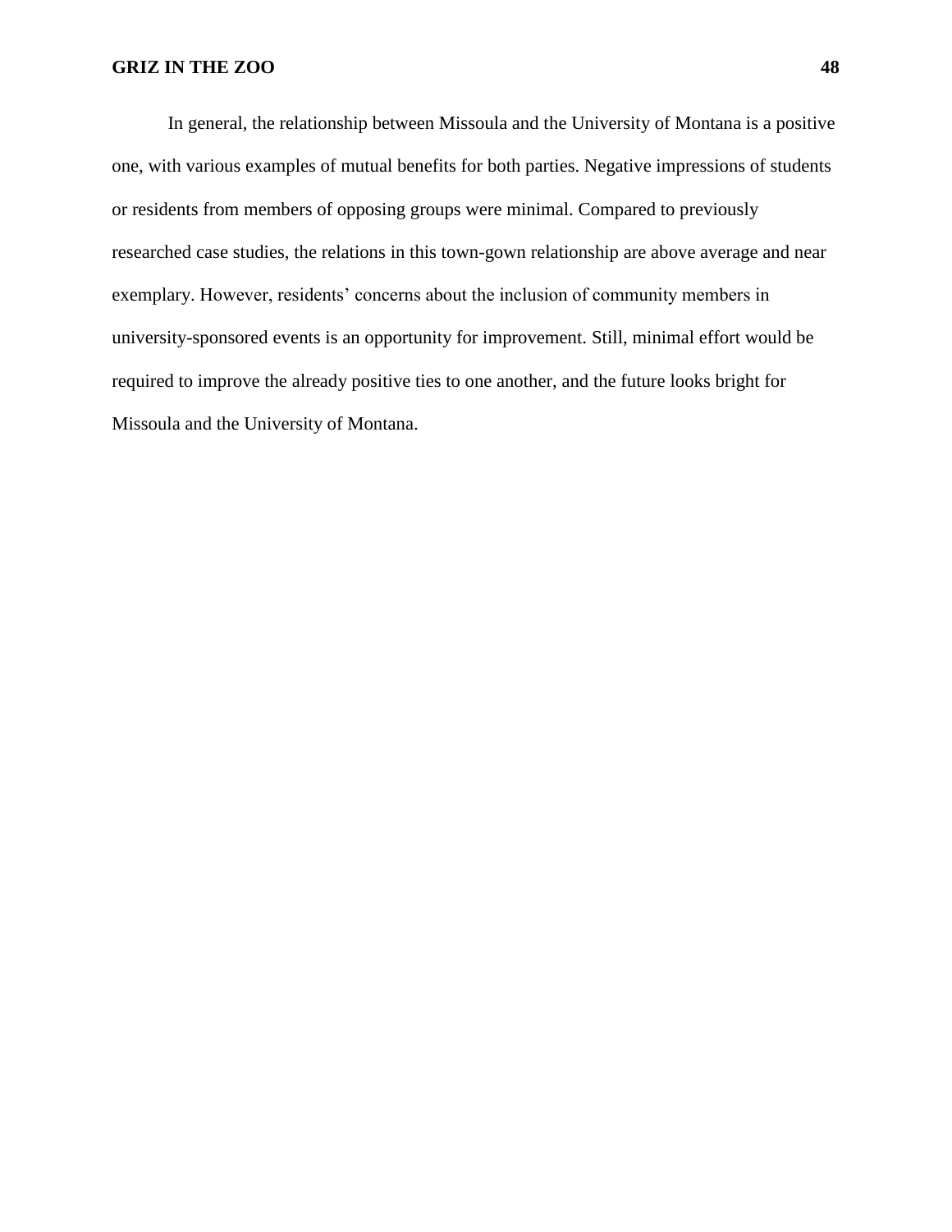In general, the relationship between Missoula and the University of Montana is a positive one, with various examples of mutual benefits for both parties. Negative impressions of students or residents from members of opposing groups were minimal. Compared to previously researched case studies, the relations in this town-gown relationship are above average and near exemplary. However, residents' concerns about the inclusion of community members in university-sponsored events is an opportunity for improvement. Still, minimal effort would be required to improve the already positive ties to one another, and the future looks bright for Missoula and the University of Montana.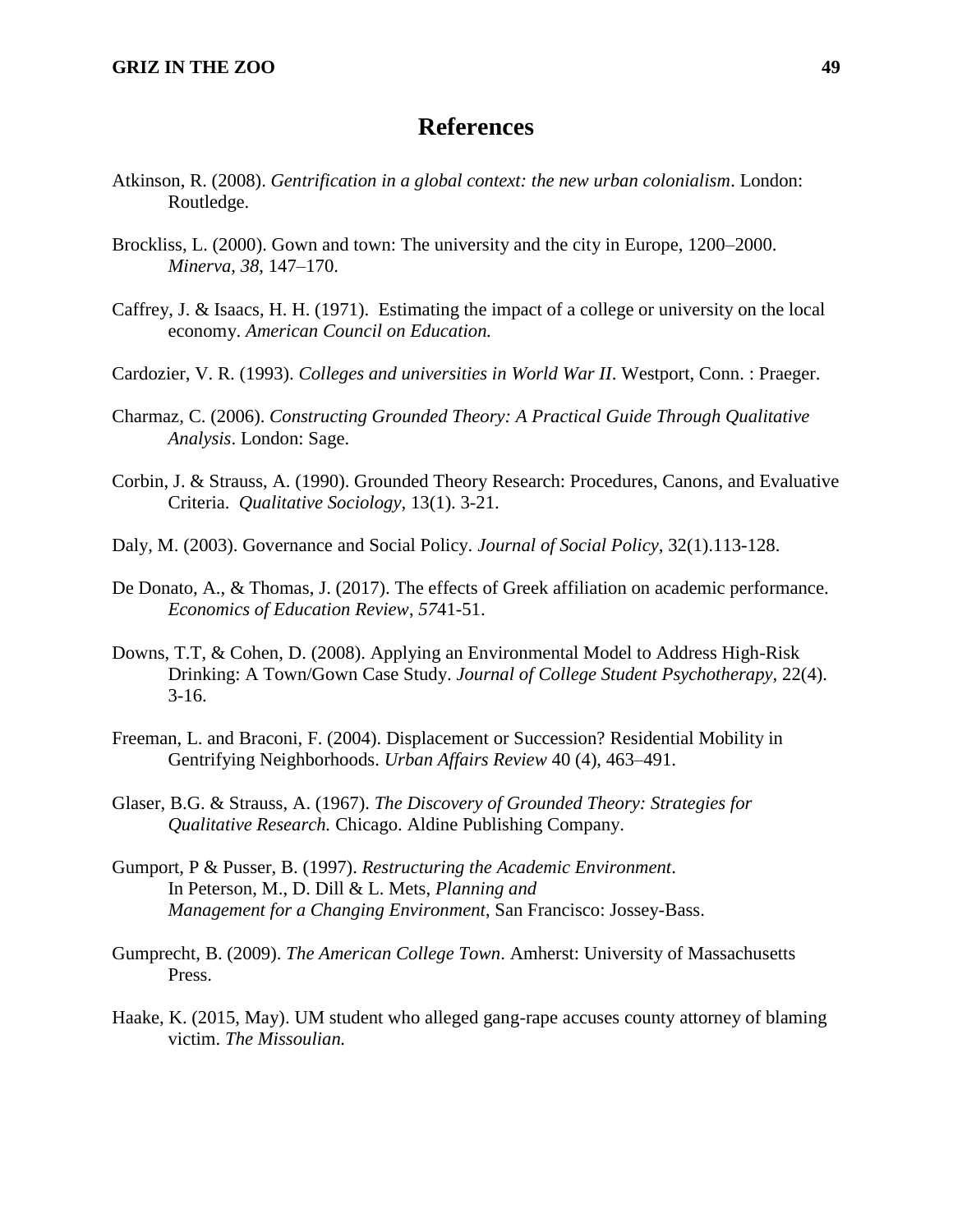# References

Atkinson, R. (2008). *Gentrification in a global context: the new urban colonialism*. London: Routledge.

Brockliss, L. (2000). Gown and town: The university and the city in Europe, 1200–2000. *Minerva*, *38*, 147–170.

Caffrey, J. & Isaacs, H. H. (1971). Estimating the impact of a college or university on the local economy. *American Council on Education.*

Cardozier, V. R. (1993). *Colleges and universities in World War II*. Westport, Conn. : Praeger.

Charmaz, C. (2006). *Constructing Grounded Theory: A Practical Guide Through Qualitative Analysis*. London: Sage.

Corbin, J. & Strauss, A. (1990). Grounded Theory Research: Procedures, Canons, and Evaluative Criteria. *Qualitative Sociology*, 13(1). 3-21.

Daly, M. (2003). Governance and Social Policy. *Journal of Social Policy*, 32(1).113-128.

De Donato, A., & Thomas, J. (2017). The effects of Greek affiliation on academic performance. *Economics of Education Review*, *57*41-51.

Downs, T.T, & Cohen, D. (2008). Applying an Environmental Model to Address High-Risk Drinking: A Town/Gown Case Study. *Journal of College Student Psychotherapy*, 22(4). 3-16.

Freeman, L. and Braconi, F. (2004). Displacement or Succession? Residential Mobility in Gentrifying Neighborhoods. *Urban Affairs Review* 40 (4), 463–491.

Glaser, B.G. & Strauss, A. (1967). *The Discovery of Grounded Theory: Strategies for Qualitative Research.* Chicago. Aldine Publishing Company.

Gumport, P & Pusser, B. (1997). *Restructuring the Academic Environment*. In Peterson, M., D. Dill & L. Mets, *Planning and Management for a Changing Environment*, San Francisco: Jossey-Bass.

Gumprecht, B. (2009). *The American College Town*. Amherst: University of Massachusetts Press.

Haake, K. (2015, May). UM student who alleged gang-rape accuses county attorney of blaming victim. *The Missoulian.*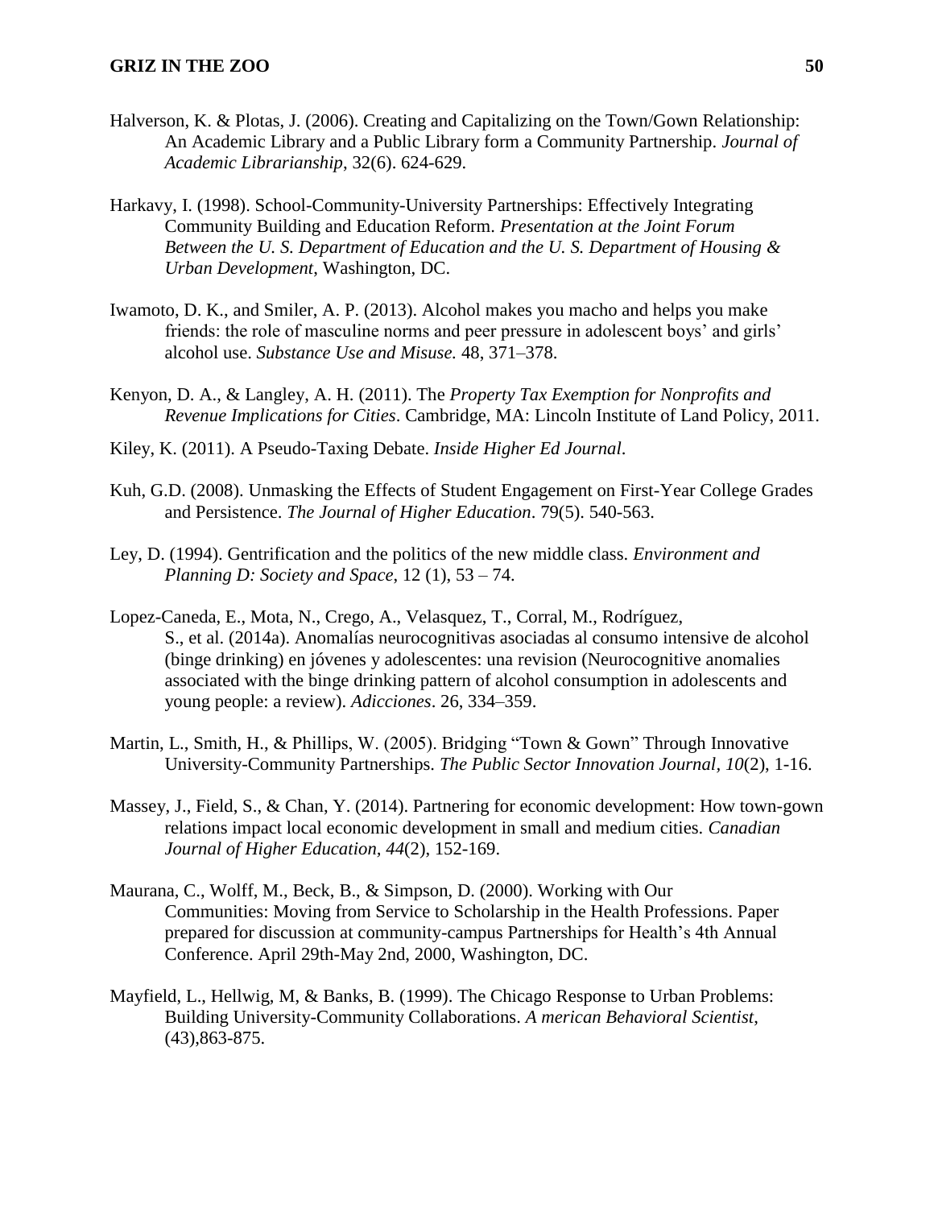Halverson, K. & Plotas, J. (2006). Creating and Capitalizing on the Town/Gown Relationship: An Academic Library and a Public Library form a Community Partnership. *Journal of Academic Librarianship*, 32(6). 624-629.

Harkavy, I. (1998). School-Community-University Partnerships: Effectively Integrating Community Building and Education Reform. *Presentation at the Joint Forum Between the U. S. Department of Education and the U. S. Department of Housing & Urban Development*, Washington, DC.

Iwamoto, D. K., and Smiler, A. P. (2013). Alcohol makes you macho and helps you make friends: the role of masculine norms and peer pressure in adolescent boys' and girls' alcohol use. *Substance Use and Misuse.* 48, 371–378.

Kenyon, D. A., & Langley, A. H. (2011). The *Property Tax Exemption for Nonprofits and Revenue Implications for Cities*. Cambridge, MA: Lincoln Institute of Land Policy, 2011.

Kiley, K. (2011). A Pseudo-Taxing Debate. *Inside Higher Ed Journal*.

Kuh, G.D. (2008). Unmasking the Effects of Student Engagement on First-Year College Grades and Persistence. *The Journal of Higher Education*. 79(5). 540-563.

Ley, D. (1994). Gentrification and the politics of the new middle class. *Environment and Planning D: Society and Space*, 12 (1), 53 – 74.

Lopez-Caneda, E., Mota, N., Crego, A., Velasquez, T., Corral, M., Rodríguez, S., et al. (2014a). Anomalías neurocognitivas asociadas al consumo intensive de alcohol (binge drinking) en jóvenes y adolescentes: una revision (Neurocognitive anomalies associated with the binge drinking pattern of alcohol consumption in adolescents and young people: a review). *Adicciones*. 26, 334–359.

Martin, L., Smith, H., & Phillips, W. (2005). Bridging "Town & Gown" Through Innovative University-Community Partnerships. *The Public Sector Innovation Journal*, *10*(2), 1-16.

Massey, J., Field, S., & Chan, Y. (2014). Partnering for economic development: How town-gown relations impact local economic development in small and medium cities. *Canadian Journal of Higher Education*, *44*(2), 152-169.

Maurana, C., Wolff, M., Beck, B., & Simpson, D. (2000). Working with Our Communities: Moving from Service to Scholarship in the Health Professions. Paper prepared for discussion at community-campus Partnerships for Health's 4th Annual Conference. April 29th-May 2nd, 2000, Washington, DC.

Mayfield, L., Hellwig, M, & Banks, B. (1999). The Chicago Response to Urban Problems: Building University-Community Collaborations. *A merican Behavioral Scientist*, (43),863-875.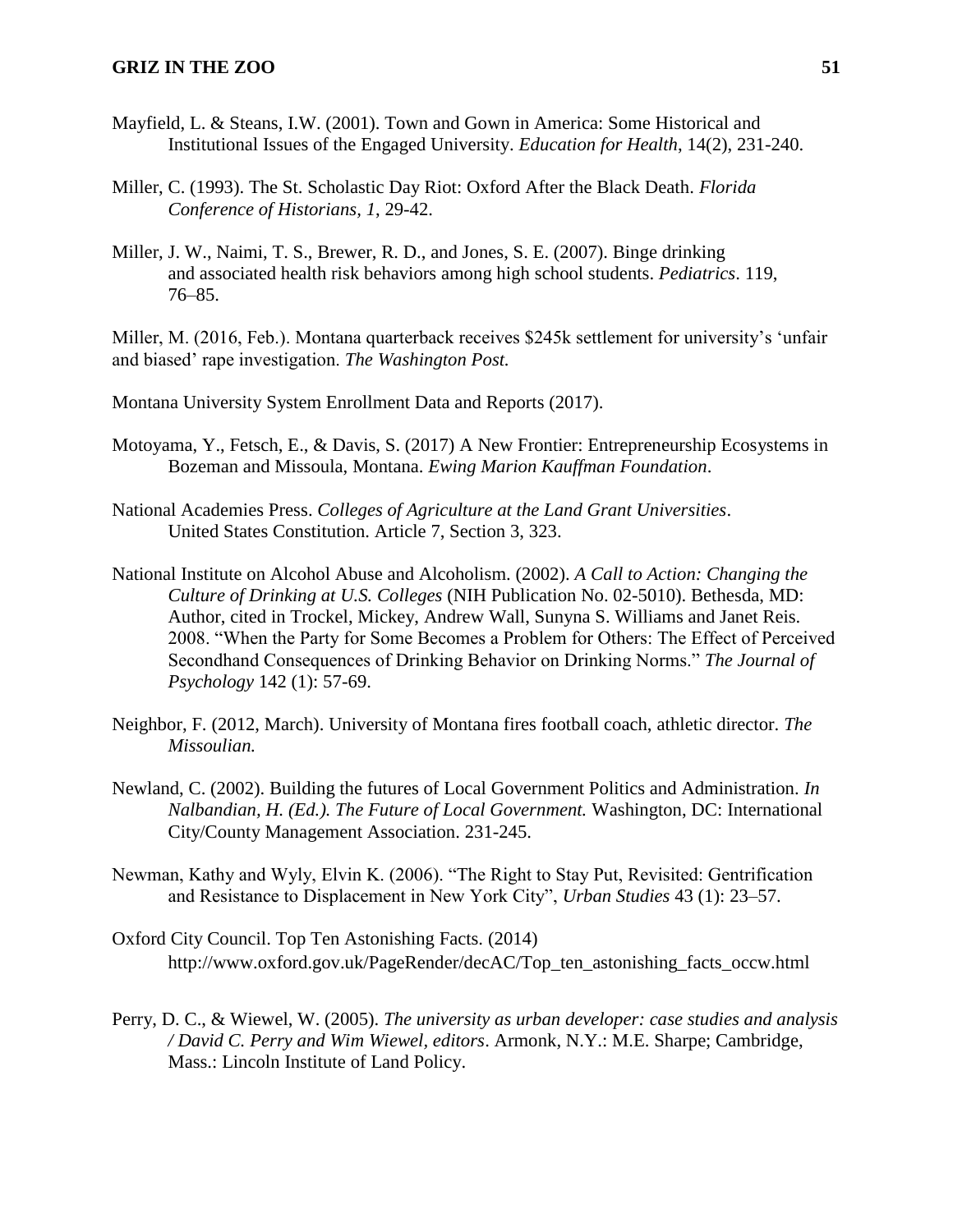Mayfield, L. & Steans, I.W. (2001). Town and Gown in America: Some Historical and Institutional Issues of the Engaged University. *Education for Health*, 14(2), 231-240.

Miller, C. (1993). The St. Scholastic Day Riot: Oxford After the Black Death. *Florida Conference of Historians, 1*, 29-42.

Miller, J. W., Naimi, T. S., Brewer, R. D., and Jones, S. E. (2007). Binge drinking and associated health risk behaviors among high school students. *Pediatrics*. 119, 76–85.

Miller, M. (2016, Feb.). Montana quarterback receives $245k settlement for university's 'unfair and biased' rape investigation. *The Washington Post.*

Montana University System Enrollment Data and Reports (2017).

Motoyama, Y., Fetsch, E., & Davis, S. (2017) A New Frontier: Entrepreneurship Ecosystems in Bozeman and Missoula, Montana. *Ewing Marion Kauffman Foundation*.

National Academies Press. *Colleges of Agriculture at the Land Grant Universities*. United States Constitution. Article 7, Section 3, 323.

National Institute on Alcohol Abuse and Alcoholism. (2002). *A Call to Action: Changing the Culture of Drinking at U.S. Colleges* (NIH Publication No. 02-5010). Bethesda, MD: Author, cited in Trockel, Mickey, Andrew Wall, Sunyna S. Williams and Janet Reis. 2008. "When the Party for Some Becomes a Problem for Others: The Effect of Perceived Secondhand Consequences of Drinking Behavior on Drinking Norms." *The Journal of Psychology* 142 (1): 57-69.

Neighbor, F. (2012, March). University of Montana fires football coach, athletic director. *The Missoulian.*

Newland, C. (2002). Building the futures of Local Government Politics and Administration. *In Nalbandian, H. (Ed.). The Future of Local Government.* Washington, DC: International City/County Management Association. 231-245.

Newman, Kathy and Wyly, Elvin K. (2006). "The Right to Stay Put, Revisited: Gentrification and Resistance to Displacement in New York City", *Urban Studies* 43 (1): 23–57.

Oxford City Council. Top Ten Astonishing Facts. (2014) http://www.oxford.gov.uk/PageRender/decAC/Top_ten_astonishing_facts_occw.html

Perry, D. C., & Wiewel, W. (2005). *The university as urban developer: case studies and analysis / David C. Perry and Wim Wiewel, editors*. Armonk, N.Y.: M.E. Sharpe; Cambridge, Mass.: Lincoln Institute of Land Policy.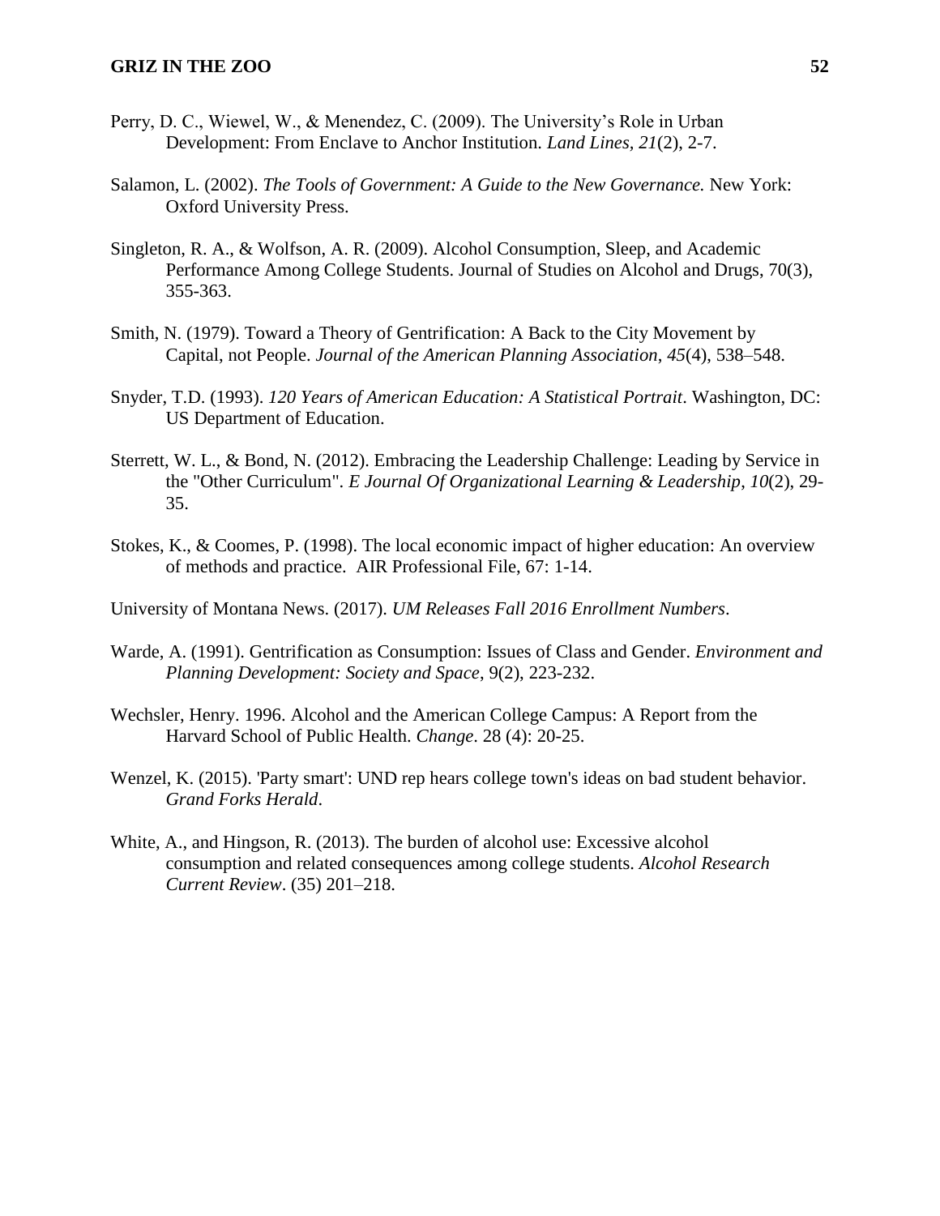Perry, D. C., Wiewel, W., & Menendez, C. (2009). The University's Role in Urban Development: From Enclave to Anchor Institution. *Land Lines, 21*(2), 2-7.

Salamon, L. (2002). *The Tools of Government: A Guide to the New Governance.* New York: Oxford University Press.

Singleton, R. A., & Wolfson, A. R. (2009). Alcohol Consumption, Sleep, and Academic Performance Among College Students. Journal of Studies on Alcohol and Drugs, 70(3), 355-363.

Smith, N. (1979). Toward a Theory of Gentrification: A Back to the City Movement by Capital, not People. *Journal of the American Planning Association*, *45*(4), 538–548.

Snyder, T.D. (1993). *120 Years of American Education: A Statistical Portrait*. Washington, DC: US Department of Education.

Sterrett, W. L., & Bond, N. (2012). Embracing the Leadership Challenge: Leading by Service in the "Other Curriculum". *E Journal Of Organizational Learning & Leadership*, *10*(2), 29-35.

Stokes, K., & Coomes, P. (1998). The local economic impact of higher education: An overview of methods and practice. AIR Professional File, 67: 1-14.

University of Montana News. (2017). *UM Releases Fall 2016 Enrollment Numbers*.

Warde, A. (1991). Gentrification as Consumption: Issues of Class and Gender. *Environment and Planning Development: Society and Space*, 9(2), 223-232.

Wechsler, Henry. 1996. Alcohol and the American College Campus: A Report from the Harvard School of Public Health. *Change*. 28 (4): 20-25.

Wenzel, K. (2015). 'Party smart': UND rep hears college town's ideas on bad student behavior. *Grand Forks Herald*.

White, A., and Hingson, R. (2013). The burden of alcohol use: Excessive alcohol consumption and related consequences among college students. *Alcohol Research Current Review*. (35) 201–218.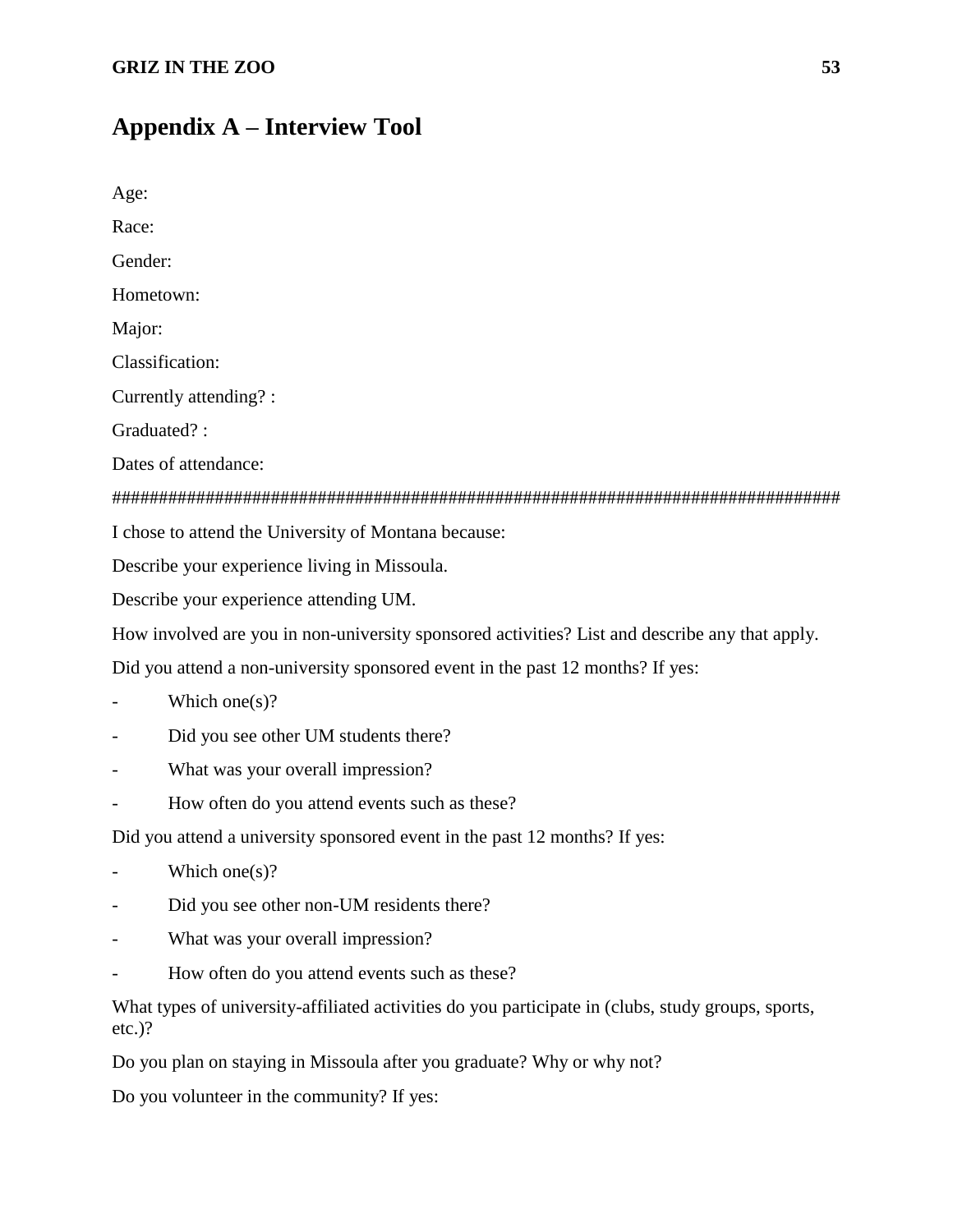# Appendix A – Interview Tool

Age:

Race:

Gender:

Hometown:

Major:

Classification:

Currently attending? :

Graduated? :

Dates of attendance:

################################################################################

I chose to attend the University of Montana because:

Describe your experience living in Missoula.

Describe your experience attending UM.

How involved are you in non-university sponsored activities? List and describe any that apply.

Did you attend a non-university sponsored event in the past 12 months? If yes:

- Which one(s)?
- Did you see other UM students there?
- What was your overall impression?
- How often do you attend events such as these?

Did you attend a university sponsored event in the past 12 months? If yes:

- Which one(s)?
- Did you see other non-UM residents there?
- What was your overall impression?
- How often do you attend events such as these?

What types of university-affiliated activities do you participate in (clubs, study groups, sports, etc.)?

Do you plan on staying in Missoula after you graduate? Why or why not?

Do you volunteer in the community? If yes: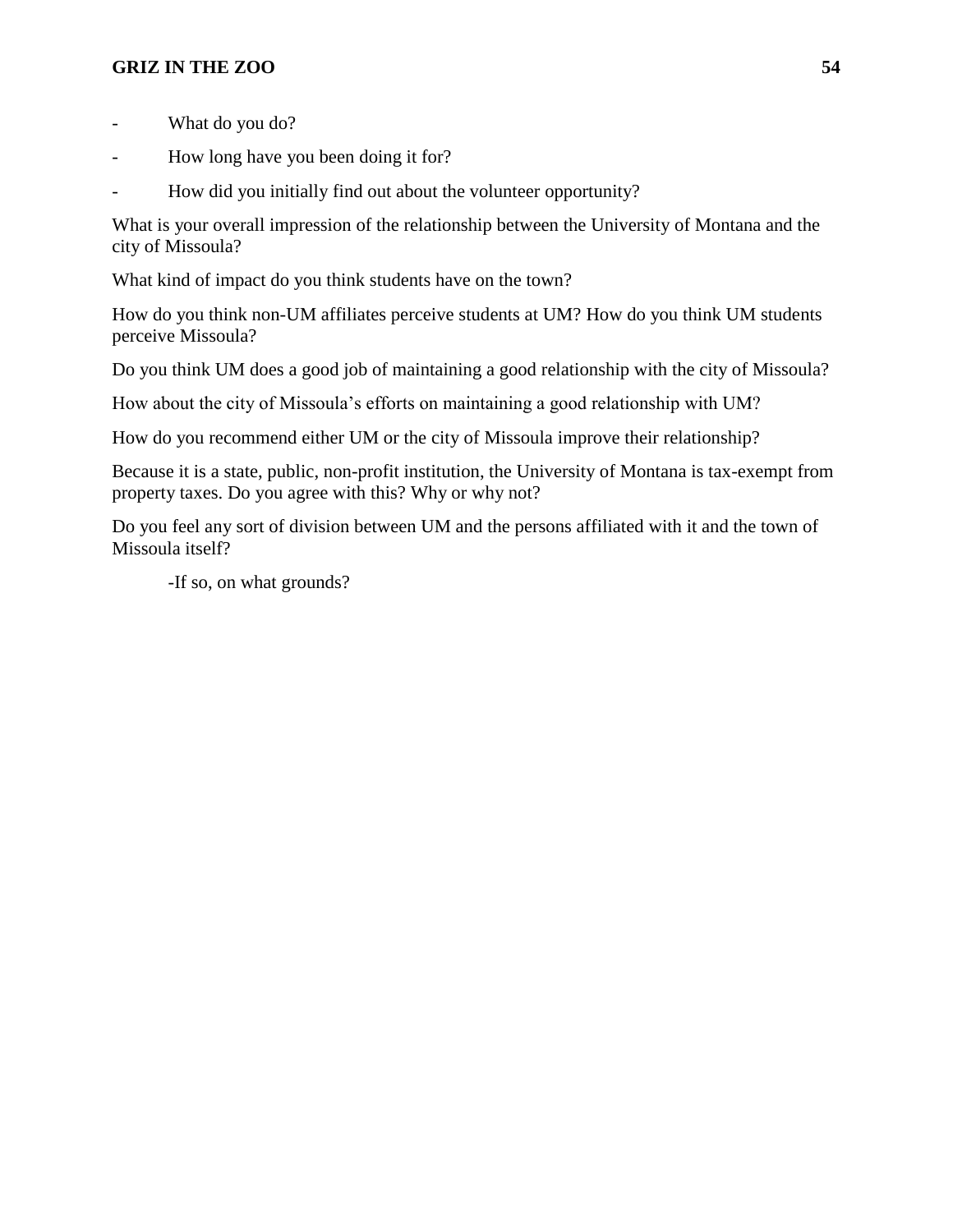- What do you do?
- How long have you been doing it for?
- How did you initially find out about the volunteer opportunity?

What is your overall impression of the relationship between the University of Montana and the city of Missoula?

What kind of impact do you think students have on the town?

How do you think non-UM affiliates perceive students at UM? How do you think UM students perceive Missoula?

Do you think UM does a good job of maintaining a good relationship with the city of Missoula?

How about the city of Missoula's efforts on maintaining a good relationship with UM?

How do you recommend either UM or the city of Missoula improve their relationship?

Because it is a state, public, non-profit institution, the University of Montana is tax-exempt from property taxes. Do you agree with this? Why or why not?

Do you feel any sort of division between UM and the persons affiliated with it and the town of Missoula itself?

   -If so, on what grounds?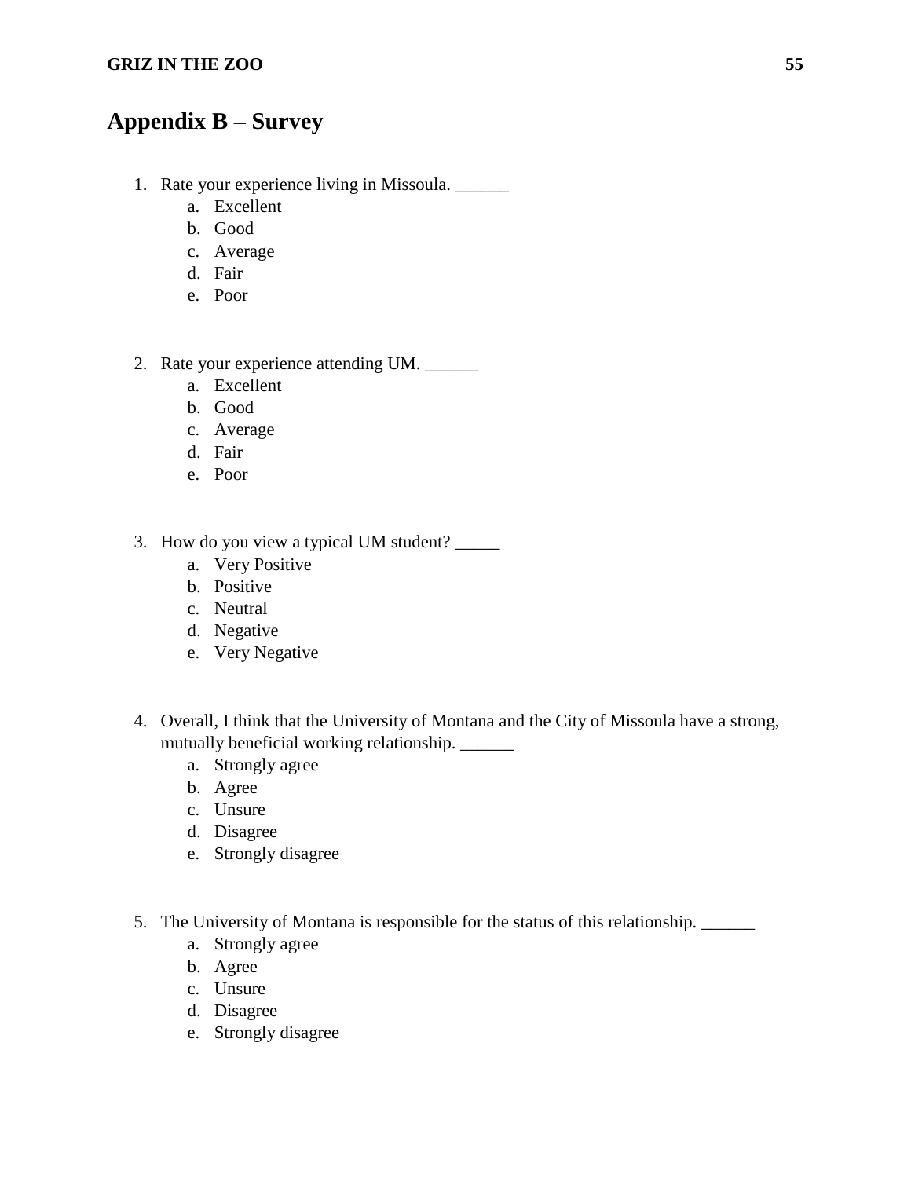# Appendix B – Survey

1. Rate your experience living in Missoula. ______
    a. Excellent
    b. Good
    c. Average
    d. Fair
    e. Poor

2. Rate your experience attending UM. ______
    a. Excellent
    b. Good
    c. Average
    d. Fair
    e. Poor

3. How do you view a typical UM student? _____
    a. Very Positive
    b. Positive
    c. Neutral
    d. Negative
    e. Very Negative

4. Overall, I think that the University of Montana and the City of Missoula have a strong, mutually beneficial working relationship. ______
    a. Strongly agree
    b. Agree
    c. Unsure
    d. Disagree
    e. Strongly disagree

5. The University of Montana is responsible for the status of this relationship. ______
    a. Strongly agree
    b. Agree
    c. Unsure
    d. Disagree
    e. Strongly disagree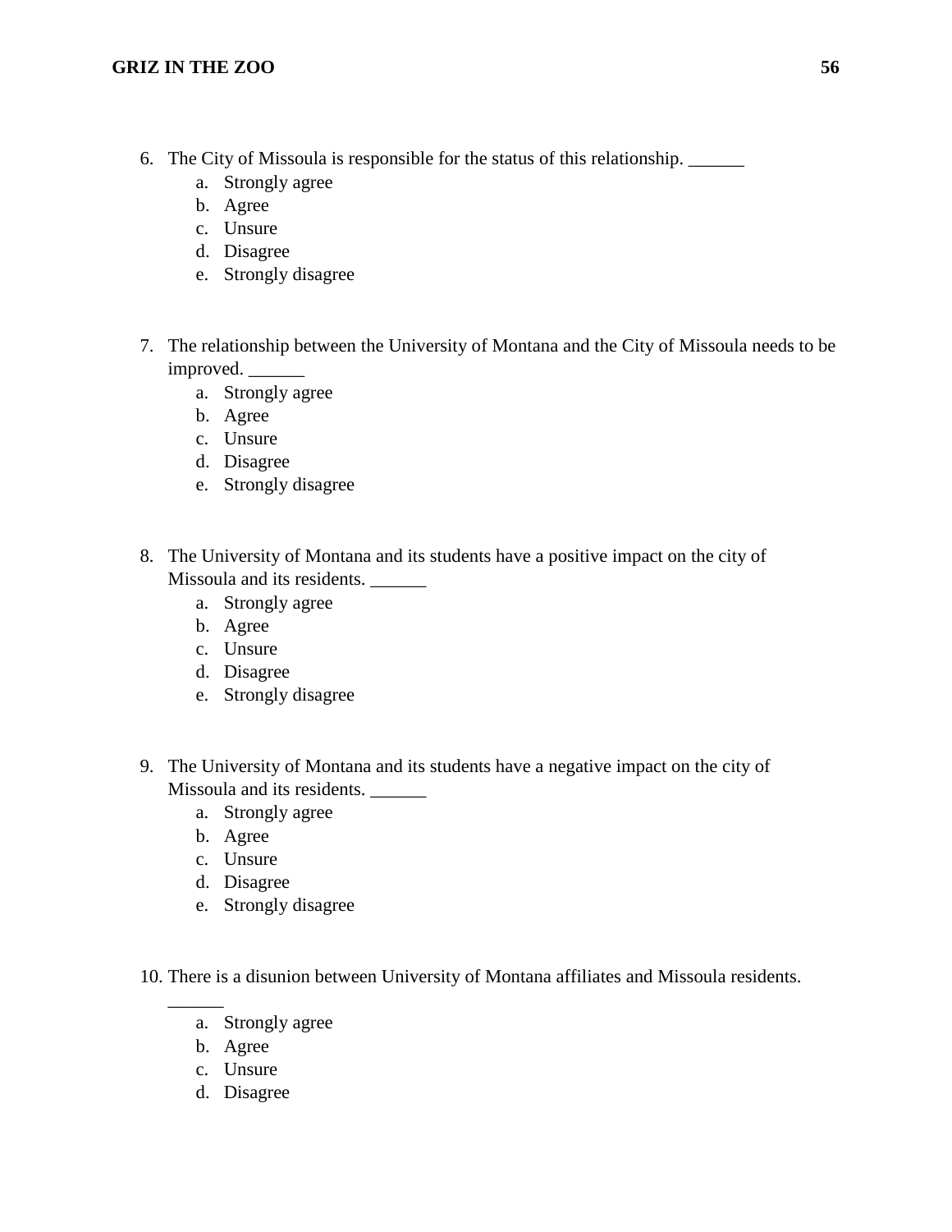6. The City of Missoula is responsible for the status of this relationship. ______
    a. Strongly agree
    b. Agree
    c. Unsure
    d. Disagree
    e. Strongly disagree

7. The relationship between the University of Montana and the City of Missoula needs to be improved. ______
    a. Strongly agree
    b. Agree
    c. Unsure
    d. Disagree
    e. Strongly disagree

8. The University of Montana and its students have a positive impact on the city of Missoula and its residents. ______
    a. Strongly agree
    b. Agree
    c. Unsure
    d. Disagree
    e. Strongly disagree

9. The University of Montana and its students have a negative impact on the city of Missoula and its residents. ______
    a. Strongly agree
    b. Agree
    c. Unsure
    d. Disagree
    e. Strongly disagree

10. There is a disunion between University of Montana affiliates and Missoula residents. ______
    a. Strongly agree
    b. Agree
    c. Unsure
    d. Disagree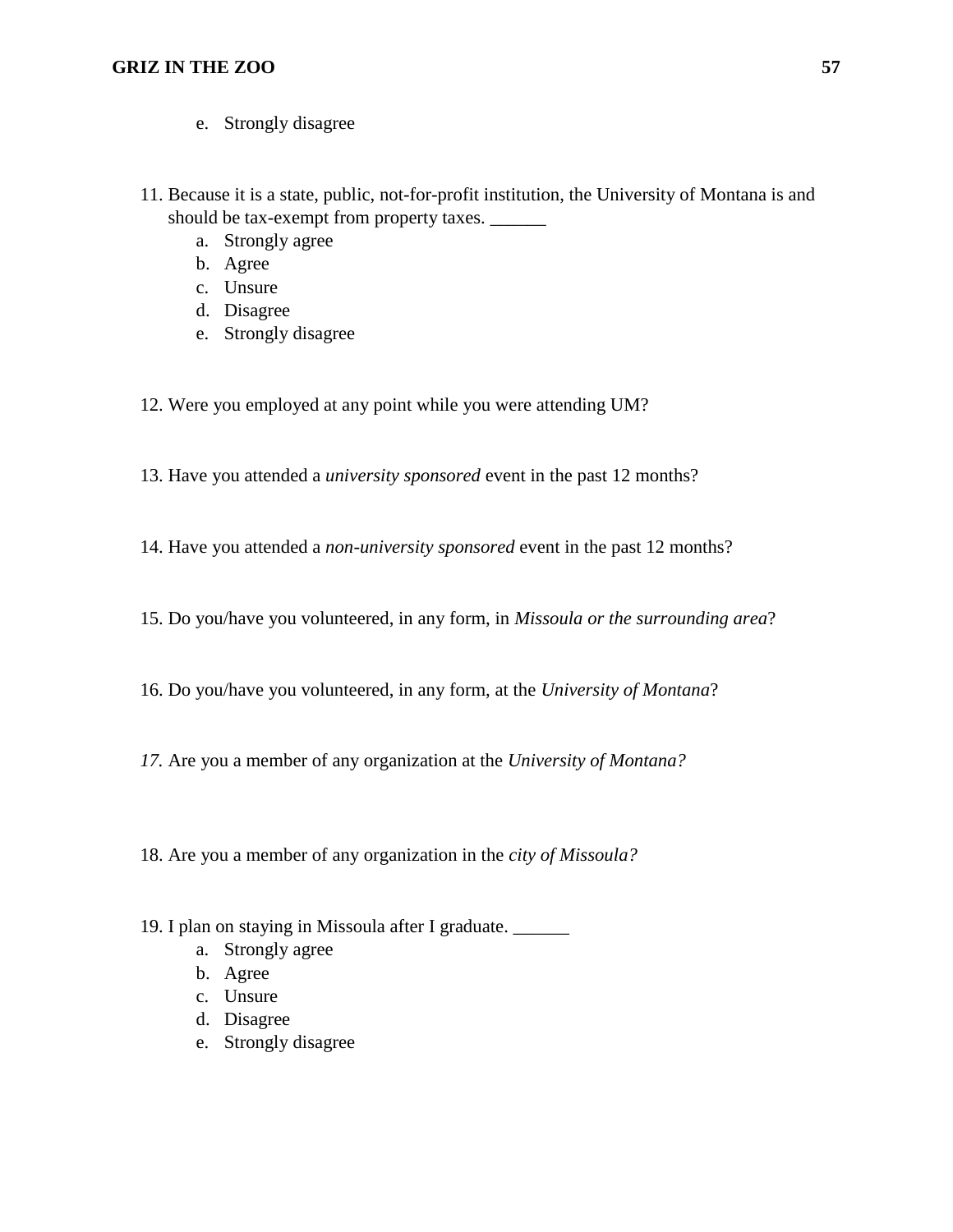e. Strongly disagree

11. Because it is a state, public, not-for-profit institution, the University of Montana is and should be tax-exempt from property taxes. ______
    a. Strongly agree
    b. Agree
    c. Unsure
    d. Disagree
    e. Strongly disagree

12. Were you employed at any point while you were attending UM?

13. Have you attended a *university sponsored* event in the past 12 months?

14. Have you attended a *non-university sponsored* event in the past 12 months?

15. Do you/have you volunteered, in any form, in *Missoula or the surrounding area*?

16. Do you/have you volunteered, in any form, at the *University of Montana*?

17. Are you a member of any organization at the *University of Montana?*

18. Are you a member of any organization in the *city of Missoula?*

19. I plan on staying in Missoula after I graduate. ______
    a. Strongly agree
    b. Agree
    c. Unsure
    d. Disagree
    e. Strongly disagree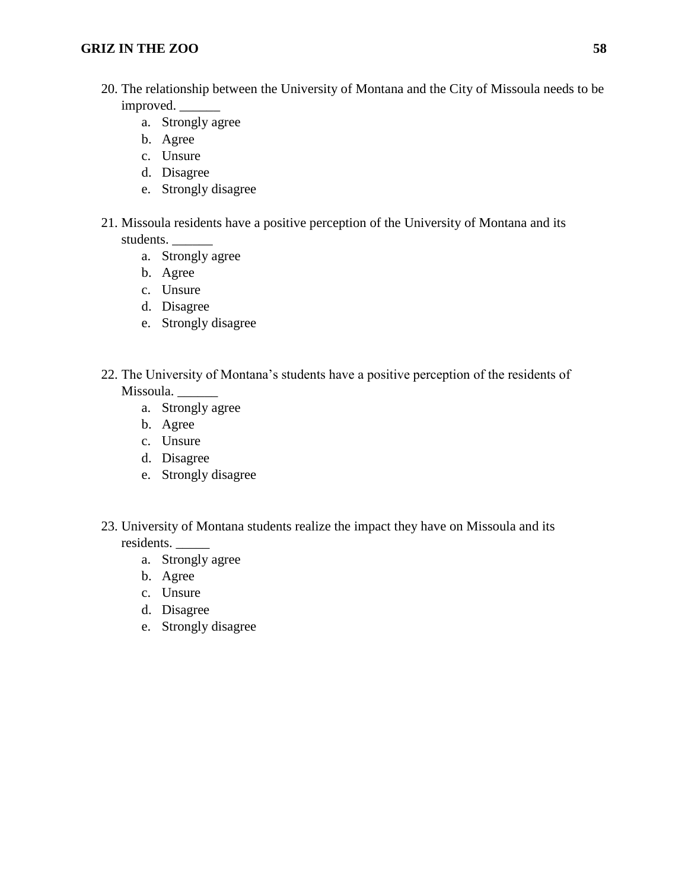20. The relationship between the University of Montana and the City of Missoula needs to be improved. ______
    a. Strongly agree
    b. Agree
    c. Unsure
    d. Disagree
    e. Strongly disagree

21. Missoula residents have a positive perception of the University of Montana and its students. ______
    a. Strongly agree
    b. Agree
    c. Unsure
    d. Disagree
    e. Strongly disagree

22. The University of Montana's students have a positive perception of the residents of Missoula. ______
    a. Strongly agree
    b. Agree
    c. Unsure
    d. Disagree
    e. Strongly disagree

23. University of Montana students realize the impact they have on Missoula and its residents. _____
    a. Strongly agree
    b. Agree
    c. Unsure
    d. Disagree
    e. Strongly disagree